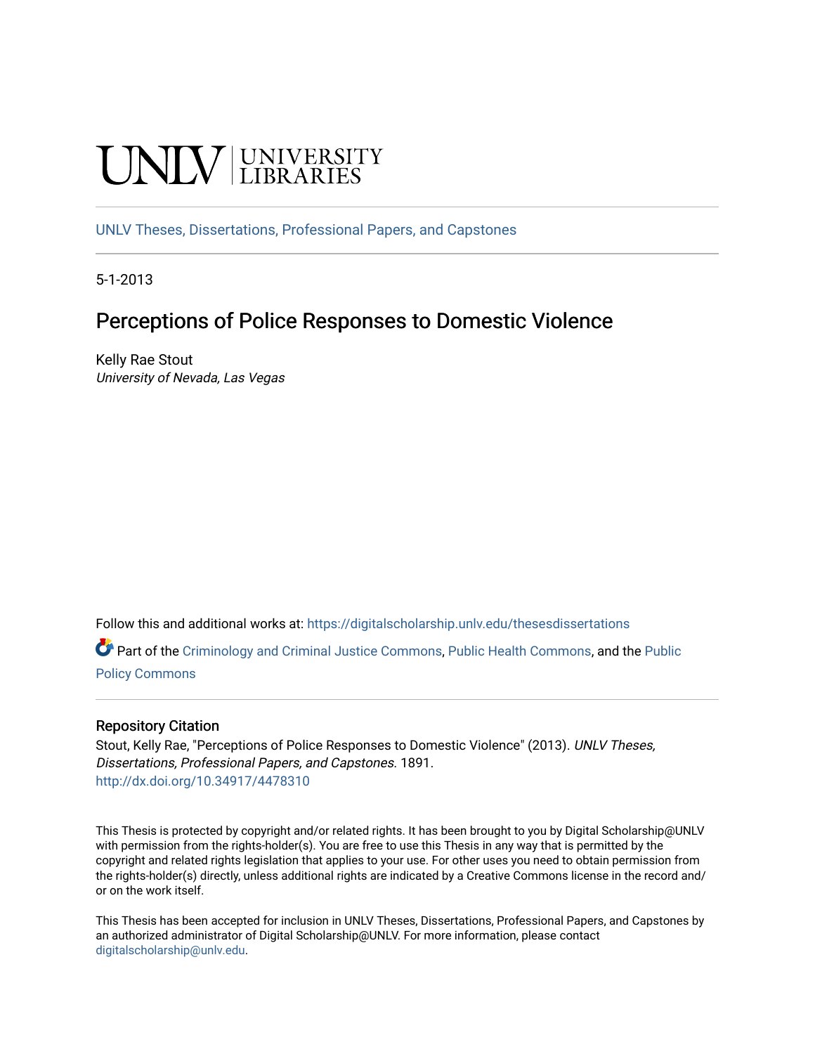UNLV | UNIVERSITY LIBRARIES

UNLV Theses, Dissertations, Professional Papers, and Capstones

5-1-2013

# Perceptions of Police Responses to Domestic Violence

Kelly Rae Stout
*University of Nevada, Las Vegas*

Follow this and additional works at: https://digitalscholarship.unlv.edu/thesesdissertations

Part of the Criminology and Criminal Justice Commons, Public Health Commons, and the Public Policy Commons

## Repository Citation

Stout, Kelly Rae, "Perceptions of Police Responses to Domestic Violence" (2013). *UNLV Theses, Dissertations, Professional Papers, and Capstones*. 1891.
http://dx.doi.org/10.34917/4478310

This Thesis is protected by copyright and/or related rights. It has been brought to you by Digital Scholarship@UNLV with permission from the rights-holder(s). You are free to use this Thesis in any way that is permitted by the copyright and related rights legislation that applies to your use. For other uses you need to obtain permission from the rights-holder(s) directly, unless additional rights are indicated by a Creative Commons license in the record and/or on the work itself.

This Thesis has been accepted for inclusion in UNLV Theses, Dissertations, Professional Papers, and Capstones by an authorized administrator of Digital Scholarship@UNLV. For more information, please contact digitalscholarship@unlv.edu.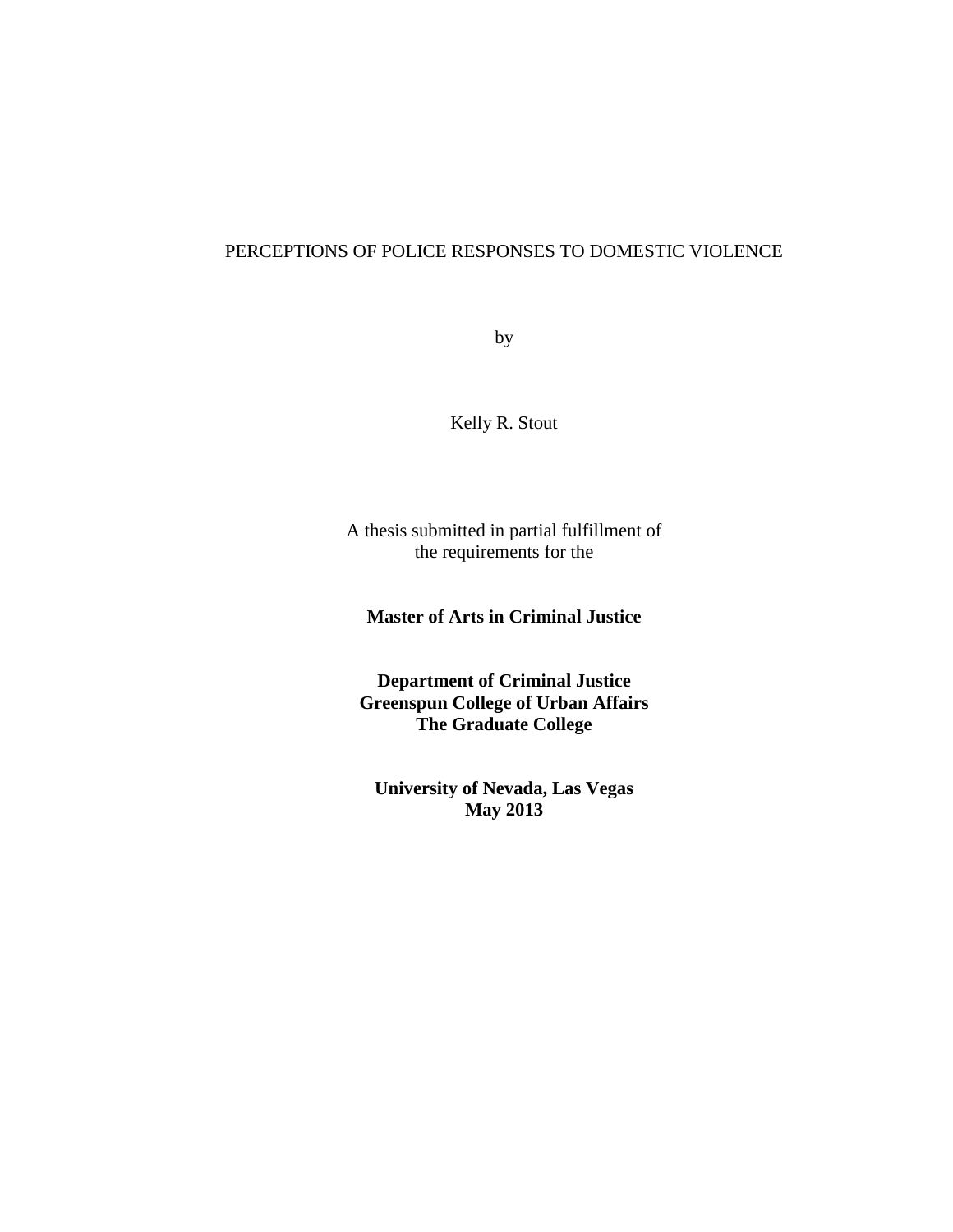PERCEPTIONS OF POLICE RESPONSES TO DOMESTIC VIOLENCE

by

Kelly R. Stout

A thesis submitted in partial fulfillment of
the requirements for the

**Master of Arts in Criminal Justice**

**Department of Criminal Justice**
**Greenspun College of Urban Affairs**
**The Graduate College**

**University of Nevada, Las Vegas**
**May 2013**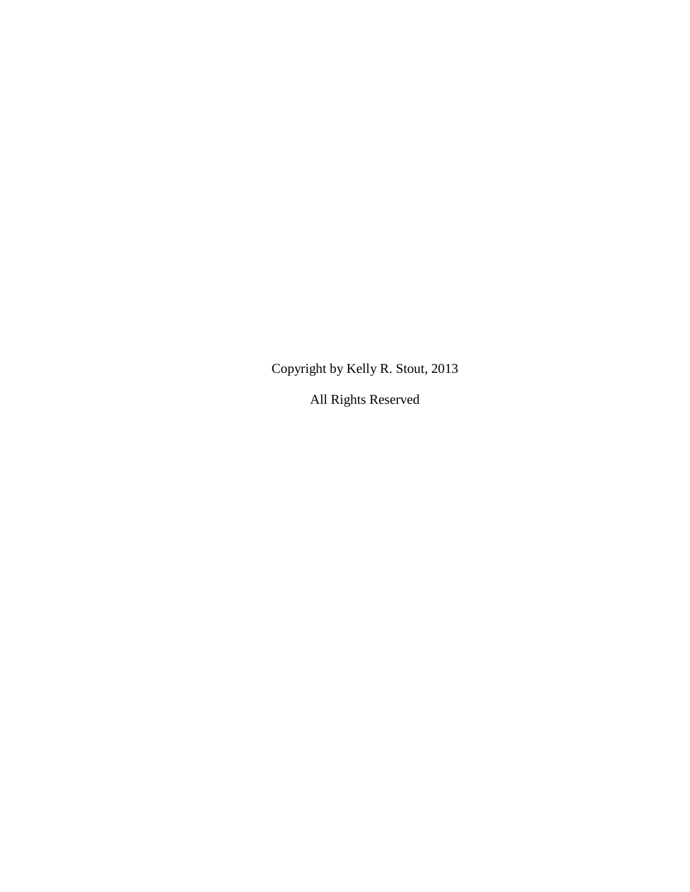Copyright by Kelly R. Stout, 2013

All Rights Reserved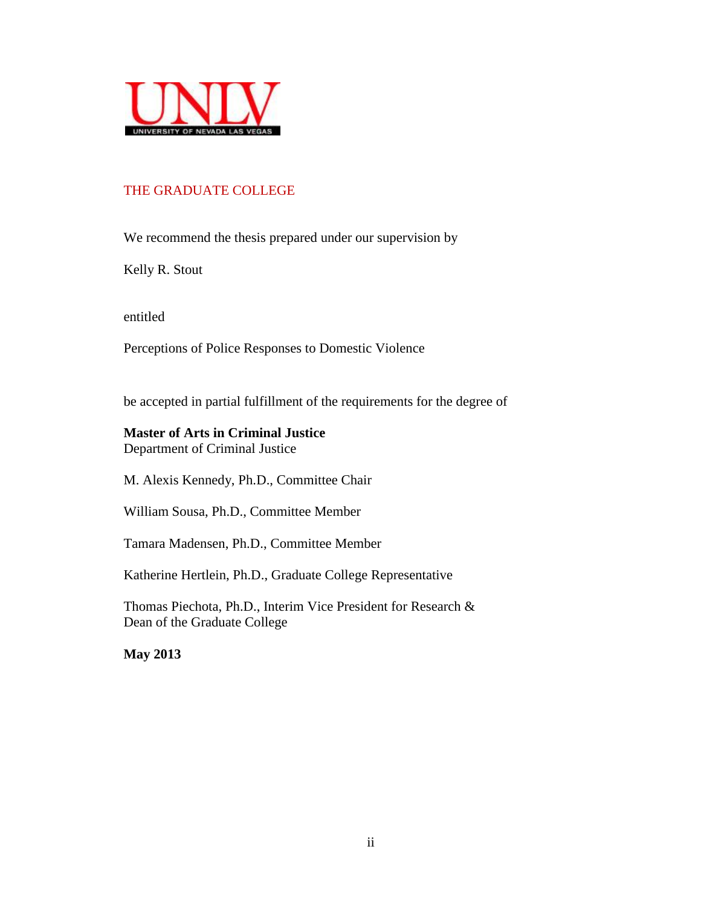UNLV
UNIVERSITY OF NEVADA LAS VEGAS

THE GRADUATE COLLEGE

We recommend the thesis prepared under our supervision by

Kelly R. Stout

entitled

Perceptions of Police Responses to Domestic Violence

be accepted in partial fulfillment of the requirements for the degree of

**Master of Arts in Criminal Justice**
Department of Criminal Justice

M. Alexis Kennedy, Ph.D., Committee Chair

William Sousa, Ph.D., Committee Member

Tamara Madensen, Ph.D., Committee Member

Katherine Hertlein, Ph.D., Graduate College Representative

Thomas Piechota, Ph.D., Interim Vice President for Research &
Dean of the Graduate College

**May 2013**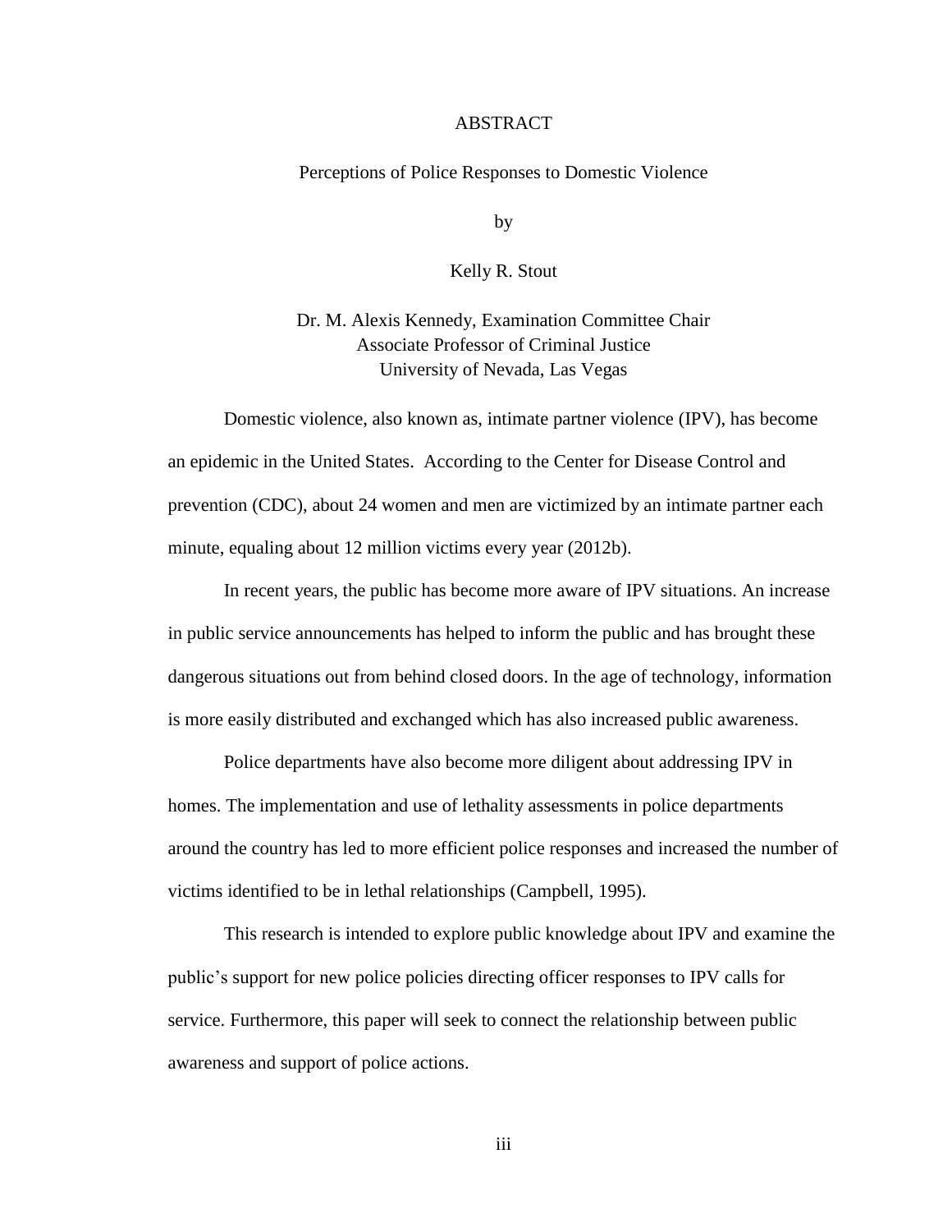# ABSTRACT

Perceptions of Police Responses to Domestic Violence

by

Kelly R. Stout

Dr. M. Alexis Kennedy, Examination Committee Chair
Associate Professor of Criminal Justice
University of Nevada, Las Vegas

Domestic violence, also known as, intimate partner violence (IPV), has become an epidemic in the United States. According to the Center for Disease Control and prevention (CDC), about 24 women and men are victimized by an intimate partner each minute, equaling about 12 million victims every year (2012b).

In recent years, the public has become more aware of IPV situations. An increase in public service announcements has helped to inform the public and has brought these dangerous situations out from behind closed doors. In the age of technology, information is more easily distributed and exchanged which has also increased public awareness.

Police departments have also become more diligent about addressing IPV in homes. The implementation and use of lethality assessments in police departments around the country has led to more efficient police responses and increased the number of victims identified to be in lethal relationships (Campbell, 1995).

This research is intended to explore public knowledge about IPV and examine the public's support for new police policies directing officer responses to IPV calls for service. Furthermore, this paper will seek to connect the relationship between public awareness and support of police actions.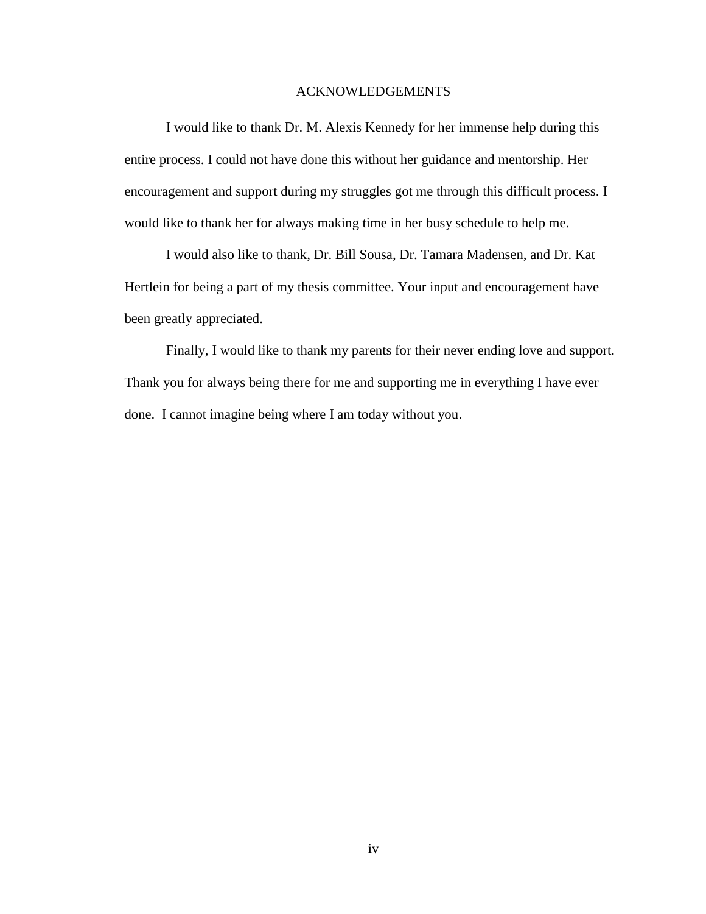# ACKNOWLEDGEMENTS

I would like to thank Dr. M. Alexis Kennedy for her immense help during this entire process. I could not have done this without her guidance and mentorship. Her encouragement and support during my struggles got me through this difficult process. I would like to thank her for always making time in her busy schedule to help me.

I would also like to thank, Dr. Bill Sousa, Dr. Tamara Madensen, and Dr. Kat Hertlein for being a part of my thesis committee. Your input and encouragement have been greatly appreciated.

Finally, I would like to thank my parents for their never ending love and support. Thank you for always being there for me and supporting me in everything I have ever done. I cannot imagine being where I am today without you.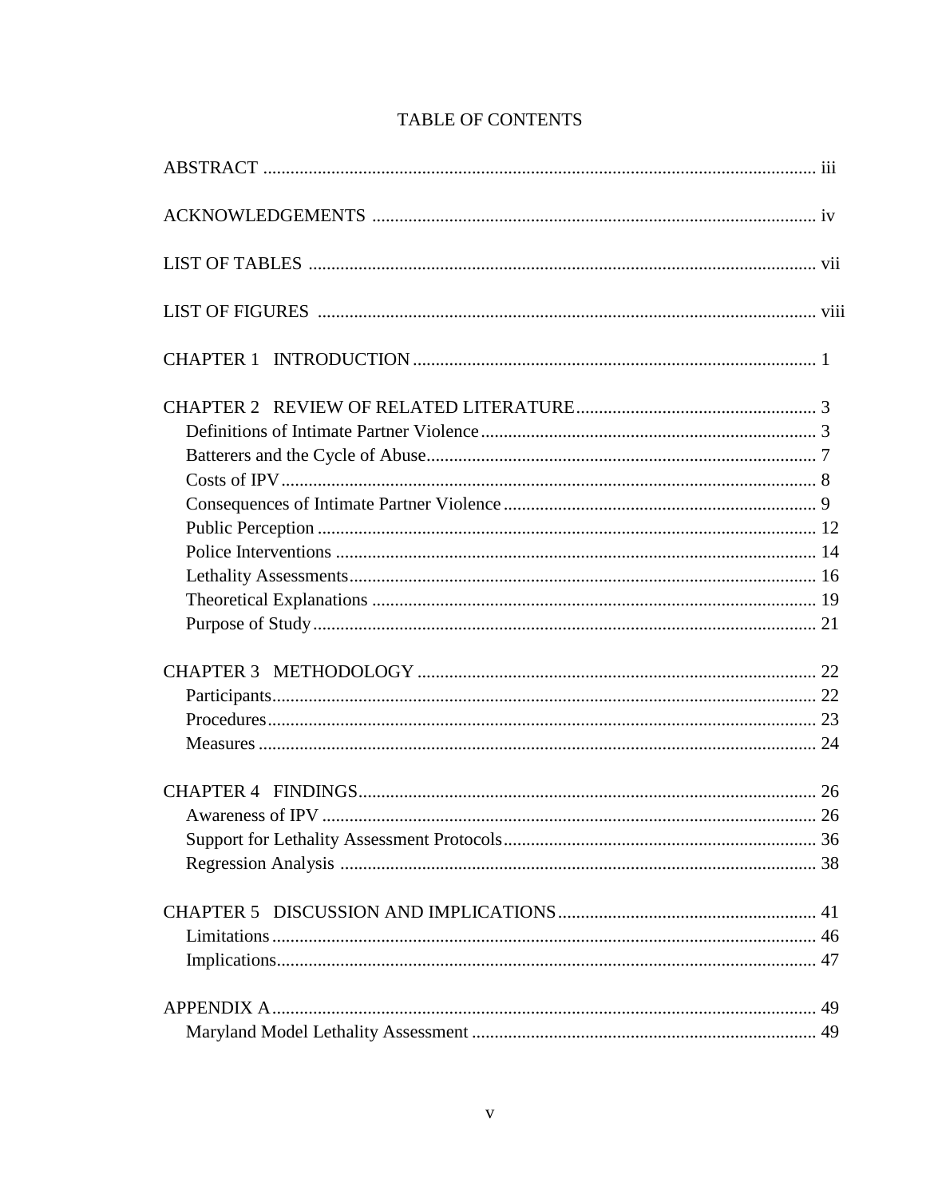# TABLE OF CONTENTS

ABSTRACT ........................................................................................................................ iii

ACKNOWLEDGEMENTS ................................................................................................. iv

LIST OF TABLES ............................................................................................................. vii

LIST OF FIGURES ........................................................................................................... viii

CHAPTER 1 INTRODUCTION ........................................................................................ 1

CHAPTER 2 REVIEW OF RELATED LITERATURE ..................................................... 3
- Definitions of Intimate Partner Violence .......................................................................... 3
- Batterers and the Cycle of Abuse ...................................................................................... 7
- Costs of IPV ...................................................................................................................... 8
- Consequences of Intimate Partner Violence ..................................................................... 9
- Public Perception ............................................................................................................. 12
- Police Interventions ......................................................................................................... 14
- Lethality Assessments ...................................................................................................... 16
- Theoretical Explanations ................................................................................................. 19
- Purpose of Study .............................................................................................................. 21

CHAPTER 3 METHODOLOGY ....................................................................................... 22
- Participants ....................................................................................................................... 22
- Procedures ........................................................................................................................ 23
- Measures .......................................................................................................................... 24

CHAPTER 4 FINDINGS .................................................................................................... 26
- Awareness of IPV ............................................................................................................ 26
- Support for Lethality Assessment Protocols .................................................................... 36
- Regression Analysis ........................................................................................................ 38

CHAPTER 5 DISCUSSION AND IMPLICATIONS ......................................................... 41
- Limitations ....................................................................................................................... 46
- Implications ..................................................................................................................... 47

APPENDIX A ...................................................................................................................... 49
- Maryland Model Lethality Assessment ............................................................................ 49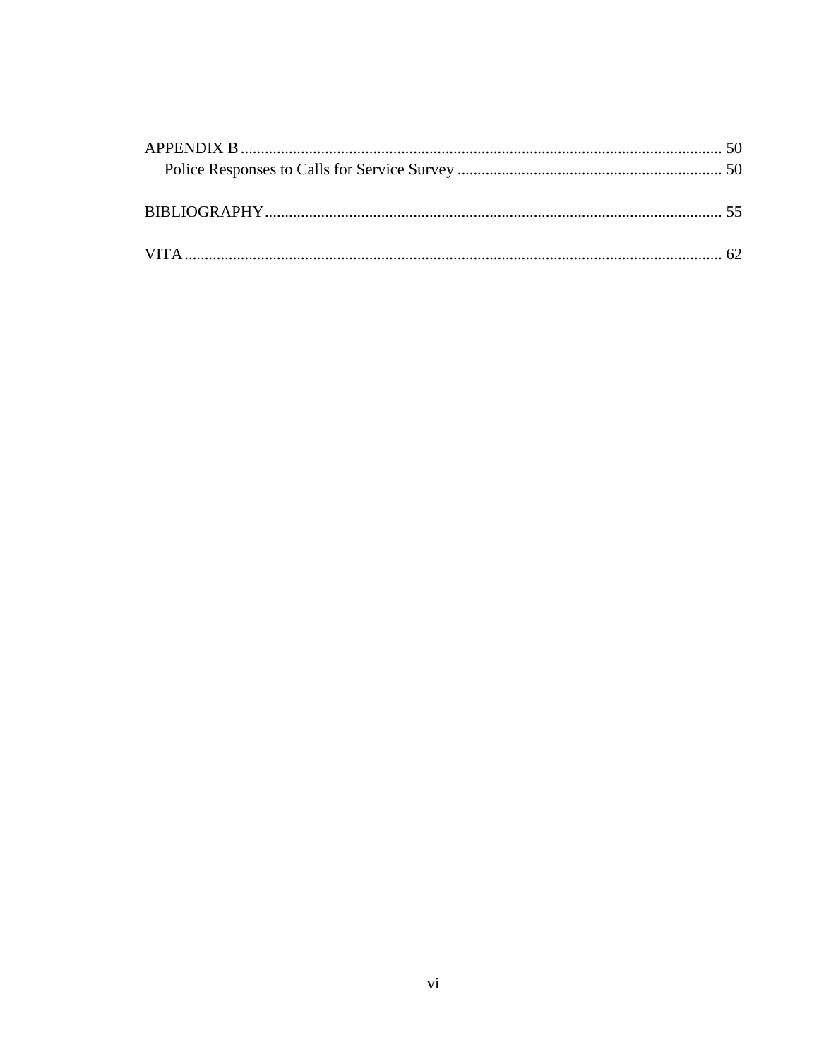APPENDIX B ........................................................................................................................ 50
    Police Responses to Calls for Service Survey .................................................................. 50

BIBLIOGRAPHY .................................................................................................................. 55

VITA ...................................................................................................................................... 62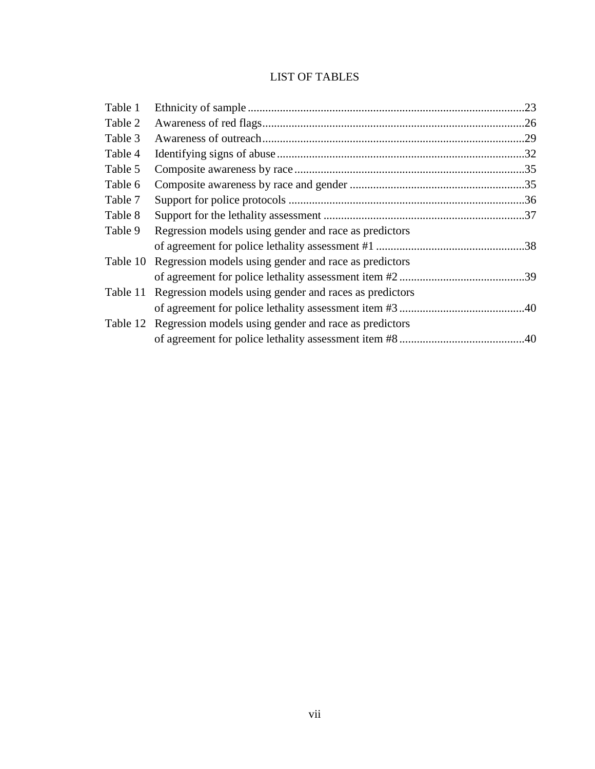# LIST OF TABLES

| | | |
|---|---|---|
| Table 1 | Ethnicity of sample | 23 |
| Table 2 | Awareness of red flags | 26 |
| Table 3 | Awareness of outreach | 29 |
| Table 4 | Identifying signs of abuse | 32 |
| Table 5 | Composite awareness by race | 35 |
| Table 6 | Composite awareness by race and gender | 35 |
| Table 7 | Support for police protocols | 36 |
| Table 8 | Support for the lethality assessment | 37 |
| Table 9 | Regression models using gender and race as predictors of agreement for police lethality assessment #1 | 38 |
| Table 10 | Regression models using gender and race as predictors of agreement for police lethality assessment item #2 | 39 |
| Table 11 | Regression models using gender and races as predictors of agreement for police lethality assessment item #3 | 40 |
| Table 12 | Regression models using gender and race as predictors of agreement for police lethality assessment item #8 | 40 |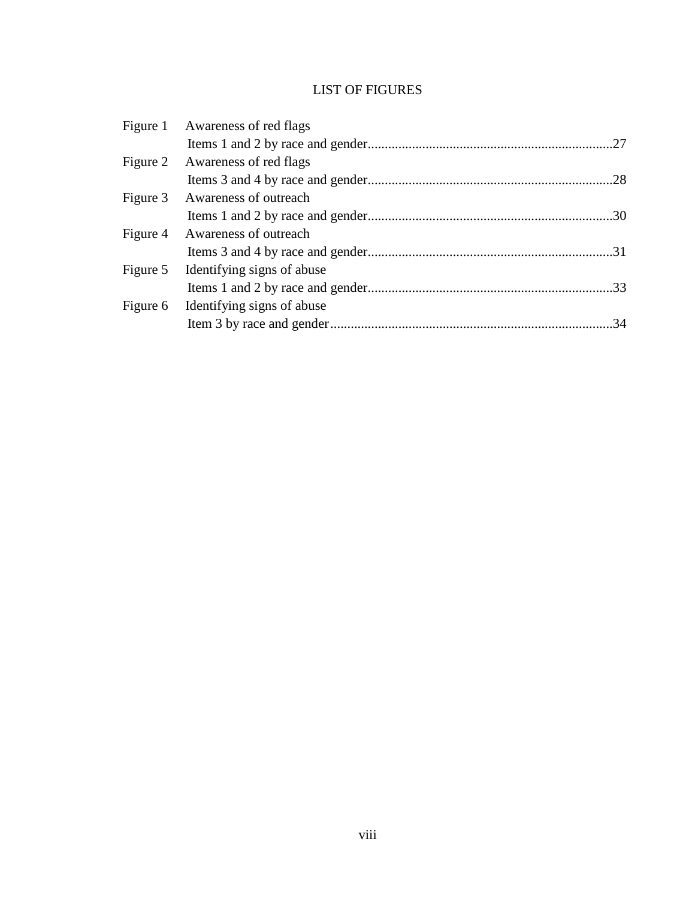# LIST OF FIGURES

| | | |
|---|---|---|
| Figure 1 | Awareness of red flags Items 1 and 2 by race and gender | 27 |
| Figure 2 | Awareness of red flags Items 3 and 4 by race and gender | 28 |
| Figure 3 | Awareness of outreach Items 1 and 2 by race and gender | 30 |
| Figure 4 | Awareness of outreach Items 3 and 4 by race and gender | 31 |
| Figure 5 | Identifying signs of abuse Items 1 and 2 by race and gender | 33 |
| Figure 6 | Identifying signs of abuse Item 3 by race and gender | 34 |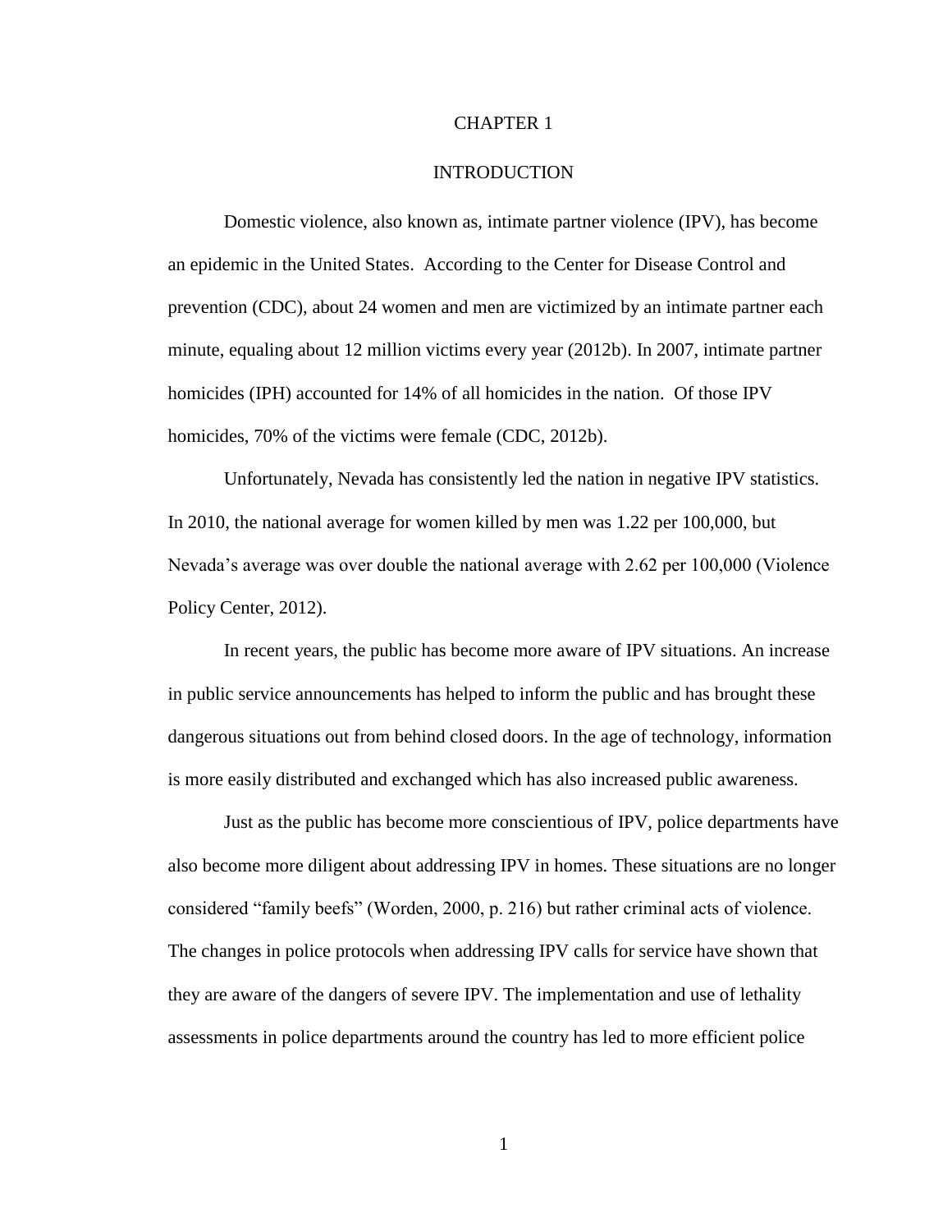# CHAPTER 1

# INTRODUCTION

Domestic violence, also known as, intimate partner violence (IPV), has become an epidemic in the United States. According to the Center for Disease Control and prevention (CDC), about 24 women and men are victimized by an intimate partner each minute, equaling about 12 million victims every year (2012b). In 2007, intimate partner homicides (IPH) accounted for 14% of all homicides in the nation. Of those IPV homicides, 70% of the victims were female (CDC, 2012b).

Unfortunately, Nevada has consistently led the nation in negative IPV statistics. In 2010, the national average for women killed by men was 1.22 per 100,000, but Nevada's average was over double the national average with 2.62 per 100,000 (Violence Policy Center, 2012).

In recent years, the public has become more aware of IPV situations. An increase in public service announcements has helped to inform the public and has brought these dangerous situations out from behind closed doors. In the age of technology, information is more easily distributed and exchanged which has also increased public awareness.

Just as the public has become more conscientious of IPV, police departments have also become more diligent about addressing IPV in homes. These situations are no longer considered "family beefs" (Worden, 2000, p. 216) but rather criminal acts of violence. The changes in police protocols when addressing IPV calls for service have shown that they are aware of the dangers of severe IPV. The implementation and use of lethality assessments in police departments around the country has led to more efficient police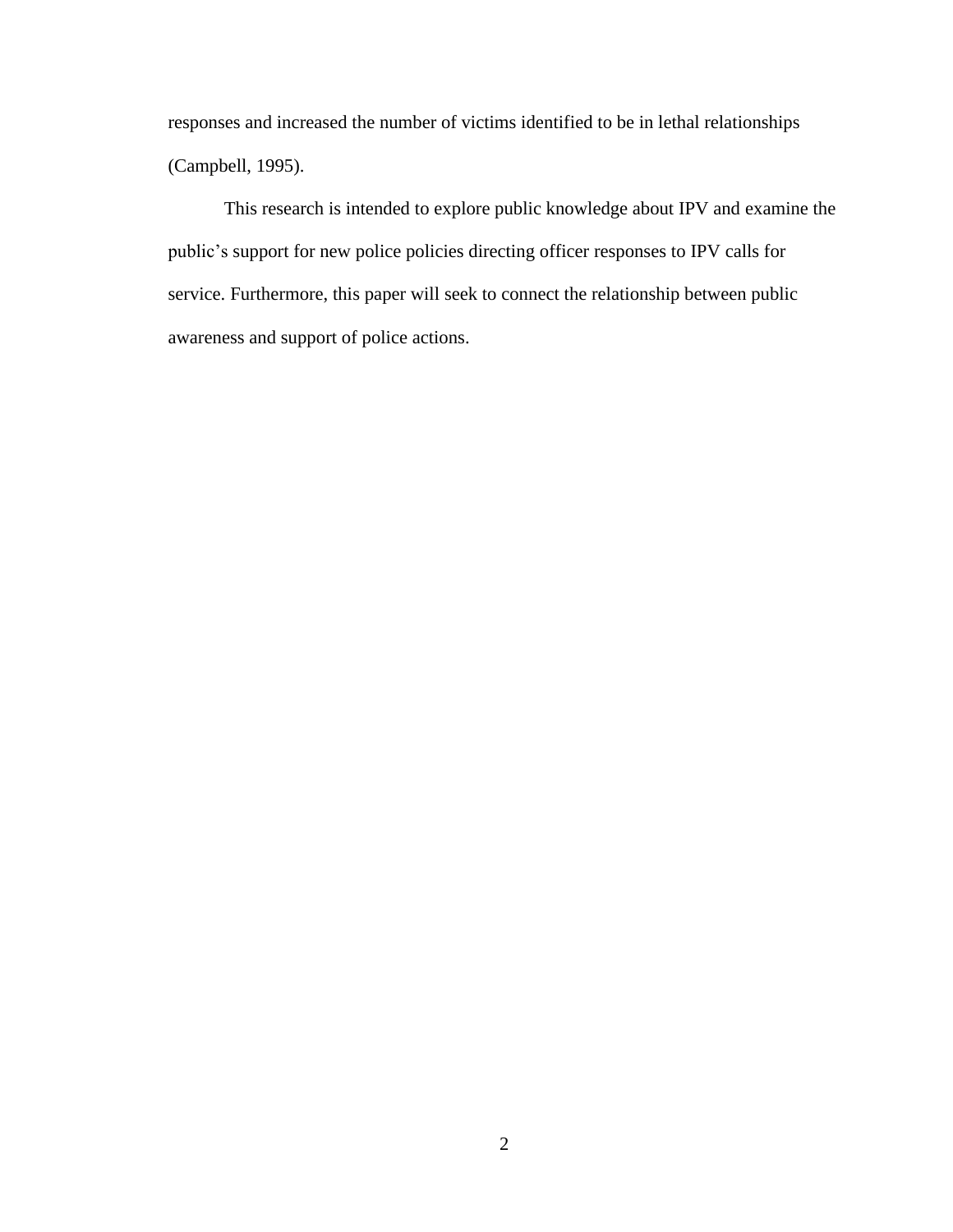responses and increased the number of victims identified to be in lethal relationships (Campbell, 1995).

This research is intended to explore public knowledge about IPV and examine the public's support for new police policies directing officer responses to IPV calls for service. Furthermore, this paper will seek to connect the relationship between public awareness and support of police actions.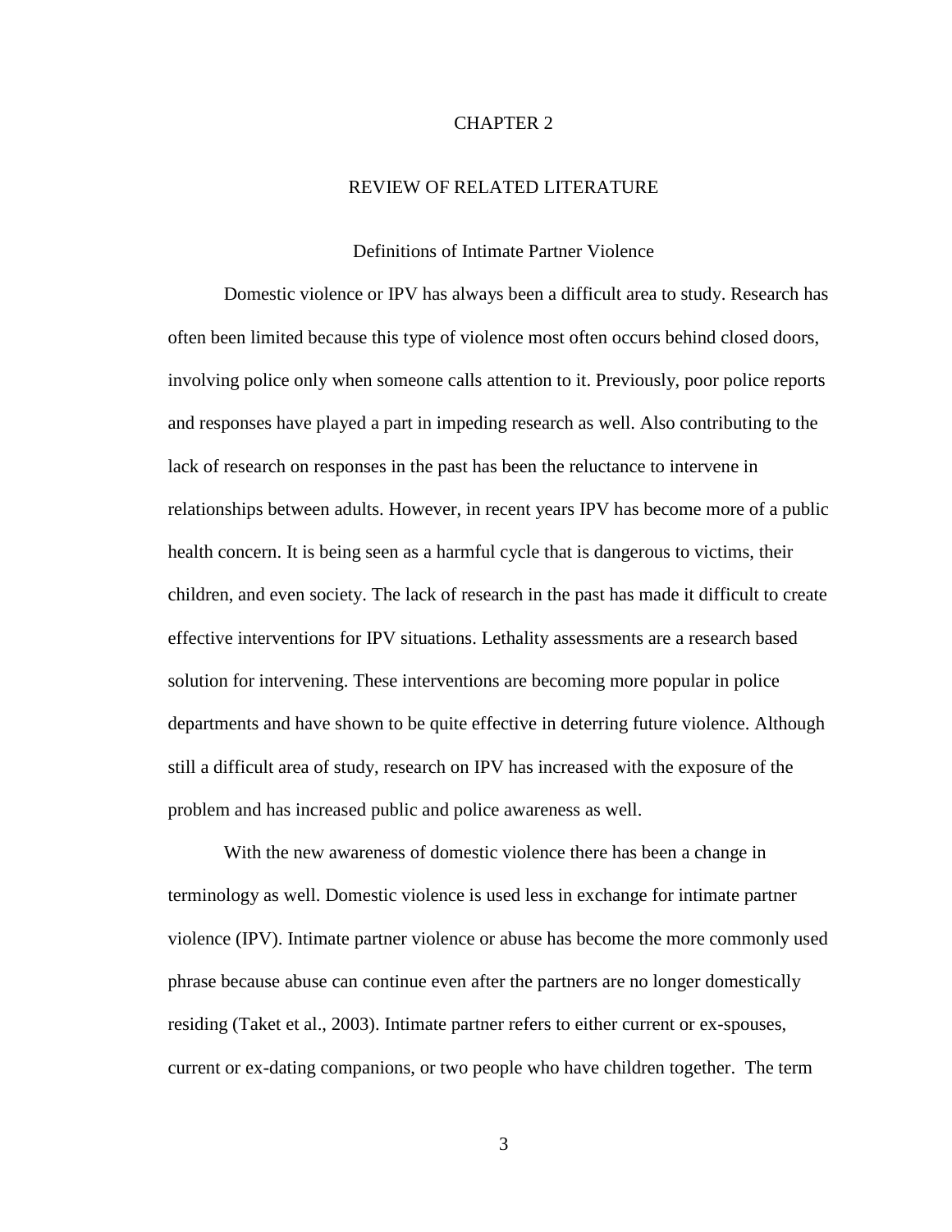# CHAPTER 2

# REVIEW OF RELATED LITERATURE

## Definitions of Intimate Partner Violence

Domestic violence or IPV has always been a difficult area to study. Research has often been limited because this type of violence most often occurs behind closed doors, involving police only when someone calls attention to it. Previously, poor police reports and responses have played a part in impeding research as well. Also contributing to the lack of research on responses in the past has been the reluctance to intervene in relationships between adults. However, in recent years IPV has become more of a public health concern. It is being seen as a harmful cycle that is dangerous to victims, their children, and even society. The lack of research in the past has made it difficult to create effective interventions for IPV situations. Lethality assessments are a research based solution for intervening. These interventions are becoming more popular in police departments and have shown to be quite effective in deterring future violence. Although still a difficult area of study, research on IPV has increased with the exposure of the problem and has increased public and police awareness as well.

With the new awareness of domestic violence there has been a change in terminology as well. Domestic violence is used less in exchange for intimate partner violence (IPV). Intimate partner violence or abuse has become the more commonly used phrase because abuse can continue even after the partners are no longer domestically residing (Taket et al., 2003). Intimate partner refers to either current or ex-spouses, current or ex-dating companions, or two people who have children together. The term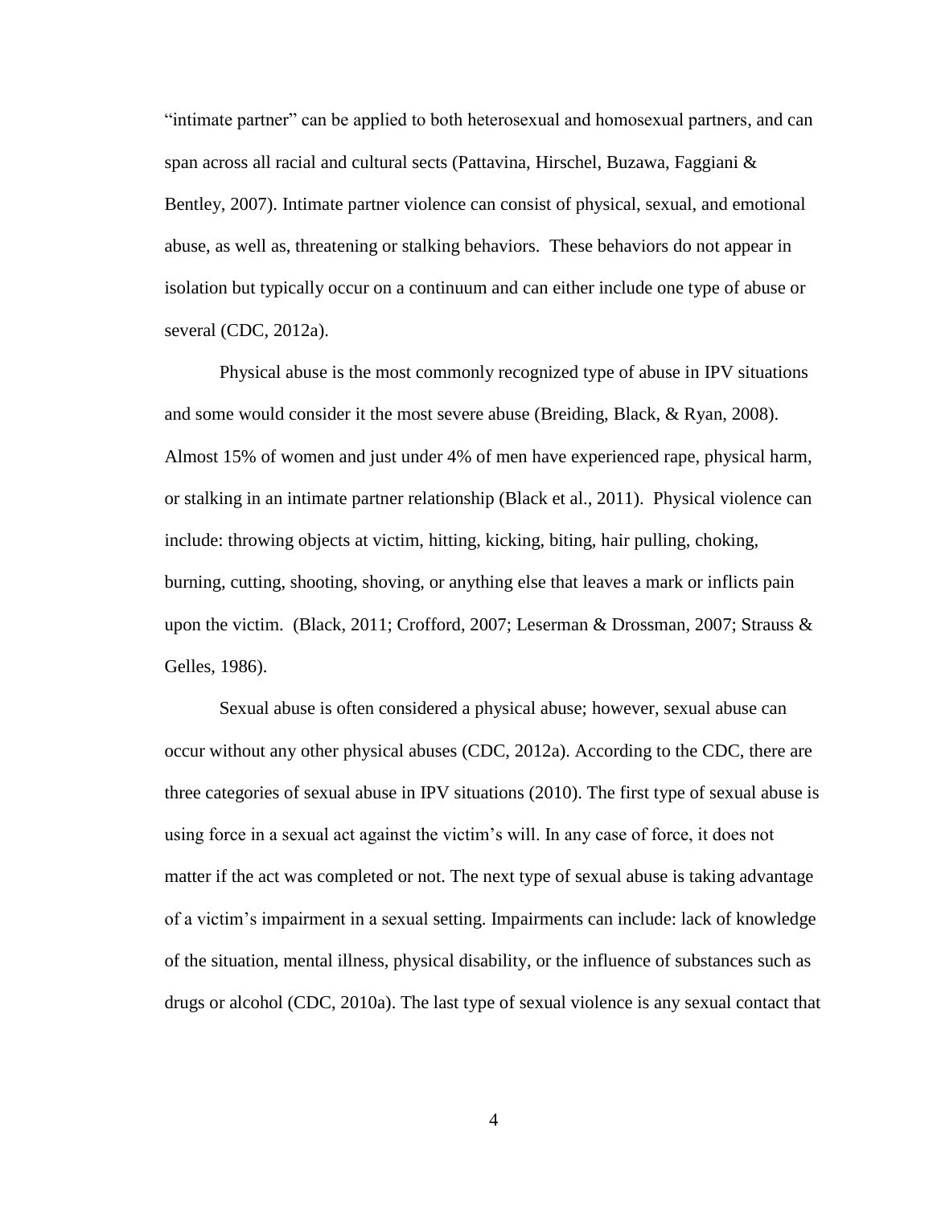"intimate partner" can be applied to both heterosexual and homosexual partners, and can span across all racial and cultural sects (Pattavina, Hirschel, Buzawa, Faggiani & Bentley, 2007). Intimate partner violence can consist of physical, sexual, and emotional abuse, as well as, threatening or stalking behaviors. These behaviors do not appear in isolation but typically occur on a continuum and can either include one type of abuse or several (CDC, 2012a).

Physical abuse is the most commonly recognized type of abuse in IPV situations and some would consider it the most severe abuse (Breiding, Black, & Ryan, 2008). Almost 15% of women and just under 4% of men have experienced rape, physical harm, or stalking in an intimate partner relationship (Black et al., 2011). Physical violence can include: throwing objects at victim, hitting, kicking, biting, hair pulling, choking, burning, cutting, shooting, shoving, or anything else that leaves a mark or inflicts pain upon the victim. (Black, 2011; Crofford, 2007; Leserman & Drossman, 2007; Strauss & Gelles, 1986).

Sexual abuse is often considered a physical abuse; however, sexual abuse can occur without any other physical abuses (CDC, 2012a). According to the CDC, there are three categories of sexual abuse in IPV situations (2010). The first type of sexual abuse is using force in a sexual act against the victim's will. In any case of force, it does not matter if the act was completed or not. The next type of sexual abuse is taking advantage of a victim's impairment in a sexual setting. Impairments can include: lack of knowledge of the situation, mental illness, physical disability, or the influence of substances such as drugs or alcohol (CDC, 2010a). The last type of sexual violence is any sexual contact that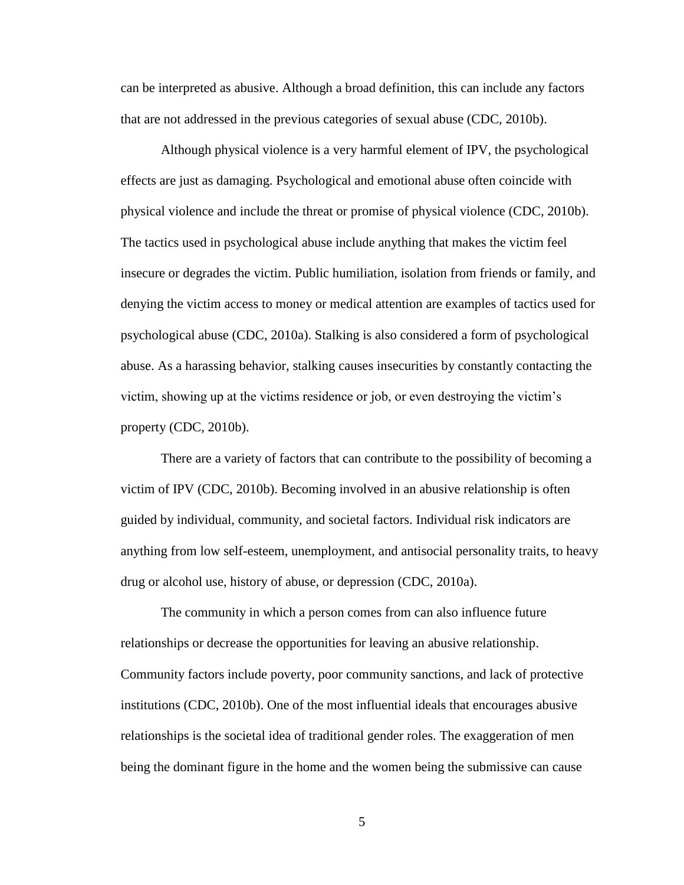can be interpreted as abusive. Although a broad definition, this can include any factors that are not addressed in the previous categories of sexual abuse (CDC, 2010b).

Although physical violence is a very harmful element of IPV, the psychological effects are just as damaging. Psychological and emotional abuse often coincide with physical violence and include the threat or promise of physical violence (CDC, 2010b). The tactics used in psychological abuse include anything that makes the victim feel insecure or degrades the victim. Public humiliation, isolation from friends or family, and denying the victim access to money or medical attention are examples of tactics used for psychological abuse (CDC, 2010a). Stalking is also considered a form of psychological abuse. As a harassing behavior, stalking causes insecurities by constantly contacting the victim, showing up at the victims residence or job, or even destroying the victim's property (CDC, 2010b).

There are a variety of factors that can contribute to the possibility of becoming a victim of IPV (CDC, 2010b). Becoming involved in an abusive relationship is often guided by individual, community, and societal factors. Individual risk indicators are anything from low self-esteem, unemployment, and antisocial personality traits, to heavy drug or alcohol use, history of abuse, or depression (CDC, 2010a).

The community in which a person comes from can also influence future relationships or decrease the opportunities for leaving an abusive relationship. Community factors include poverty, poor community sanctions, and lack of protective institutions (CDC, 2010b). One of the most influential ideals that encourages abusive relationships is the societal idea of traditional gender roles. The exaggeration of men being the dominant figure in the home and the women being the submissive can cause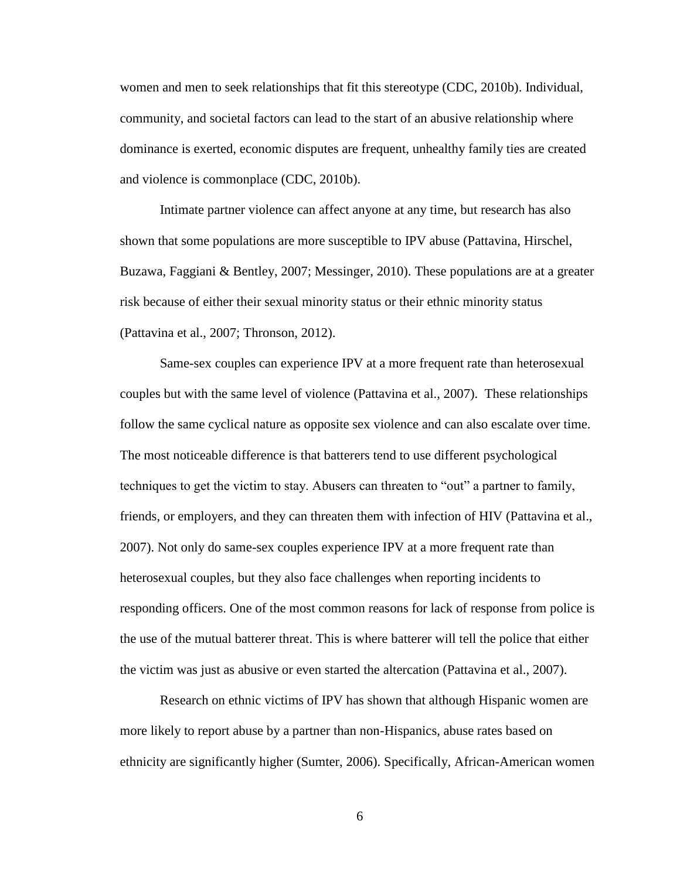women and men to seek relationships that fit this stereotype (CDC, 2010b). Individual, community, and societal factors can lead to the start of an abusive relationship where dominance is exerted, economic disputes are frequent, unhealthy family ties are created and violence is commonplace (CDC, 2010b).

Intimate partner violence can affect anyone at any time, but research has also shown that some populations are more susceptible to IPV abuse (Pattavina, Hirschel, Buzawa, Faggiani & Bentley, 2007; Messinger, 2010). These populations are at a greater risk because of either their sexual minority status or their ethnic minority status (Pattavina et al., 2007; Thronson, 2012).

Same-sex couples can experience IPV at a more frequent rate than heterosexual couples but with the same level of violence (Pattavina et al., 2007). These relationships follow the same cyclical nature as opposite sex violence and can also escalate over time. The most noticeable difference is that batterers tend to use different psychological techniques to get the victim to stay. Abusers can threaten to "out" a partner to family, friends, or employers, and they can threaten them with infection of HIV (Pattavina et al., 2007). Not only do same-sex couples experience IPV at a more frequent rate than heterosexual couples, but they also face challenges when reporting incidents to responding officers. One of the most common reasons for lack of response from police is the use of the mutual batterer threat. This is where batterer will tell the police that either the victim was just as abusive or even started the altercation (Pattavina et al., 2007).

Research on ethnic victims of IPV has shown that although Hispanic women are more likely to report abuse by a partner than non-Hispanics, abuse rates based on ethnicity are significantly higher (Sumter, 2006). Specifically, African-American women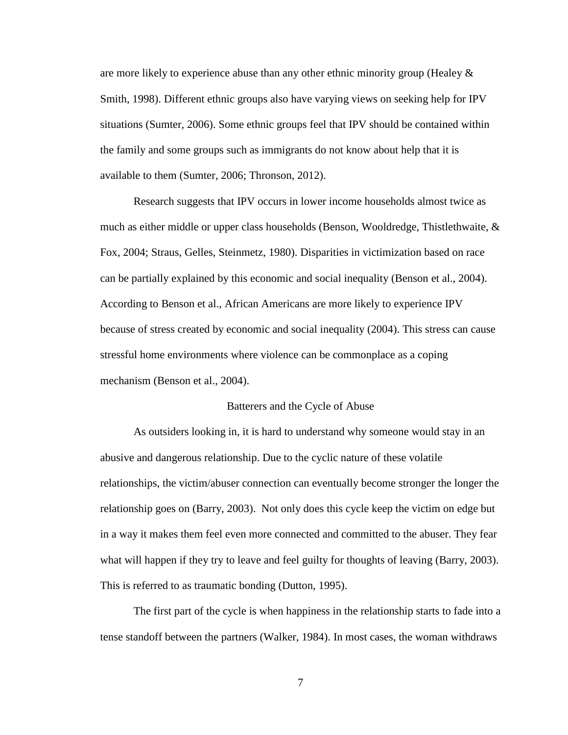are more likely to experience abuse than any other ethnic minority group (Healey & Smith, 1998). Different ethnic groups also have varying views on seeking help for IPV situations (Sumter, 2006). Some ethnic groups feel that IPV should be contained within the family and some groups such as immigrants do not know about help that it is available to them (Sumter, 2006; Thronson, 2012).

Research suggests that IPV occurs in lower income households almost twice as much as either middle or upper class households (Benson, Wooldredge, Thistlethwaite, & Fox, 2004; Straus, Gelles, Steinmetz, 1980). Disparities in victimization based on race can be partially explained by this economic and social inequality (Benson et al., 2004). According to Benson et al., African Americans are more likely to experience IPV because of stress created by economic and social inequality (2004). This stress can cause stressful home environments where violence can be commonplace as a coping mechanism (Benson et al., 2004).

## Batterers and the Cycle of Abuse

As outsiders looking in, it is hard to understand why someone would stay in an abusive and dangerous relationship. Due to the cyclic nature of these volatile relationships, the victim/abuser connection can eventually become stronger the longer the relationship goes on (Barry, 2003). Not only does this cycle keep the victim on edge but in a way it makes them feel even more connected and committed to the abuser. They fear what will happen if they try to leave and feel guilty for thoughts of leaving (Barry, 2003). This is referred to as traumatic bonding (Dutton, 1995).

The first part of the cycle is when happiness in the relationship starts to fade into a tense standoff between the partners (Walker, 1984). In most cases, the woman withdraws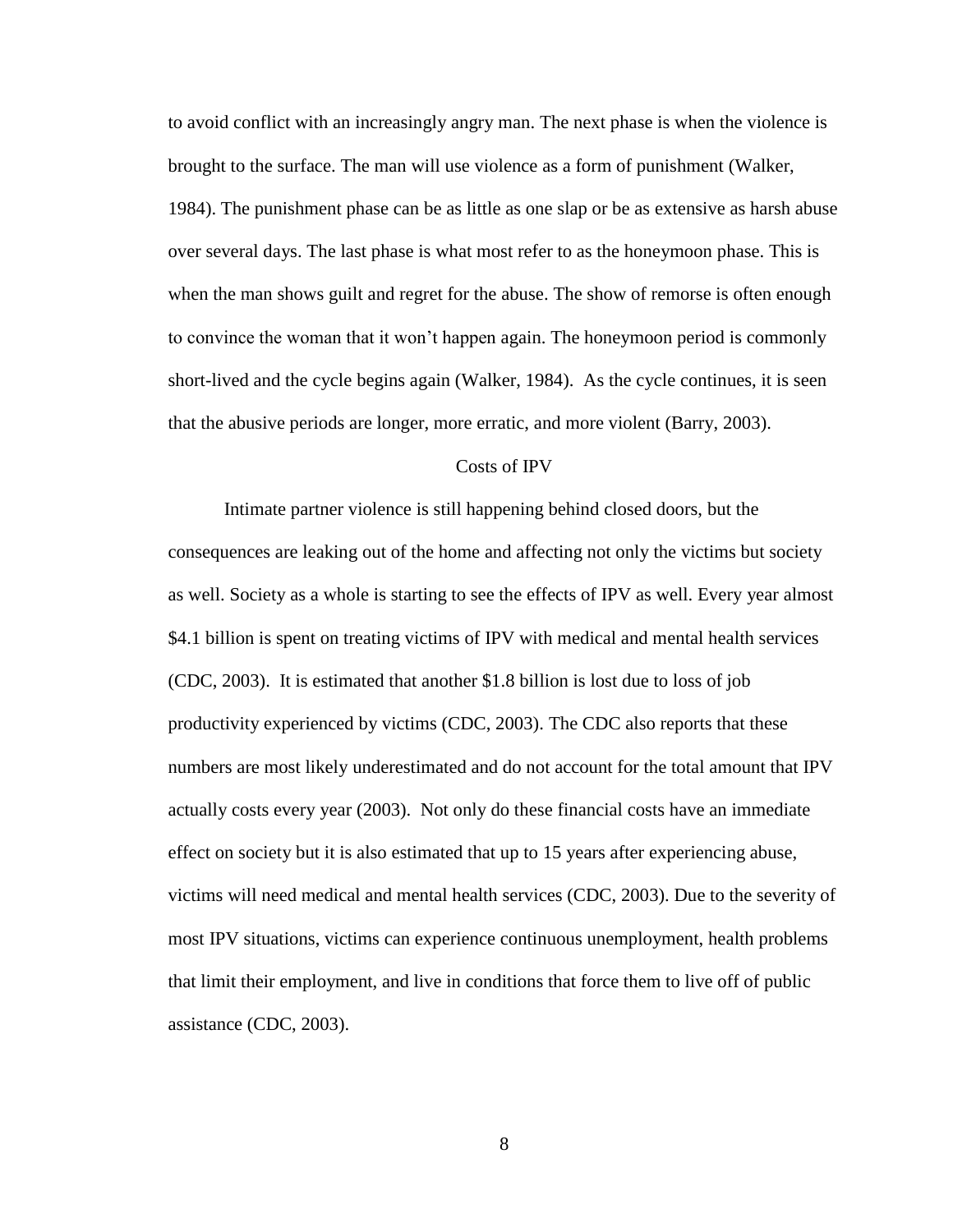to avoid conflict with an increasingly angry man. The next phase is when the violence is brought to the surface. The man will use violence as a form of punishment (Walker, 1984). The punishment phase can be as little as one slap or be as extensive as harsh abuse over several days. The last phase is what most refer to as the honeymoon phase. This is when the man shows guilt and regret for the abuse. The show of remorse is often enough to convince the woman that it won't happen again. The honeymoon period is commonly short-lived and the cycle begins again (Walker, 1984). As the cycle continues, it is seen that the abusive periods are longer, more erratic, and more violent (Barry, 2003).

## Costs of IPV

Intimate partner violence is still happening behind closed doors, but the consequences are leaking out of the home and affecting not only the victims but society as well. Society as a whole is starting to see the effects of IPV as well. Every year almost $4.1 billion is spent on treating victims of IPV with medical and mental health services (CDC, 2003). It is estimated that another $1.8 billion is lost due to loss of job productivity experienced by victims (CDC, 2003). The CDC also reports that these numbers are most likely underestimated and do not account for the total amount that IPV actually costs every year (2003). Not only do these financial costs have an immediate effect on society but it is also estimated that up to 15 years after experiencing abuse, victims will need medical and mental health services (CDC, 2003). Due to the severity of most IPV situations, victims can experience continuous unemployment, health problems that limit their employment, and live in conditions that force them to live off of public assistance (CDC, 2003).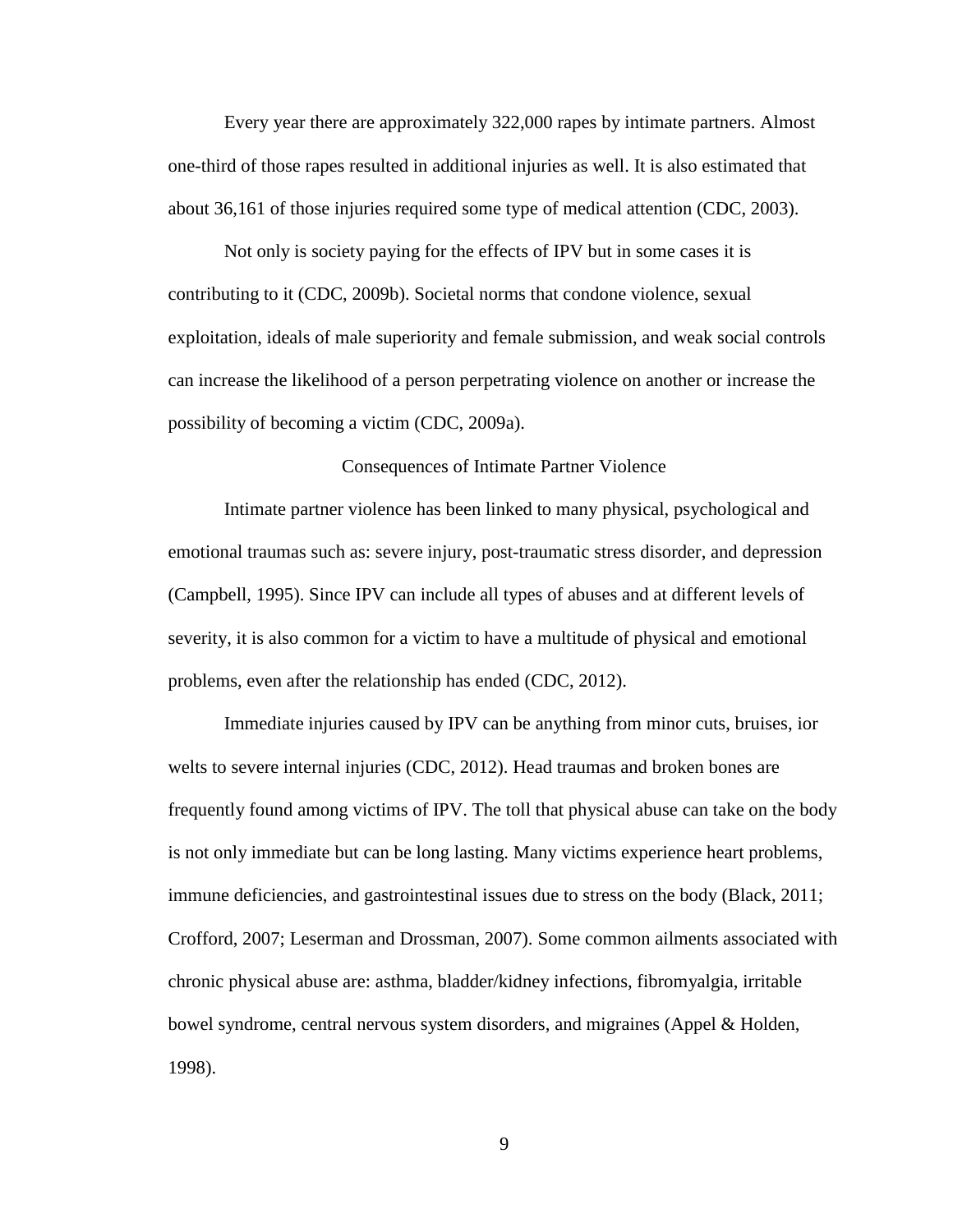Every year there are approximately 322,000 rapes by intimate partners. Almost one-third of those rapes resulted in additional injuries as well. It is also estimated that about 36,161 of those injuries required some type of medical attention (CDC, 2003).

Not only is society paying for the effects of IPV but in some cases it is contributing to it (CDC, 2009b). Societal norms that condone violence, sexual exploitation, ideals of male superiority and female submission, and weak social controls can increase the likelihood of a person perpetrating violence on another or increase the possibility of becoming a victim (CDC, 2009a).

## Consequences of Intimate Partner Violence

Intimate partner violence has been linked to many physical, psychological and emotional traumas such as: severe injury, post-traumatic stress disorder, and depression (Campbell, 1995). Since IPV can include all types of abuses and at different levels of severity, it is also common for a victim to have a multitude of physical and emotional problems, even after the relationship has ended (CDC, 2012).

Immediate injuries caused by IPV can be anything from minor cuts, bruises, ior welts to severe internal injuries (CDC, 2012). Head traumas and broken bones are frequently found among victims of IPV. The toll that physical abuse can take on the body is not only immediate but can be long lasting. Many victims experience heart problems, immune deficiencies, and gastrointestinal issues due to stress on the body (Black, 2011; Crofford, 2007; Leserman and Drossman, 2007). Some common ailments associated with chronic physical abuse are: asthma, bladder/kidney infections, fibromyalgia, irritable bowel syndrome, central nervous system disorders, and migraines (Appel & Holden, 1998).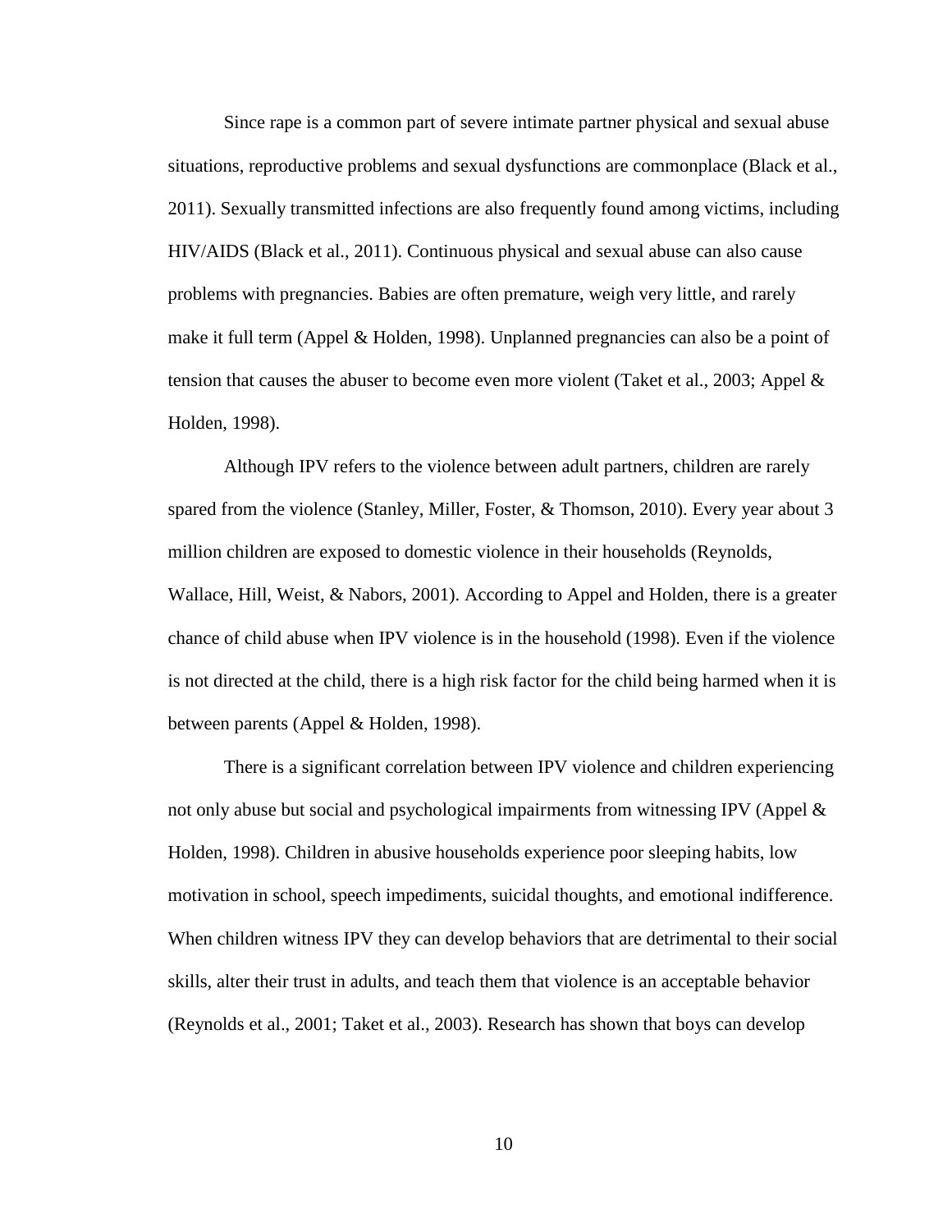Since rape is a common part of severe intimate partner physical and sexual abuse situations, reproductive problems and sexual dysfunctions are commonplace (Black et al., 2011). Sexually transmitted infections are also frequently found among victims, including HIV/AIDS (Black et al., 2011). Continuous physical and sexual abuse can also cause problems with pregnancies. Babies are often premature, weigh very little, and rarely make it full term (Appel & Holden, 1998). Unplanned pregnancies can also be a point of tension that causes the abuser to become even more violent (Taket et al., 2003; Appel & Holden, 1998).

Although IPV refers to the violence between adult partners, children are rarely spared from the violence (Stanley, Miller, Foster, & Thomson, 2010). Every year about 3 million children are exposed to domestic violence in their households (Reynolds, Wallace, Hill, Weist, & Nabors, 2001). According to Appel and Holden, there is a greater chance of child abuse when IPV violence is in the household (1998). Even if the violence is not directed at the child, there is a high risk factor for the child being harmed when it is between parents (Appel & Holden, 1998).

There is a significant correlation between IPV violence and children experiencing not only abuse but social and psychological impairments from witnessing IPV (Appel & Holden, 1998). Children in abusive households experience poor sleeping habits, low motivation in school, speech impediments, suicidal thoughts, and emotional indifference. When children witness IPV they can develop behaviors that are detrimental to their social skills, alter their trust in adults, and teach them that violence is an acceptable behavior (Reynolds et al., 2001; Taket et al., 2003). Research has shown that boys can develop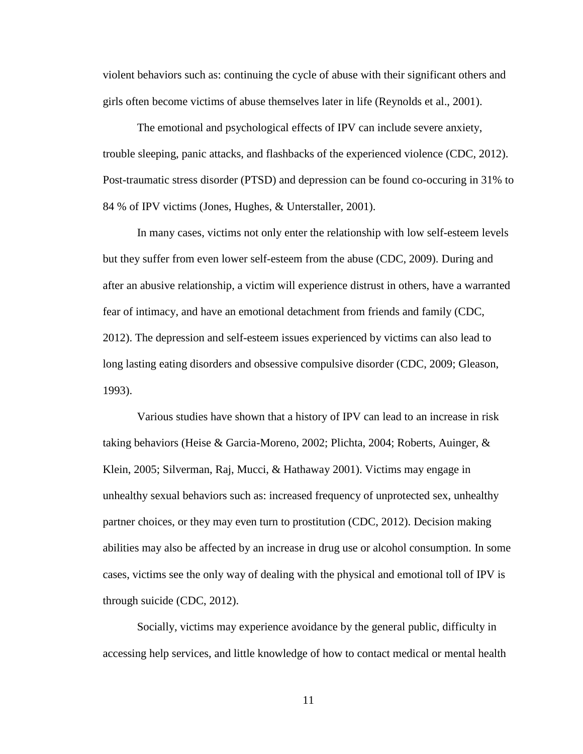violent behaviors such as: continuing the cycle of abuse with their significant others and girls often become victims of abuse themselves later in life (Reynolds et al., 2001).

The emotional and psychological effects of IPV can include severe anxiety, trouble sleeping, panic attacks, and flashbacks of the experienced violence (CDC, 2012). Post-traumatic stress disorder (PTSD) and depression can be found co-occuring in 31% to 84 % of IPV victims (Jones, Hughes, & Unterstaller, 2001).

In many cases, victims not only enter the relationship with low self-esteem levels but they suffer from even lower self-esteem from the abuse (CDC, 2009). During and after an abusive relationship, a victim will experience distrust in others, have a warranted fear of intimacy, and have an emotional detachment from friends and family (CDC, 2012). The depression and self-esteem issues experienced by victims can also lead to long lasting eating disorders and obsessive compulsive disorder (CDC, 2009; Gleason, 1993).

Various studies have shown that a history of IPV can lead to an increase in risk taking behaviors (Heise & Garcia-Moreno, 2002; Plichta, 2004; Roberts, Auinger, & Klein, 2005; Silverman, Raj, Mucci, & Hathaway 2001). Victims may engage in unhealthy sexual behaviors such as: increased frequency of unprotected sex, unhealthy partner choices, or they may even turn to prostitution (CDC, 2012). Decision making abilities may also be affected by an increase in drug use or alcohol consumption. In some cases, victims see the only way of dealing with the physical and emotional toll of IPV is through suicide (CDC, 2012).

Socially, victims may experience avoidance by the general public, difficulty in accessing help services, and little knowledge of how to contact medical or mental health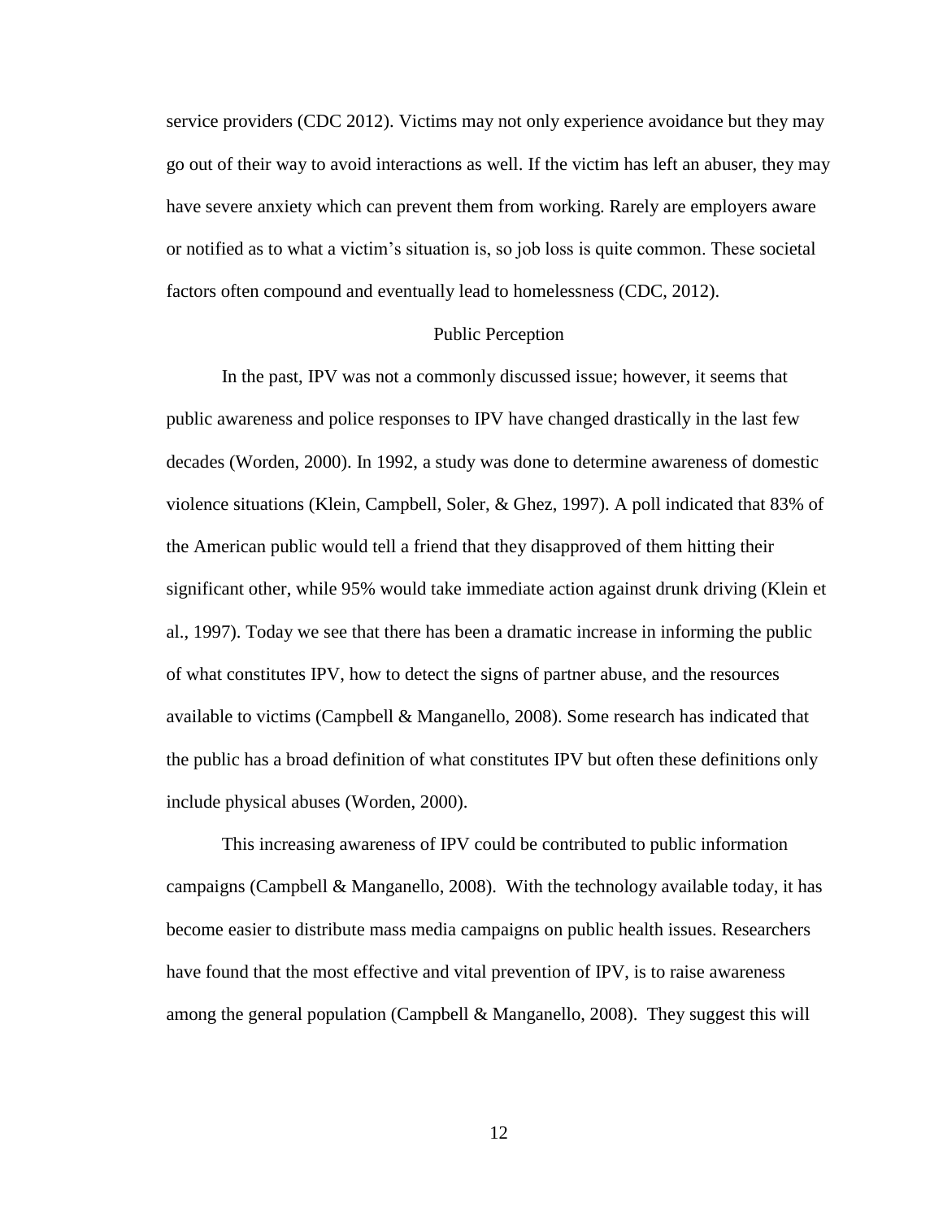service providers (CDC 2012). Victims may not only experience avoidance but they may go out of their way to avoid interactions as well. If the victim has left an abuser, they may have severe anxiety which can prevent them from working. Rarely are employers aware or notified as to what a victim's situation is, so job loss is quite common. These societal factors often compound and eventually lead to homelessness (CDC, 2012).

## Public Perception

In the past, IPV was not a commonly discussed issue; however, it seems that public awareness and police responses to IPV have changed drastically in the last few decades (Worden, 2000). In 1992, a study was done to determine awareness of domestic violence situations (Klein, Campbell, Soler, & Ghez, 1997). A poll indicated that 83% of the American public would tell a friend that they disapproved of them hitting their significant other, while 95% would take immediate action against drunk driving (Klein et al., 1997). Today we see that there has been a dramatic increase in informing the public of what constitutes IPV, how to detect the signs of partner abuse, and the resources available to victims (Campbell & Manganello, 2008). Some research has indicated that the public has a broad definition of what constitutes IPV but often these definitions only include physical abuses (Worden, 2000).

This increasing awareness of IPV could be contributed to public information campaigns (Campbell & Manganello, 2008). With the technology available today, it has become easier to distribute mass media campaigns on public health issues. Researchers have found that the most effective and vital prevention of IPV, is to raise awareness among the general population (Campbell & Manganello, 2008). They suggest this will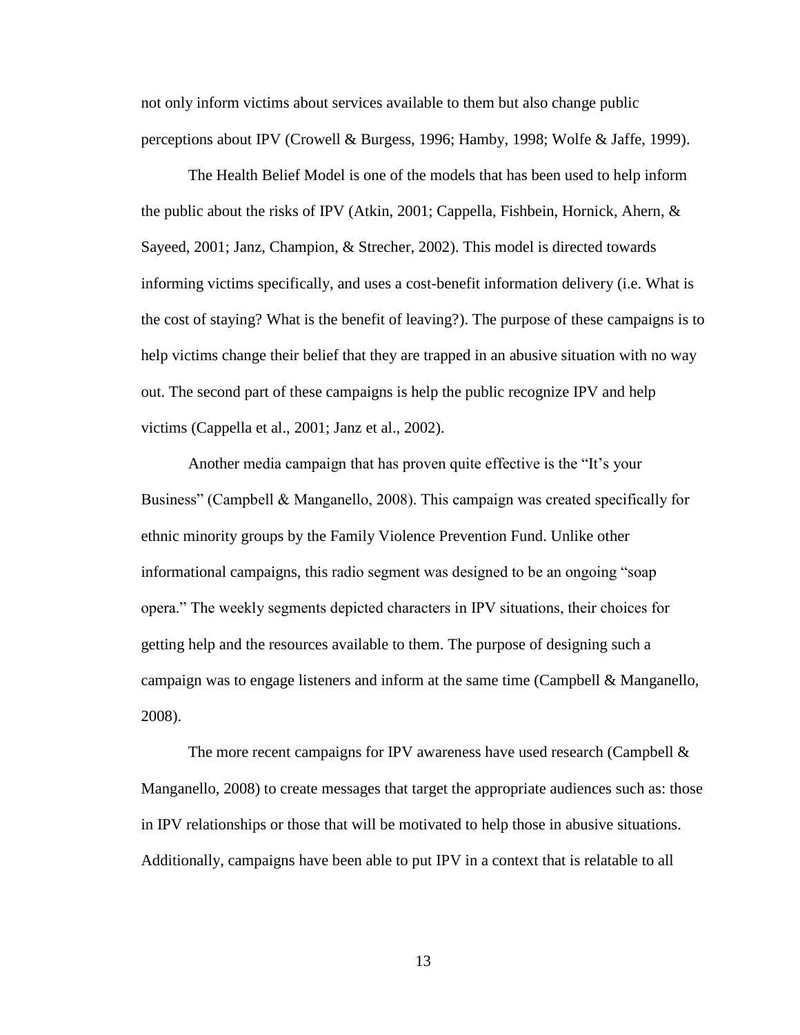not only inform victims about services available to them but also change public perceptions about IPV (Crowell & Burgess, 1996; Hamby, 1998; Wolfe & Jaffe, 1999).

The Health Belief Model is one of the models that has been used to help inform the public about the risks of IPV (Atkin, 2001; Cappella, Fishbein, Hornick, Ahern, & Sayeed, 2001; Janz, Champion, & Strecher, 2002). This model is directed towards informing victims specifically, and uses a cost-benefit information delivery (i.e. What is the cost of staying? What is the benefit of leaving?). The purpose of these campaigns is to help victims change their belief that they are trapped in an abusive situation with no way out. The second part of these campaigns is help the public recognize IPV and help victims (Cappella et al., 2001; Janz et al., 2002).

Another media campaign that has proven quite effective is the "It's your Business" (Campbell & Manganello, 2008). This campaign was created specifically for ethnic minority groups by the Family Violence Prevention Fund. Unlike other informational campaigns, this radio segment was designed to be an ongoing "soap opera." The weekly segments depicted characters in IPV situations, their choices for getting help and the resources available to them. The purpose of designing such a campaign was to engage listeners and inform at the same time (Campbell & Manganello, 2008).

The more recent campaigns for IPV awareness have used research (Campbell & Manganello, 2008) to create messages that target the appropriate audiences such as: those in IPV relationships or those that will be motivated to help those in abusive situations. Additionally, campaigns have been able to put IPV in a context that is relatable to all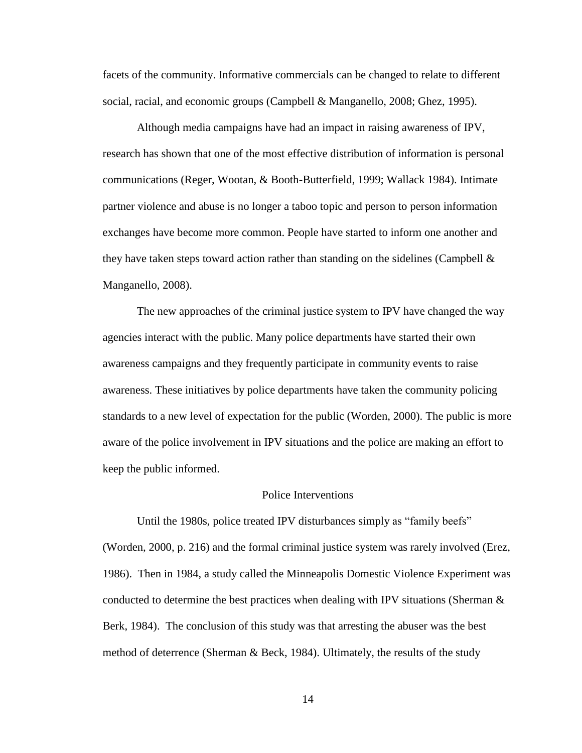facets of the community. Informative commercials can be changed to relate to different social, racial, and economic groups (Campbell & Manganello, 2008; Ghez, 1995).

Although media campaigns have had an impact in raising awareness of IPV, research has shown that one of the most effective distribution of information is personal communications (Reger, Wootan, & Booth-Butterfield, 1999; Wallack 1984). Intimate partner violence and abuse is no longer a taboo topic and person to person information exchanges have become more common. People have started to inform one another and they have taken steps toward action rather than standing on the sidelines (Campbell & Manganello, 2008).

The new approaches of the criminal justice system to IPV have changed the way agencies interact with the public. Many police departments have started their own awareness campaigns and they frequently participate in community events to raise awareness. These initiatives by police departments have taken the community policing standards to a new level of expectation for the public (Worden, 2000). The public is more aware of the police involvement in IPV situations and the police are making an effort to keep the public informed.

## Police Interventions

Until the 1980s, police treated IPV disturbances simply as "family beefs" (Worden, 2000, p. 216) and the formal criminal justice system was rarely involved (Erez, 1986). Then in 1984, a study called the Minneapolis Domestic Violence Experiment was conducted to determine the best practices when dealing with IPV situations (Sherman & Berk, 1984). The conclusion of this study was that arresting the abuser was the best method of deterrence (Sherman & Beck, 1984). Ultimately, the results of the study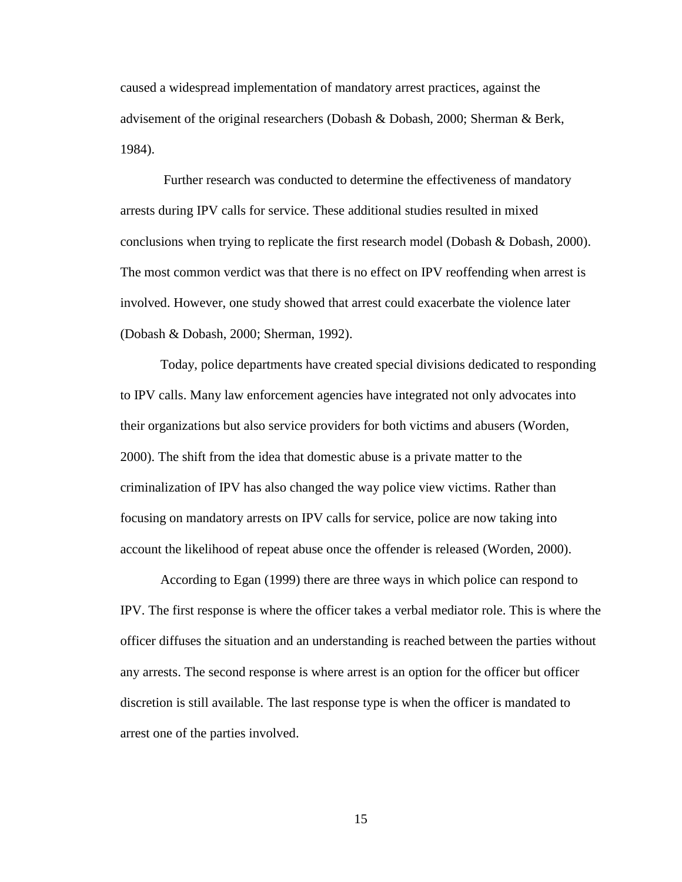caused a widespread implementation of mandatory arrest practices, against the advisement of the original researchers (Dobash & Dobash, 2000; Sherman & Berk, 1984).

Further research was conducted to determine the effectiveness of mandatory arrests during IPV calls for service. These additional studies resulted in mixed conclusions when trying to replicate the first research model (Dobash & Dobash, 2000). The most common verdict was that there is no effect on IPV reoffending when arrest is involved. However, one study showed that arrest could exacerbate the violence later (Dobash & Dobash, 2000; Sherman, 1992).

Today, police departments have created special divisions dedicated to responding to IPV calls. Many law enforcement agencies have integrated not only advocates into their organizations but also service providers for both victims and abusers (Worden, 2000). The shift from the idea that domestic abuse is a private matter to the criminalization of IPV has also changed the way police view victims. Rather than focusing on mandatory arrests on IPV calls for service, police are now taking into account the likelihood of repeat abuse once the offender is released (Worden, 2000).

According to Egan (1999) there are three ways in which police can respond to IPV. The first response is where the officer takes a verbal mediator role. This is where the officer diffuses the situation and an understanding is reached between the parties without any arrests. The second response is where arrest is an option for the officer but officer discretion is still available. The last response type is when the officer is mandated to arrest one of the parties involved.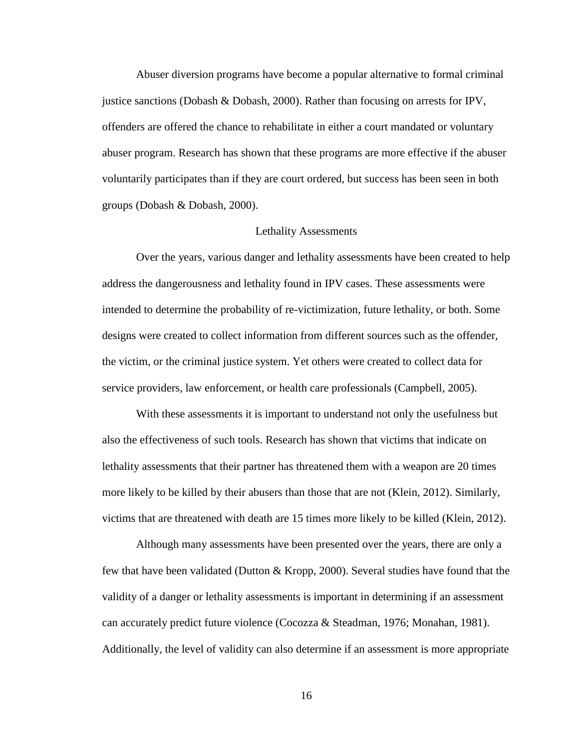Abuser diversion programs have become a popular alternative to formal criminal justice sanctions (Dobash & Dobash, 2000). Rather than focusing on arrests for IPV, offenders are offered the chance to rehabilitate in either a court mandated or voluntary abuser program. Research has shown that these programs are more effective if the abuser voluntarily participates than if they are court ordered, but success has been seen in both groups (Dobash & Dobash, 2000).

## Lethality Assessments

Over the years, various danger and lethality assessments have been created to help address the dangerousness and lethality found in IPV cases. These assessments were intended to determine the probability of re-victimization, future lethality, or both. Some designs were created to collect information from different sources such as the offender, the victim, or the criminal justice system. Yet others were created to collect data for service providers, law enforcement, or health care professionals (Campbell, 2005).

With these assessments it is important to understand not only the usefulness but also the effectiveness of such tools. Research has shown that victims that indicate on lethality assessments that their partner has threatened them with a weapon are 20 times more likely to be killed by their abusers than those that are not (Klein, 2012). Similarly, victims that are threatened with death are 15 times more likely to be killed (Klein, 2012).

Although many assessments have been presented over the years, there are only a few that have been validated (Dutton & Kropp, 2000). Several studies have found that the validity of a danger or lethality assessments is important in determining if an assessment can accurately predict future violence (Cocozza & Steadman, 1976; Monahan, 1981). Additionally, the level of validity can also determine if an assessment is more appropriate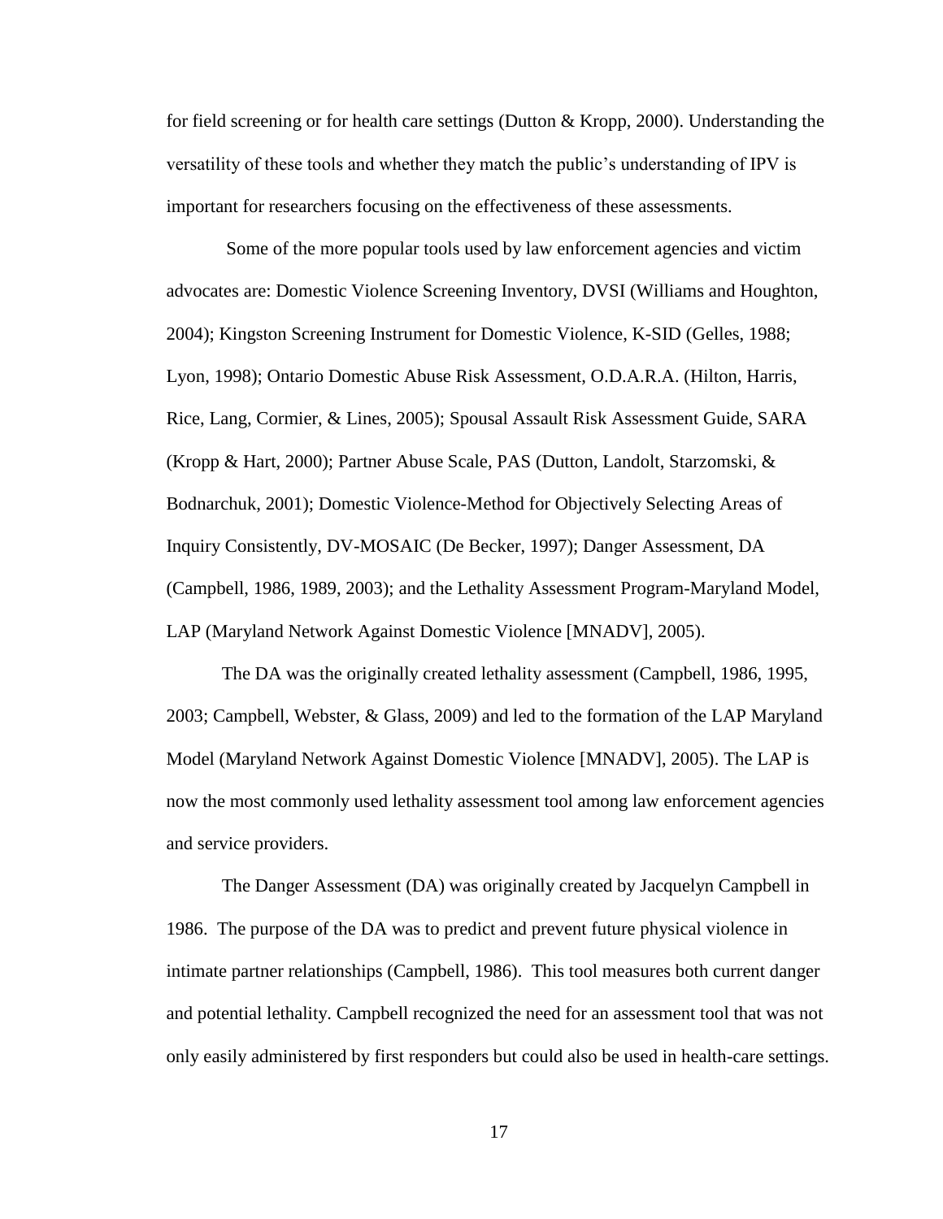for field screening or for health care settings (Dutton & Kropp, 2000). Understanding the versatility of these tools and whether they match the public's understanding of IPV is important for researchers focusing on the effectiveness of these assessments.

Some of the more popular tools used by law enforcement agencies and victim advocates are: Domestic Violence Screening Inventory, DVSI (Williams and Houghton, 2004); Kingston Screening Instrument for Domestic Violence, K-SID (Gelles, 1988; Lyon, 1998); Ontario Domestic Abuse Risk Assessment, O.D.A.R.A. (Hilton, Harris, Rice, Lang, Cormier, & Lines, 2005); Spousal Assault Risk Assessment Guide, SARA (Kropp & Hart, 2000); Partner Abuse Scale, PAS (Dutton, Landolt, Starzomski, & Bodnarchuk, 2001); Domestic Violence-Method for Objectively Selecting Areas of Inquiry Consistently, DV-MOSAIC (De Becker, 1997); Danger Assessment, DA (Campbell, 1986, 1989, 2003); and the Lethality Assessment Program-Maryland Model, LAP (Maryland Network Against Domestic Violence [MNADV], 2005).

The DA was the originally created lethality assessment (Campbell, 1986, 1995, 2003; Campbell, Webster, & Glass, 2009) and led to the formation of the LAP Maryland Model (Maryland Network Against Domestic Violence [MNADV], 2005). The LAP is now the most commonly used lethality assessment tool among law enforcement agencies and service providers.

The Danger Assessment (DA) was originally created by Jacquelyn Campbell in 1986. The purpose of the DA was to predict and prevent future physical violence in intimate partner relationships (Campbell, 1986). This tool measures both current danger and potential lethality. Campbell recognized the need for an assessment tool that was not only easily administered by first responders but could also be used in health-care settings.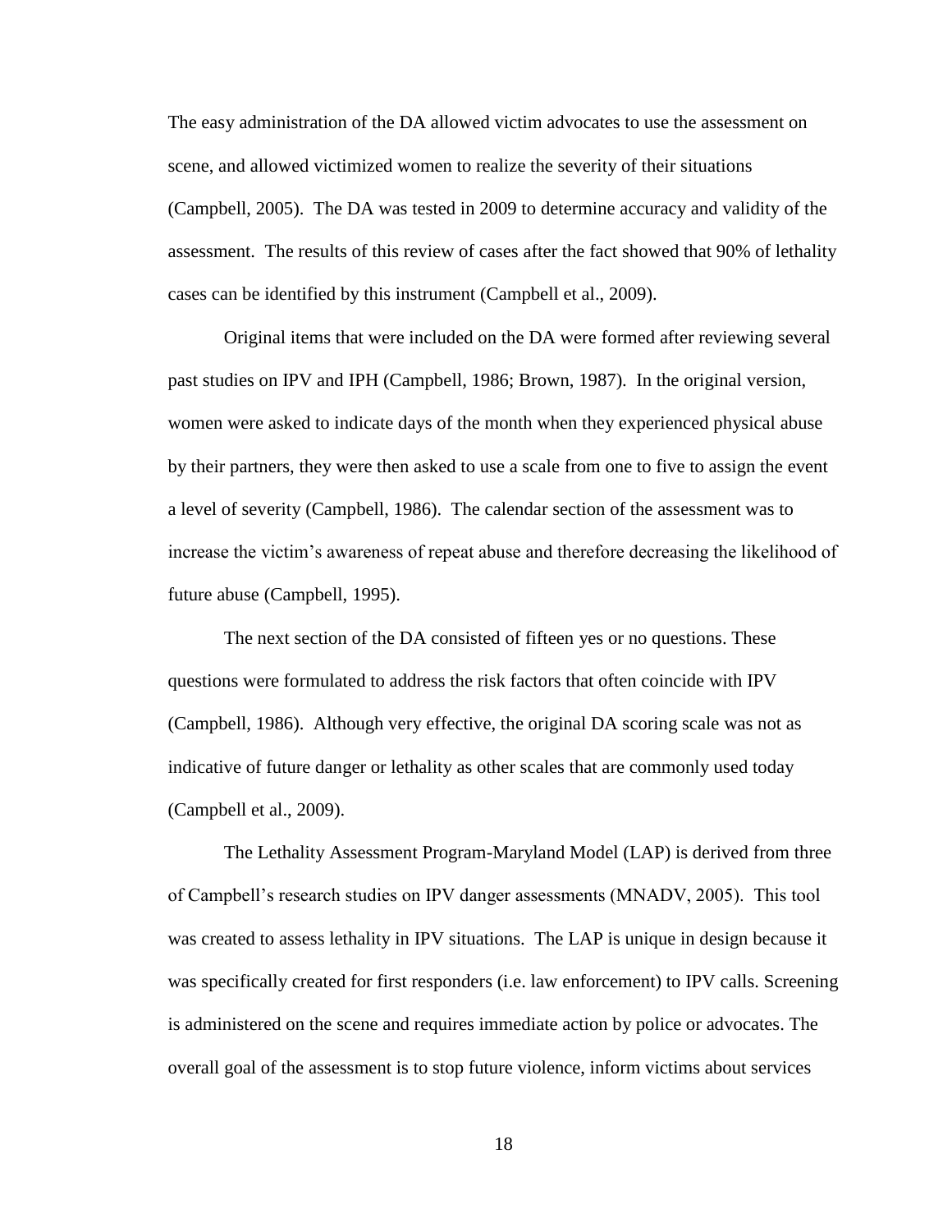The easy administration of the DA allowed victim advocates to use the assessment on scene, and allowed victimized women to realize the severity of their situations (Campbell, 2005). The DA was tested in 2009 to determine accuracy and validity of the assessment. The results of this review of cases after the fact showed that 90% of lethality cases can be identified by this instrument (Campbell et al., 2009).

Original items that were included on the DA were formed after reviewing several past studies on IPV and IPH (Campbell, 1986; Brown, 1987). In the original version, women were asked to indicate days of the month when they experienced physical abuse by their partners, they were then asked to use a scale from one to five to assign the event a level of severity (Campbell, 1986). The calendar section of the assessment was to increase the victim's awareness of repeat abuse and therefore decreasing the likelihood of future abuse (Campbell, 1995).

The next section of the DA consisted of fifteen yes or no questions. These questions were formulated to address the risk factors that often coincide with IPV (Campbell, 1986). Although very effective, the original DA scoring scale was not as indicative of future danger or lethality as other scales that are commonly used today (Campbell et al., 2009).

The Lethality Assessment Program-Maryland Model (LAP) is derived from three of Campbell's research studies on IPV danger assessments (MNADV, 2005). This tool was created to assess lethality in IPV situations. The LAP is unique in design because it was specifically created for first responders (i.e. law enforcement) to IPV calls. Screening is administered on the scene and requires immediate action by police or advocates. The overall goal of the assessment is to stop future violence, inform victims about services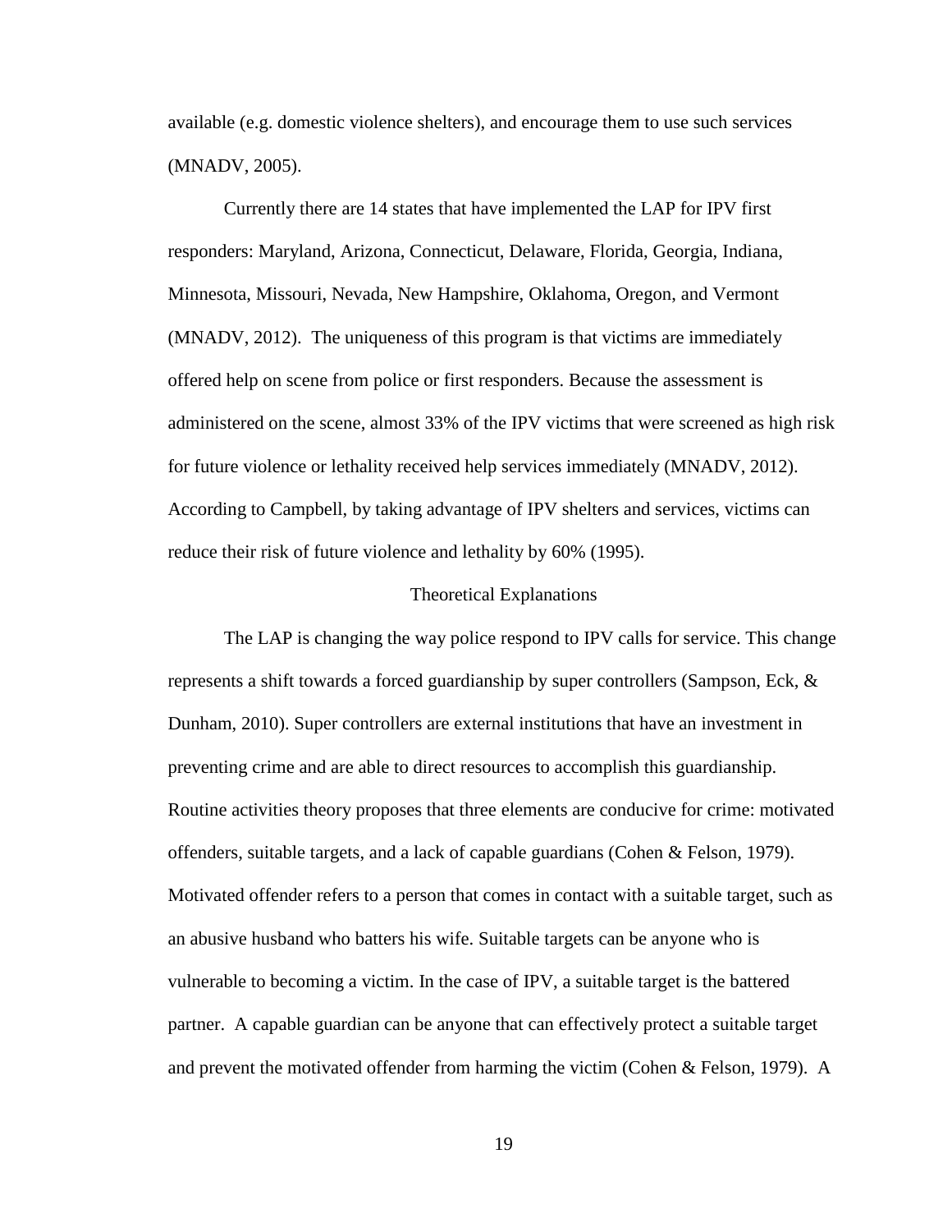available (e.g. domestic violence shelters), and encourage them to use such services (MNADV, 2005).

Currently there are 14 states that have implemented the LAP for IPV first responders: Maryland, Arizona, Connecticut, Delaware, Florida, Georgia, Indiana, Minnesota, Missouri, Nevada, New Hampshire, Oklahoma, Oregon, and Vermont (MNADV, 2012). The uniqueness of this program is that victims are immediately offered help on scene from police or first responders. Because the assessment is administered on the scene, almost 33% of the IPV victims that were screened as high risk for future violence or lethality received help services immediately (MNADV, 2012). According to Campbell, by taking advantage of IPV shelters and services, victims can reduce their risk of future violence and lethality by 60% (1995).

## Theoretical Explanations

The LAP is changing the way police respond to IPV calls for service. This change represents a shift towards a forced guardianship by super controllers (Sampson, Eck, & Dunham, 2010). Super controllers are external institutions that have an investment in preventing crime and are able to direct resources to accomplish this guardianship. Routine activities theory proposes that three elements are conducive for crime: motivated offenders, suitable targets, and a lack of capable guardians (Cohen & Felson, 1979). Motivated offender refers to a person that comes in contact with a suitable target, such as an abusive husband who batters his wife. Suitable targets can be anyone who is vulnerable to becoming a victim. In the case of IPV, a suitable target is the battered partner. A capable guardian can be anyone that can effectively protect a suitable target and prevent the motivated offender from harming the victim (Cohen & Felson, 1979). A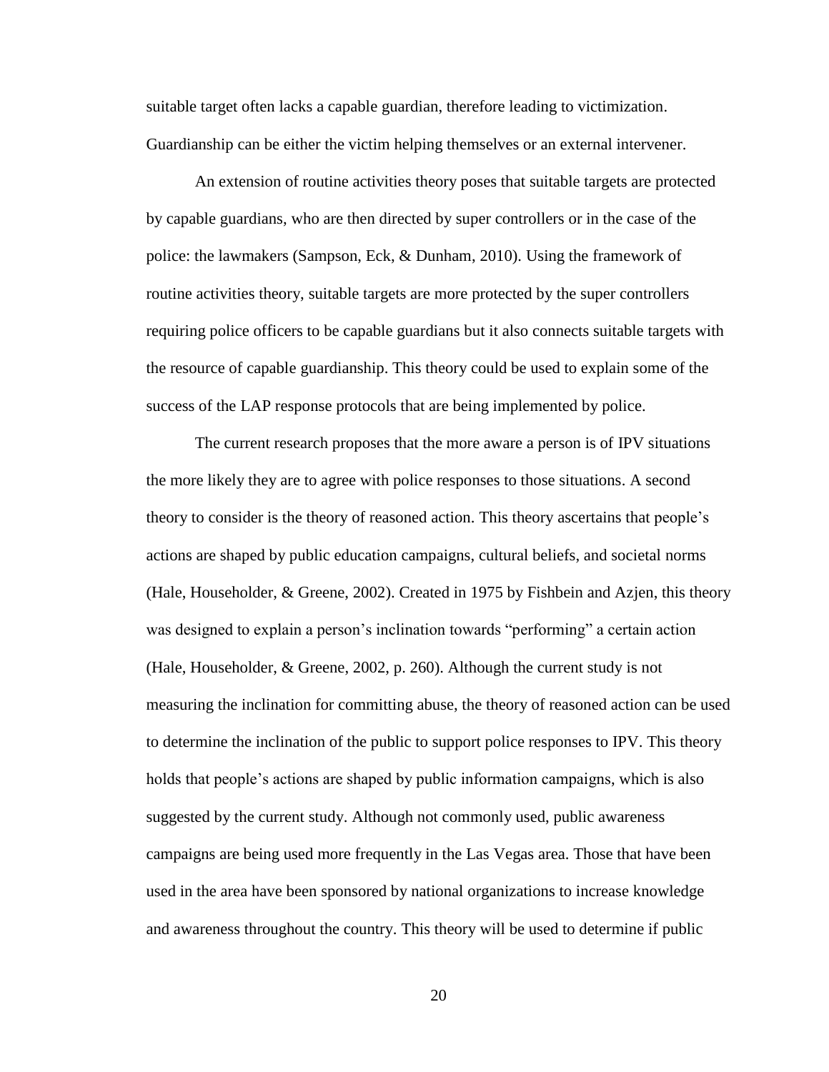suitable target often lacks a capable guardian, therefore leading to victimization. Guardianship can be either the victim helping themselves or an external intervener.

An extension of routine activities theory poses that suitable targets are protected by capable guardians, who are then directed by super controllers or in the case of the police: the lawmakers (Sampson, Eck, & Dunham, 2010). Using the framework of routine activities theory, suitable targets are more protected by the super controllers requiring police officers to be capable guardians but it also connects suitable targets with the resource of capable guardianship. This theory could be used to explain some of the success of the LAP response protocols that are being implemented by police.

The current research proposes that the more aware a person is of IPV situations the more likely they are to agree with police responses to those situations. A second theory to consider is the theory of reasoned action. This theory ascertains that people's actions are shaped by public education campaigns, cultural beliefs, and societal norms (Hale, Householder, & Greene, 2002). Created in 1975 by Fishbein and Azjen, this theory was designed to explain a person's inclination towards "performing" a certain action (Hale, Householder, & Greene, 2002, p. 260). Although the current study is not measuring the inclination for committing abuse, the theory of reasoned action can be used to determine the inclination of the public to support police responses to IPV. This theory holds that people's actions are shaped by public information campaigns, which is also suggested by the current study. Although not commonly used, public awareness campaigns are being used more frequently in the Las Vegas area. Those that have been used in the area have been sponsored by national organizations to increase knowledge and awareness throughout the country. This theory will be used to determine if public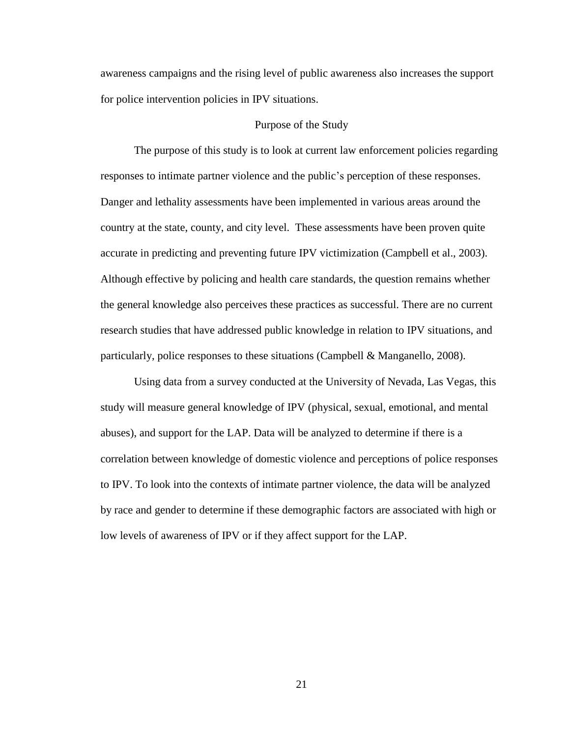awareness campaigns and the rising level of public awareness also increases the support for police intervention policies in IPV situations.

## Purpose of the Study

The purpose of this study is to look at current law enforcement policies regarding responses to intimate partner violence and the public's perception of these responses. Danger and lethality assessments have been implemented in various areas around the country at the state, county, and city level. These assessments have been proven quite accurate in predicting and preventing future IPV victimization (Campbell et al., 2003). Although effective by policing and health care standards, the question remains whether the general knowledge also perceives these practices as successful. There are no current research studies that have addressed public knowledge in relation to IPV situations, and particularly, police responses to these situations (Campbell & Manganello, 2008).

Using data from a survey conducted at the University of Nevada, Las Vegas, this study will measure general knowledge of IPV (physical, sexual, emotional, and mental abuses), and support for the LAP. Data will be analyzed to determine if there is a correlation between knowledge of domestic violence and perceptions of police responses to IPV. To look into the contexts of intimate partner violence, the data will be analyzed by race and gender to determine if these demographic factors are associated with high or low levels of awareness of IPV or if they affect support for the LAP.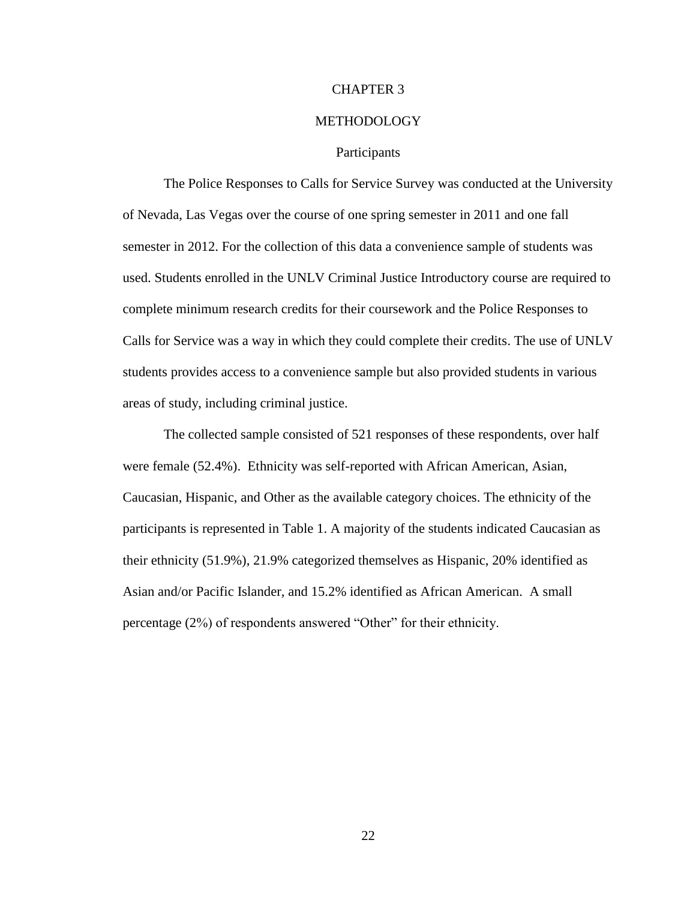# CHAPTER 3

# METHODOLOGY

## Participants

The Police Responses to Calls for Service Survey was conducted at the University of Nevada, Las Vegas over the course of one spring semester in 2011 and one fall semester in 2012. For the collection of this data a convenience sample of students was used. Students enrolled in the UNLV Criminal Justice Introductory course are required to complete minimum research credits for their coursework and the Police Responses to Calls for Service was a way in which they could complete their credits. The use of UNLV students provides access to a convenience sample but also provided students in various areas of study, including criminal justice.

The collected sample consisted of 521 responses of these respondents, over half were female (52.4%). Ethnicity was self-reported with African American, Asian, Caucasian, Hispanic, and Other as the available category choices. The ethnicity of the participants is represented in Table 1. A majority of the students indicated Caucasian as their ethnicity (51.9%), 21.9% categorized themselves as Hispanic, 20% identified as Asian and/or Pacific Islander, and 15.2% identified as African American. A small percentage (2%) of respondents answered "Other" for their ethnicity.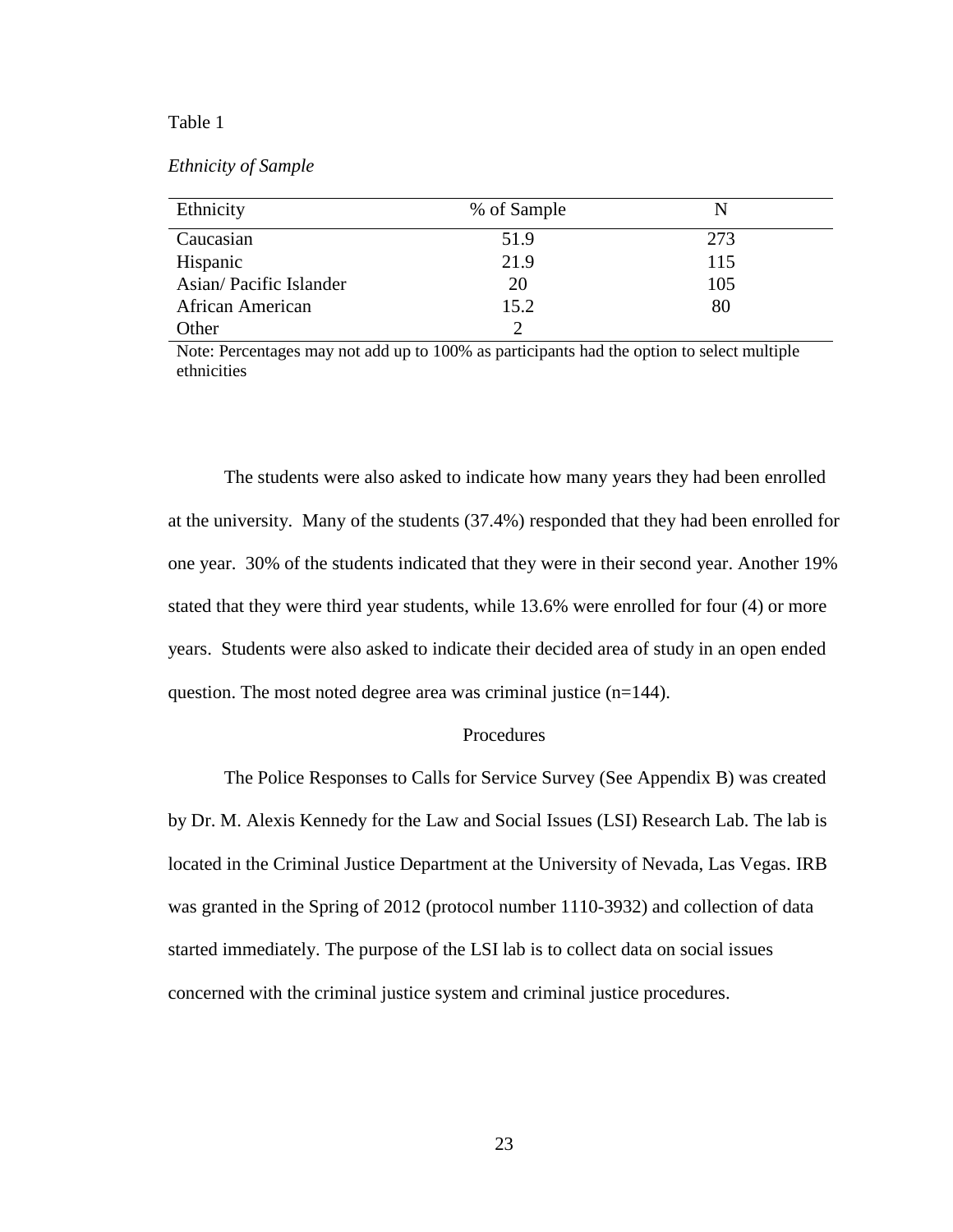Table 1

*Ethnicity of Sample*

| Ethnicity | % of Sample | N |
|---|---|---|
| Caucasian | 51.9 | 273 |
| Hispanic | 21.9 | 115 |
| Asian/ Pacific Islander | 20 | 105 |
| African American | 15.2 | 80 |
| Other | 2 | |

Note: Percentages may not add up to 100% as participants had the option to select multiple ethnicities

The students were also asked to indicate how many years they had been enrolled at the university. Many of the students (37.4%) responded that they had been enrolled for one year. 30% of the students indicated that they were in their second year. Another 19% stated that they were third year students, while 13.6% were enrolled for four (4) or more years. Students were also asked to indicate their decided area of study in an open ended question. The most noted degree area was criminal justice (n=144).

## Procedures

The Police Responses to Calls for Service Survey (See Appendix B) was created by Dr. M. Alexis Kennedy for the Law and Social Issues (LSI) Research Lab. The lab is located in the Criminal Justice Department at the University of Nevada, Las Vegas. IRB was granted in the Spring of 2012 (protocol number 1110-3932) and collection of data started immediately. The purpose of the LSI lab is to collect data on social issues concerned with the criminal justice system and criminal justice procedures.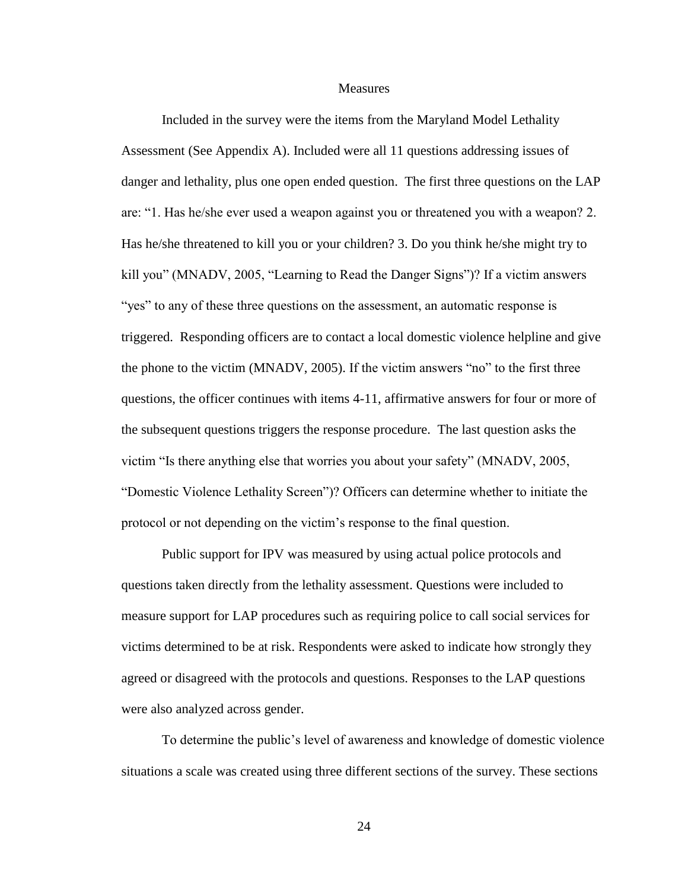## Measures

Included in the survey were the items from the Maryland Model Lethality Assessment (See Appendix A). Included were all 11 questions addressing issues of danger and lethality, plus one open ended question. The first three questions on the LAP are: "1. Has he/she ever used a weapon against you or threatened you with a weapon? 2. Has he/she threatened to kill you or your children? 3. Do you think he/she might try to kill you" (MNADV, 2005, "Learning to Read the Danger Signs")? If a victim answers "yes" to any of these three questions on the assessment, an automatic response is triggered. Responding officers are to contact a local domestic violence helpline and give the phone to the victim (MNADV, 2005). If the victim answers "no" to the first three questions, the officer continues with items 4-11, affirmative answers for four or more of the subsequent questions triggers the response procedure. The last question asks the victim "Is there anything else that worries you about your safety" (MNADV, 2005, "Domestic Violence Lethality Screen")? Officers can determine whether to initiate the protocol or not depending on the victim's response to the final question.

Public support for IPV was measured by using actual police protocols and questions taken directly from the lethality assessment. Questions were included to measure support for LAP procedures such as requiring police to call social services for victims determined to be at risk. Respondents were asked to indicate how strongly they agreed or disagreed with the protocols and questions. Responses to the LAP questions were also analyzed across gender.

To determine the public's level of awareness and knowledge of domestic violence situations a scale was created using three different sections of the survey. These sections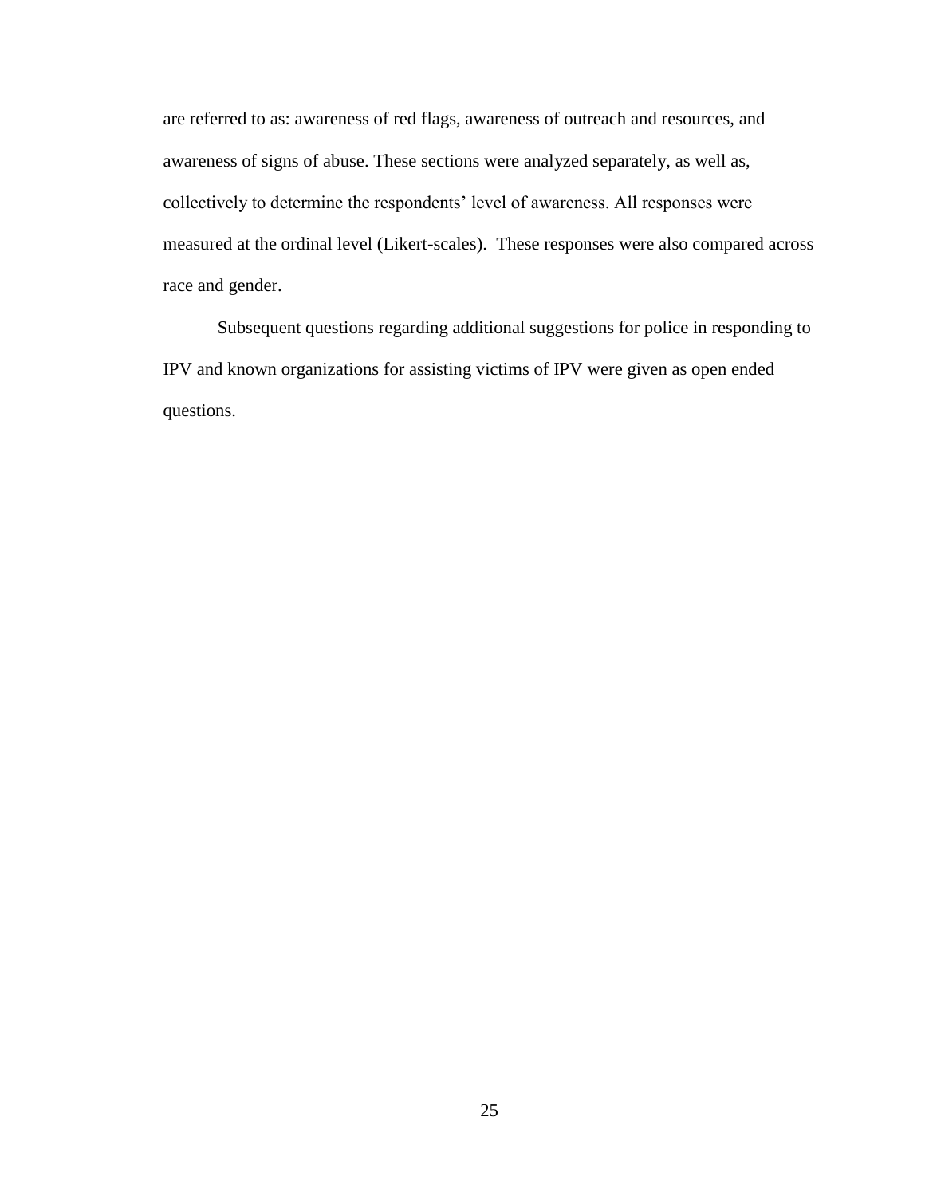are referred to as: awareness of red flags, awareness of outreach and resources, and awareness of signs of abuse. These sections were analyzed separately, as well as, collectively to determine the respondents' level of awareness. All responses were measured at the ordinal level (Likert-scales). These responses were also compared across race and gender.

Subsequent questions regarding additional suggestions for police in responding to IPV and known organizations for assisting victims of IPV were given as open ended questions.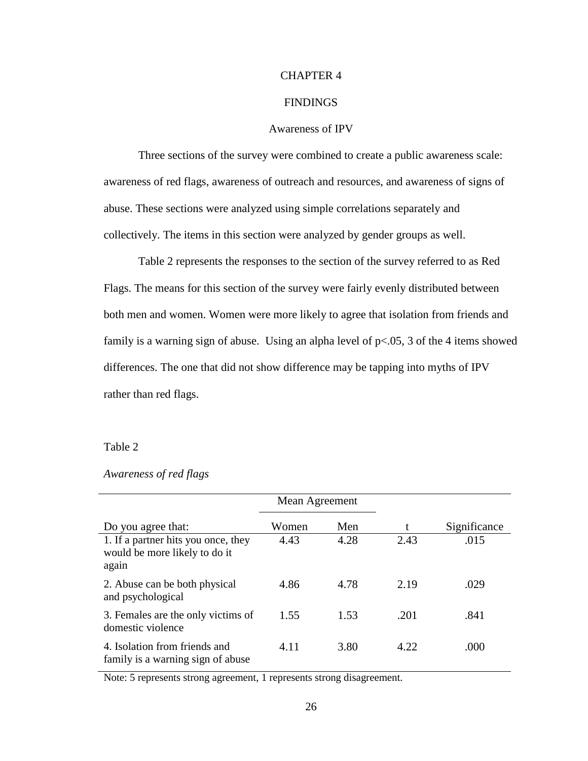# CHAPTER 4

# FINDINGS

## Awareness of IPV

Three sections of the survey were combined to create a public awareness scale: awareness of red flags, awareness of outreach and resources, and awareness of signs of abuse. These sections were analyzed using simple correlations separately and collectively. The items in this section were analyzed by gender groups as well.

Table 2 represents the responses to the section of the survey referred to as Red Flags. The means for this section of the survey were fairly evenly distributed between both men and women. Women were more likely to agree that isolation from friends and family is a warning sign of abuse. Using an alpha level of $p<.05$, 3 of the 4 items showed differences. The one that did not show difference may be tapping into myths of IPV rather than red flags.

Table 2

*Awareness of red flags*

| | Mean Agreement | | | |
|---|---|---|---|---|
| Do you agree that: | Women | Men | t | Significance |
| 1. If a partner hits you once, they would be more likely to do it again | 4.43 | 4.28 | 2.43 | .015 |
| 2. Abuse can be both physical and psychological | 4.86 | 4.78 | 2.19 | .029 |
| 3. Females are the only victims of domestic violence | 1.55 | 1.53 | .201 | .841 |
| 4. Isolation from friends and family is a warning sign of abuse | 4.11 | 3.80 | 4.22 | .000 |

Note: 5 represents strong agreement, 1 represents strong disagreement.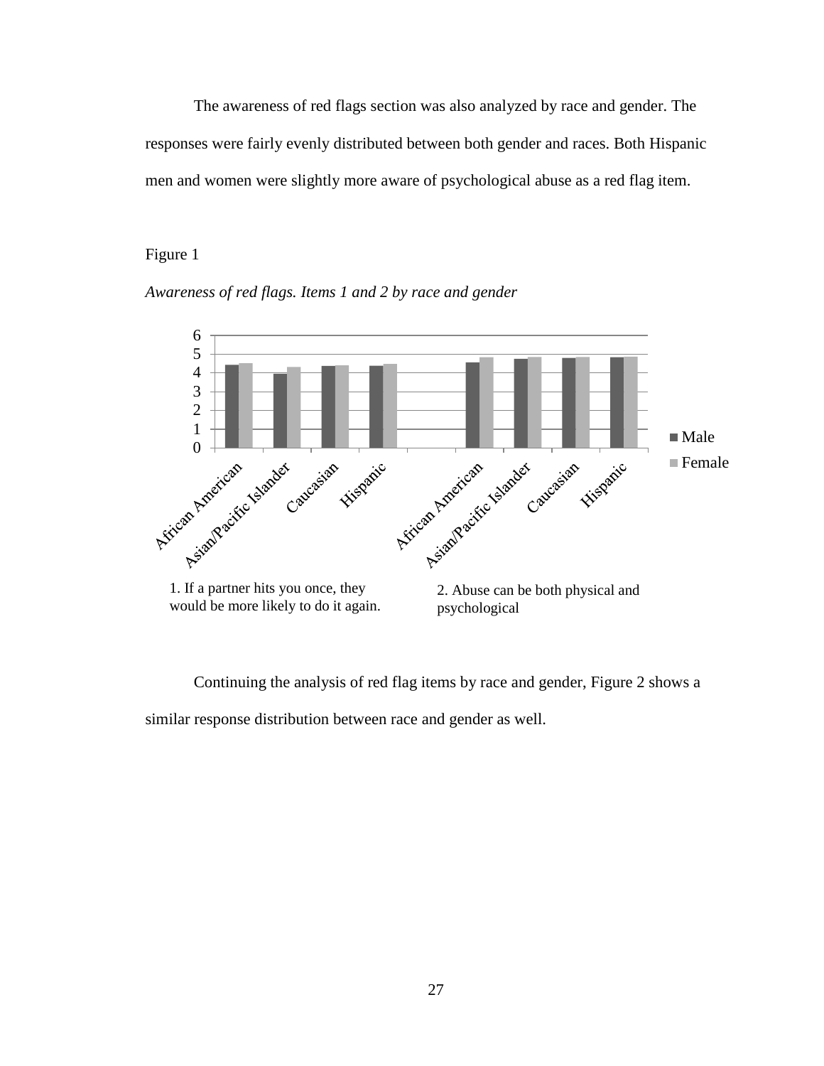The awareness of red flags section was also analyzed by race and gender. The responses were fairly evenly distributed between both gender and races. Both Hispanic men and women were slightly more aware of psychological abuse as a red flag item.

Figure 1

*Awareness of red flags. Items 1 and 2 by race and gender*

1. If a partner hits you once, they would be more likely to do it again.

2. Abuse can be both physical and psychological

Continuing the analysis of red flag items by race and gender, Figure 2 shows a similar response distribution between race and gender as well.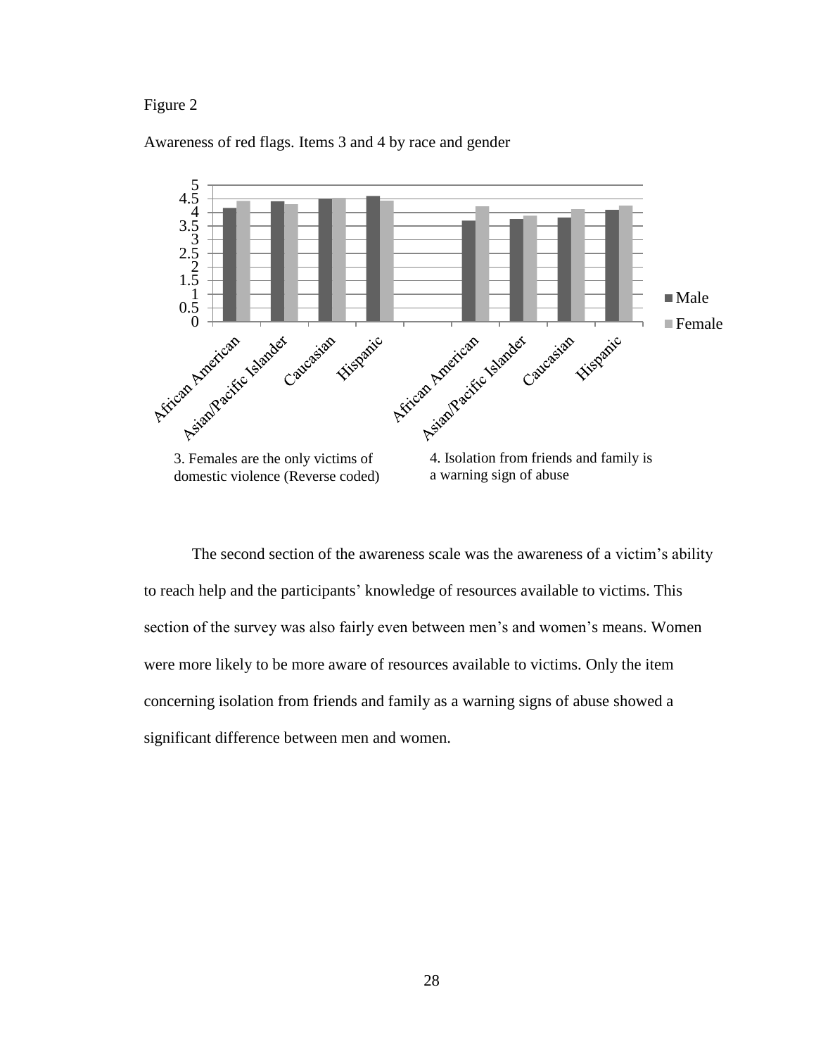Figure 2

Awareness of red flags. Items 3 and 4 by race and gender

3. Females are the only victims of domestic violence (Reverse coded)

4. Isolation from friends and family is a warning sign of abuse

The second section of the awareness scale was the awareness of a victim's ability to reach help and the participants' knowledge of resources available to victims. This section of the survey was also fairly even between men's and women's means. Women were more likely to be more aware of resources available to victims. Only the item concerning isolation from friends and family as a warning signs of abuse showed a significant difference between men and women.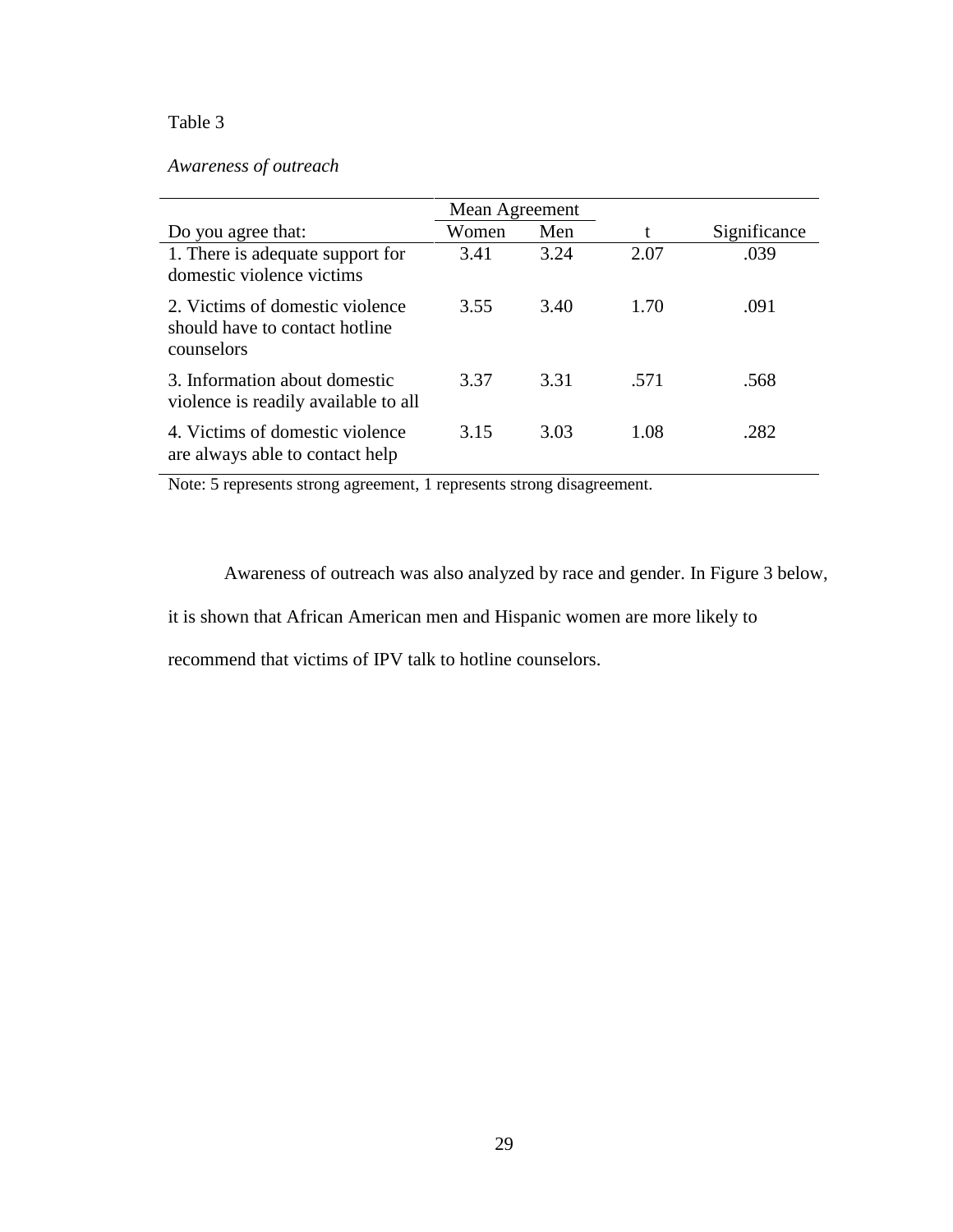Table 3

*Awareness of outreach*

| | Mean Agreement | | | |
|---|---|---|---|---|
| Do you agree that: | Women | Men | t | Significance |
| 1. There is adequate support for domestic violence victims | 3.41 | 3.24 | 2.07 | .039 |
| 2. Victims of domestic violence should have to contact hotline counselors | 3.55 | 3.40 | 1.70 | .091 |
| 3. Information about domestic violence is readily available to all | 3.37 | 3.31 | .571 | .568 |
| 4. Victims of domestic violence are always able to contact help | 3.15 | 3.03 | 1.08 | .282 |

Note: 5 represents strong agreement, 1 represents strong disagreement.

Awareness of outreach was also analyzed by race and gender. In Figure 3 below, it is shown that African American men and Hispanic women are more likely to recommend that victims of IPV talk to hotline counselors.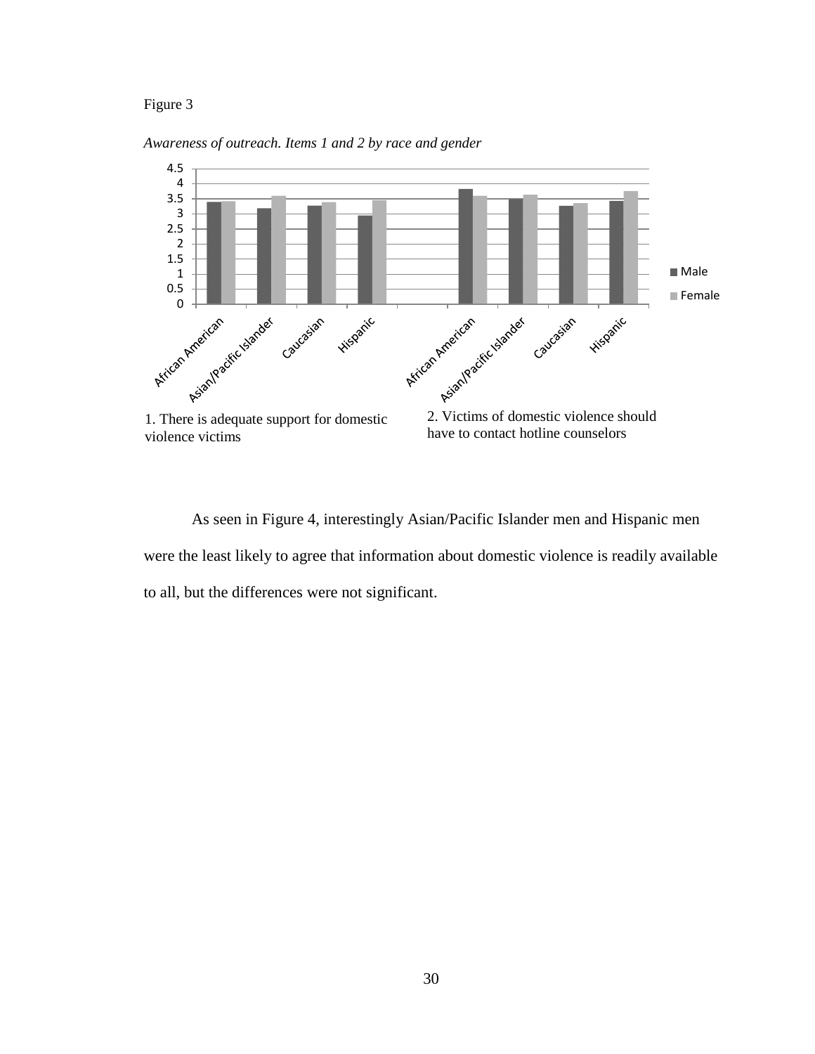Figure 3

*Awareness of outreach. Items 1 and 2 by race and gender*

1. There is adequate support for domestic violence victims

2. Victims of domestic violence should have to contact hotline counselors

As seen in Figure 4, interestingly Asian/Pacific Islander men and Hispanic men were the least likely to agree that information about domestic violence is readily available to all, but the differences were not significant.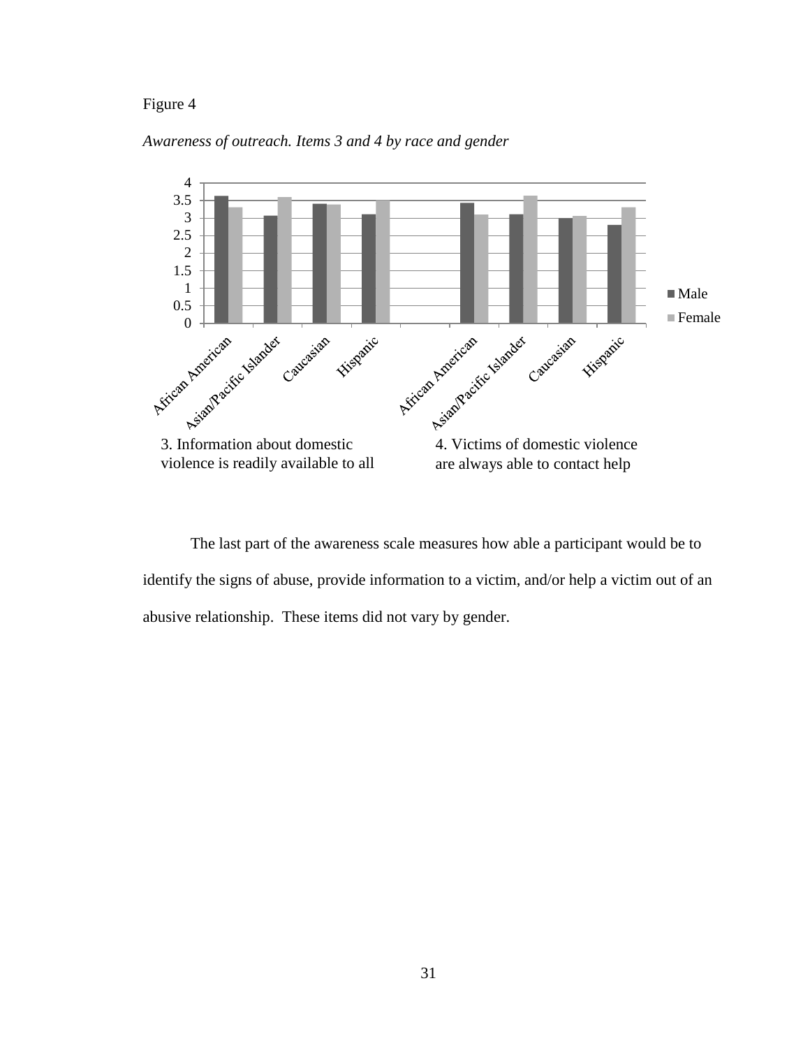Figure 4

*Awareness of outreach. Items 3 and 4 by race and gender*

3. Information about domestic violence is readily available to all

4. Victims of domestic violence are always able to contact help

The last part of the awareness scale measures how able a participant would be to identify the signs of abuse, provide information to a victim, and/or help a victim out of an abusive relationship. These items did not vary by gender.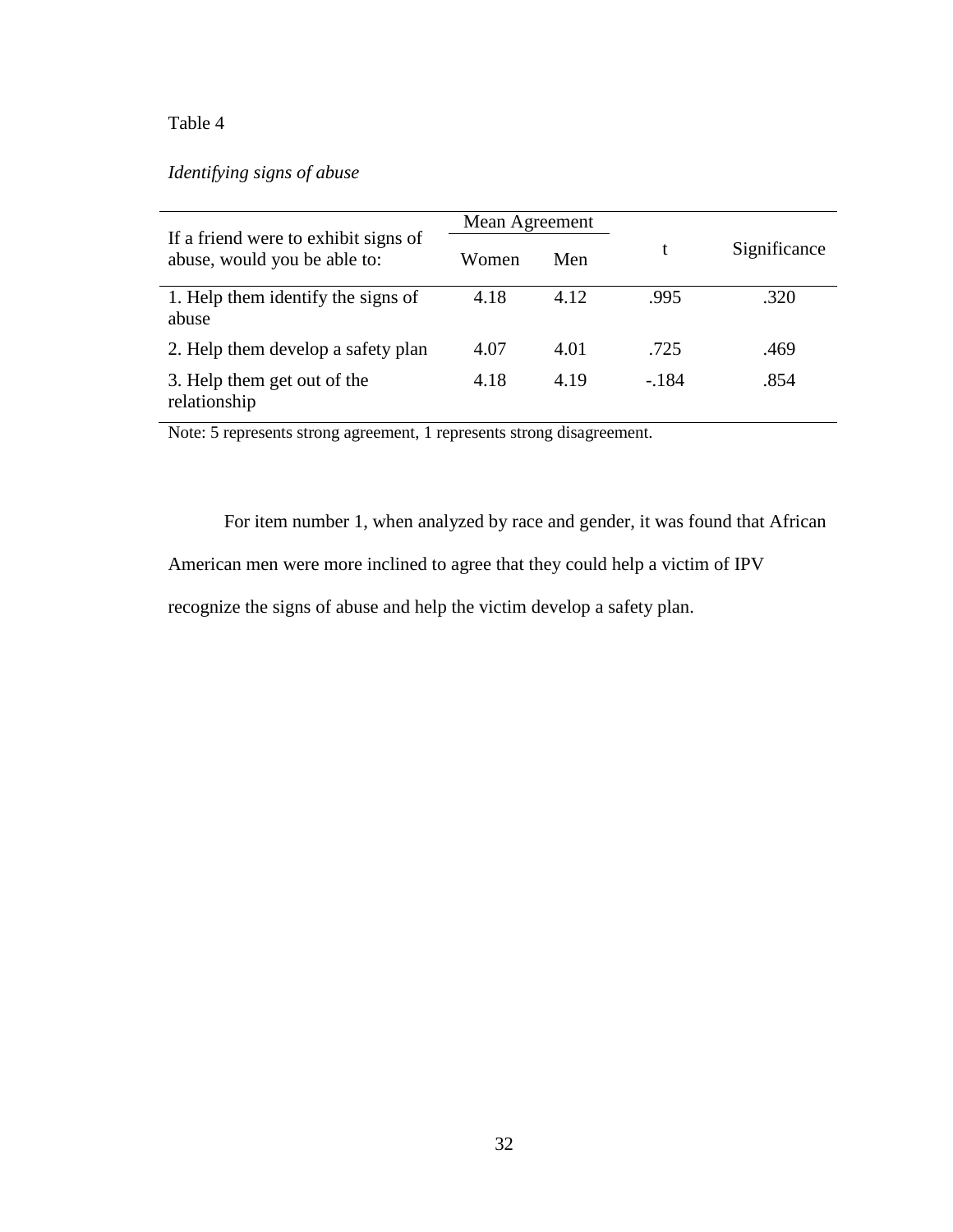Table 4

*Identifying signs of abuse*

| If a friend were to exhibit signs of abuse, would you be able to: | Mean Agreement | | t | Significance |
|---|---|---|---|---|
| | Women | Men | | |
| 1. Help them identify the signs of abuse | 4.18 | 4.12 | .995 | .320 |
| 2. Help them develop a safety plan | 4.07 | 4.01 | .725 | .469 |
| 3. Help them get out of the relationship | 4.18 | 4.19 | -.184 | .854 |

Note: 5 represents strong agreement, 1 represents strong disagreement.

For item number 1, when analyzed by race and gender, it was found that African American men were more inclined to agree that they could help a victim of IPV recognize the signs of abuse and help the victim develop a safety plan.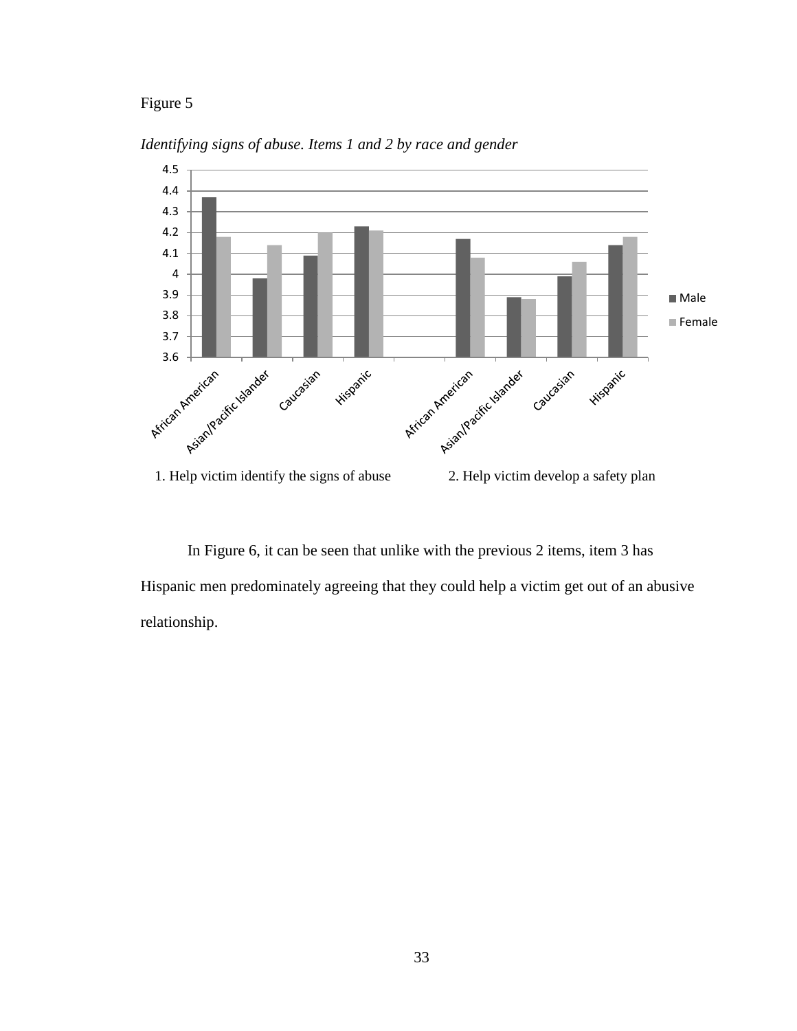Figure 5

*Identifying signs of abuse. Items 1 and 2 by race and gender*

1. Help victim identify the signs of abuse        2. Help victim develop a safety plan

In Figure 6, it can be seen that unlike with the previous 2 items, item 3 has Hispanic men predominately agreeing that they could help a victim get out of an abusive relationship.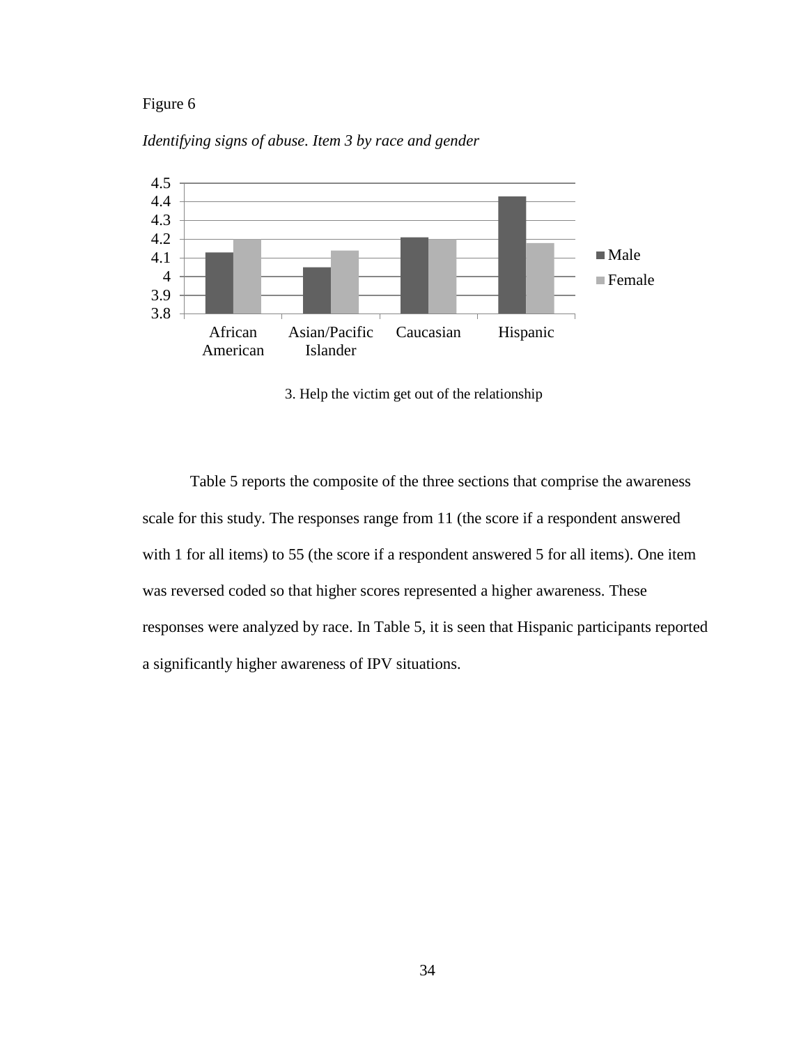Figure 6

*Identifying signs of abuse. Item 3 by race and gender*

3. Help the victim get out of the relationship

Table 5 reports the composite of the three sections that comprise the awareness scale for this study. The responses range from 11 (the score if a respondent answered with 1 for all items) to 55 (the score if a respondent answered 5 for all items). One item was reversed coded so that higher scores represented a higher awareness. These responses were analyzed by race. In Table 5, it is seen that Hispanic participants reported a significantly higher awareness of IPV situations.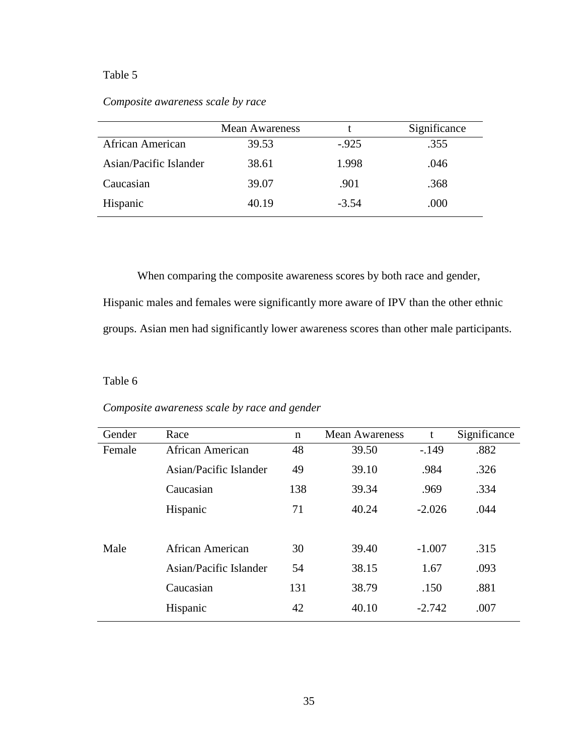Table 5

*Composite awareness scale by race*

| | Mean Awareness | t | Significance |
|---|---|---|---|
| African American | 39.53 | -.925 | .355 |
| Asian/Pacific Islander | 38.61 | 1.998 | .046 |
| Caucasian | 39.07 | .901 | .368 |
| Hispanic | 40.19 | -3.54 | .000 |

When comparing the composite awareness scores by both race and gender, Hispanic males and females were significantly more aware of IPV than the other ethnic groups. Asian men had significantly lower awareness scores than other male participants.

Table 6

*Composite awareness scale by race and gender*

| Gender | Race | n | Mean Awareness | t | Significance |
|---|---|---|---|---|---|
| Female | African American | 48 | 39.50 | -.149 | .882 |
| | Asian/Pacific Islander | 49 | 39.10 | .984 | .326 |
| | Caucasian | 138 | 39.34 | .969 | .334 |
| | Hispanic | 71 | 40.24 | -2.026 | .044 |
| Male | African American | 30 | 39.40 | -1.007 | .315 |
| | Asian/Pacific Islander | 54 | 38.15 | 1.67 | .093 |
| | Caucasian | 131 | 38.79 | .150 | .881 |
| | Hispanic | 42 | 40.10 | -2.742 | .007 |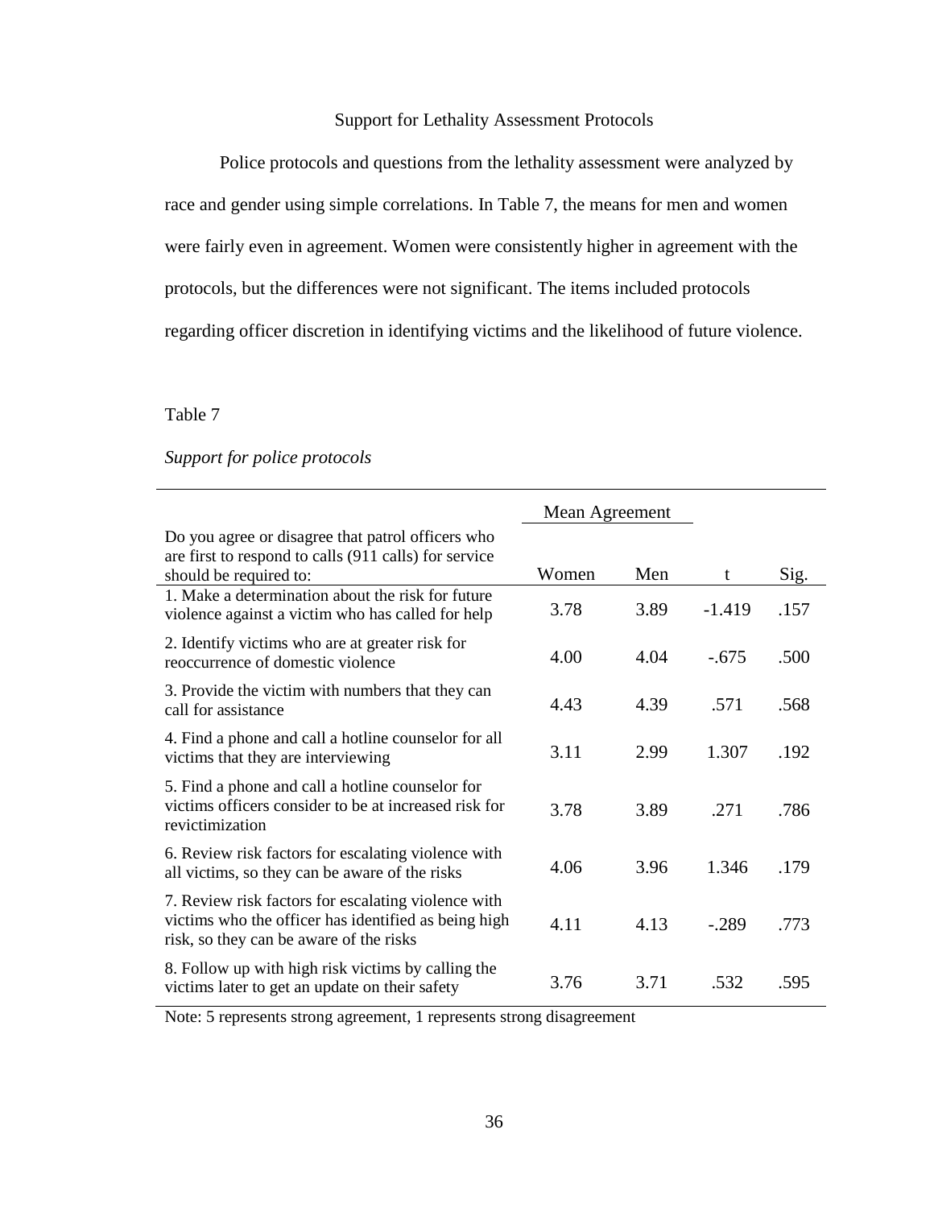## Support for Lethality Assessment Protocols

Police protocols and questions from the lethality assessment were analyzed by race and gender using simple correlations. In Table 7, the means for men and women were fairly even in agreement. Women were consistently higher in agreement with the protocols, but the differences were not significant. The items included protocols regarding officer discretion in identifying victims and the likelihood of future violence.

Table 7

*Support for police protocols*

| | Mean Agreement | | | |
|---|---|---|---|---|
| Do you agree or disagree that patrol officers who are first to respond to calls (911 calls) for service should be required to: | Women | Men | t | Sig. |
| 1. Make a determination about the risk for future violence against a victim who has called for help | 3.78 | 3.89 | -1.419 | .157 |
| 2. Identify victims who are at greater risk for reoccurrence of domestic violence | 4.00 | 4.04 | -.675 | .500 |
| 3. Provide the victim with numbers that they can call for assistance | 4.43 | 4.39 | .571 | .568 |
| 4. Find a phone and call a hotline counselor for all victims that they are interviewing | 3.11 | 2.99 | 1.307 | .192 |
| 5. Find a phone and call a hotline counselor for victims officers consider to be at increased risk for revictimization | 3.78 | 3.89 | .271 | .786 |
| 6. Review risk factors for escalating violence with all victims, so they can be aware of the risks | 4.06 | 3.96 | 1.346 | .179 |
| 7. Review risk factors for escalating violence with victims who the officer has identified as being high risk, so they can be aware of the risks | 4.11 | 4.13 | -.289 | .773 |
| 8. Follow up with high risk victims by calling the victims later to get an update on their safety | 3.76 | 3.71 | .532 | .595 |

Note: 5 represents strong agreement, 1 represents strong disagreement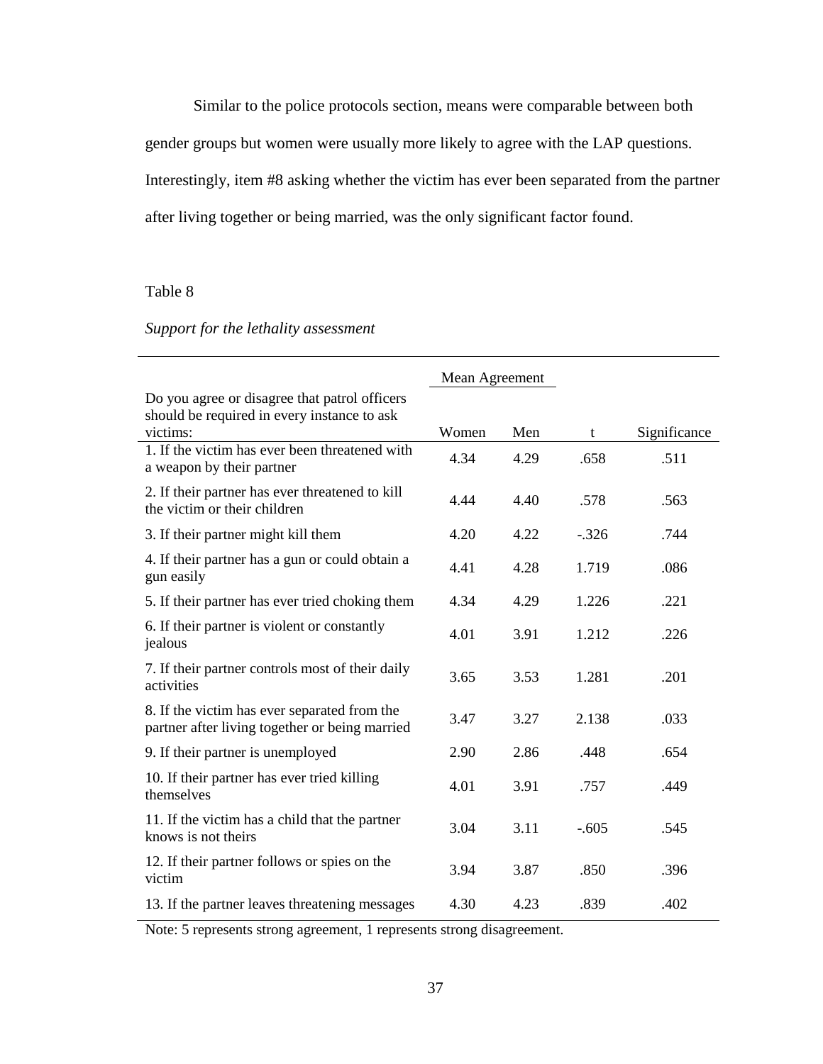Similar to the police protocols section, means were comparable between both gender groups but women were usually more likely to agree with the LAP questions. Interestingly, item #8 asking whether the victim has ever been separated from the partner after living together or being married, was the only significant factor found.

Table 8

*Support for the lethality assessment*

| | Mean Agreement | | | |
|---|---|---|---|---|
| Do you agree or disagree that patrol officers should be required in every instance to ask victims: | Women | Men | t | Significance |
| 1. If the victim has ever been threatened with a weapon by their partner | 4.34 | 4.29 | .658 | .511 |
| 2. If their partner has ever threatened to kill the victim or their children | 4.44 | 4.40 | .578 | .563 |
| 3. If their partner might kill them | 4.20 | 4.22 | -.326 | .744 |
| 4. If their partner has a gun or could obtain a gun easily | 4.41 | 4.28 | 1.719 | .086 |
| 5. If their partner has ever tried choking them | 4.34 | 4.29 | 1.226 | .221 |
| 6. If their partner is violent or constantly jealous | 4.01 | 3.91 | 1.212 | .226 |
| 7. If their partner controls most of their daily activities | 3.65 | 3.53 | 1.281 | .201 |
| 8. If the victim has ever separated from the partner after living together or being married | 3.47 | 3.27 | 2.138 | .033 |
| 9. If their partner is unemployed | 2.90 | 2.86 | .448 | .654 |
| 10. If their partner has ever tried killing themselves | 4.01 | 3.91 | .757 | .449 |
| 11. If the victim has a child that the partner knows is not theirs | 3.04 | 3.11 | -.605 | .545 |
| 12. If their partner follows or spies on the victim | 3.94 | 3.87 | .850 | .396 |
| 13. If the partner leaves threatening messages | 4.30 | 4.23 | .839 | .402 |

Note: 5 represents strong agreement, 1 represents strong disagreement.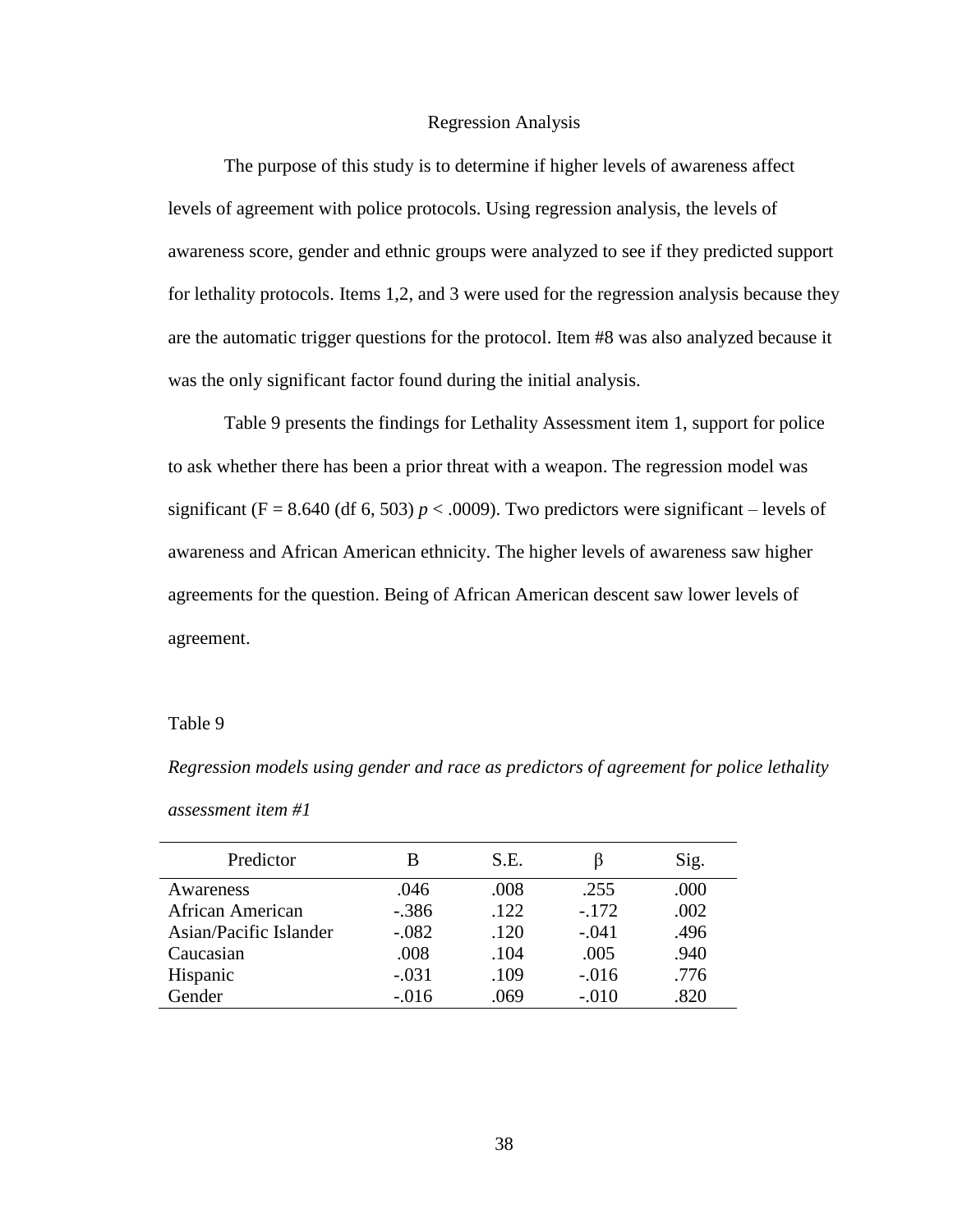## Regression Analysis

The purpose of this study is to determine if higher levels of awareness affect levels of agreement with police protocols. Using regression analysis, the levels of awareness score, gender and ethnic groups were analyzed to see if they predicted support for lethality protocols. Items 1,2, and 3 were used for the regression analysis because they are the automatic trigger questions for the protocol. Item #8 was also analyzed because it was the only significant factor found during the initial analysis.

Table 9 presents the findings for Lethality Assessment item 1, support for police to ask whether there has been a prior threat with a weapon. The regression model was significant (F = 8.640 (df 6, 503) $p < .0009$). Two predictors were significant – levels of awareness and African American ethnicity. The higher levels of awareness saw higher agreements for the question. Being of African American descent saw lower levels of agreement.

Table 9

*Regression models using gender and race as predictors of agreement for police lethality assessment item #1*

| Predictor | B | S.E. | β | Sig. |
|---|---|---|---|---|
| Awareness | .046 | .008 | .255 | .000 |
| African American | -.386 | .122 | -.172 | .002 |
| Asian/Pacific Islander | -.082 | .120 | -.041 | .496 |
| Caucasian | .008 | .104 | .005 | .940 |
| Hispanic | -.031 | .109 | -.016 | .776 |
| Gender | -.016 | .069 | -.010 | .820 |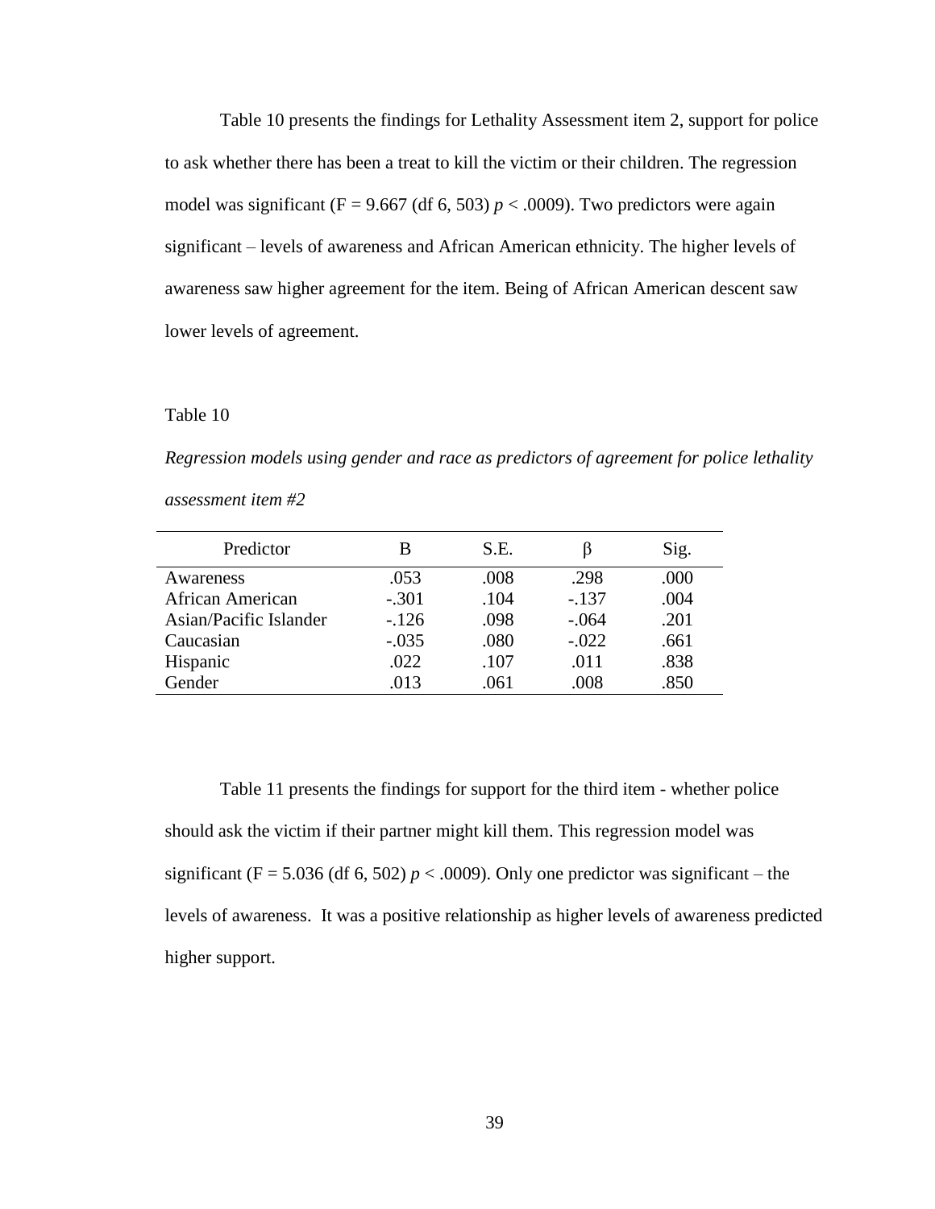Table 10 presents the findings for Lethality Assessment item 2, support for police to ask whether there has been a treat to kill the victim or their children. The regression model was significant (F = 9.667 (df 6, 503) $p < .0009$). Two predictors were again significant – levels of awareness and African American ethnicity. The higher levels of awareness saw higher agreement for the item. Being of African American descent saw lower levels of agreement.

Table 10

*Regression models using gender and race as predictors of agreement for police lethality assessment item #2*

| Predictor | B | S.E. | β | Sig. |
|---|---|---|---|---|
| Awareness | .053 | .008 | .298 | .000 |
| African American | -.301 | .104 | -.137 | .004 |
| Asian/Pacific Islander | -.126 | .098 | -.064 | .201 |
| Caucasian | -.035 | .080 | -.022 | .661 |
| Hispanic | .022 | .107 | .011 | .838 |
| Gender | .013 | .061 | .008 | .850 |

Table 11 presents the findings for support for the third item - whether police should ask the victim if their partner might kill them. This regression model was significant (F = 5.036 (df 6, 502) $p < .0009$). Only one predictor was significant – the levels of awareness. It was a positive relationship as higher levels of awareness predicted higher support.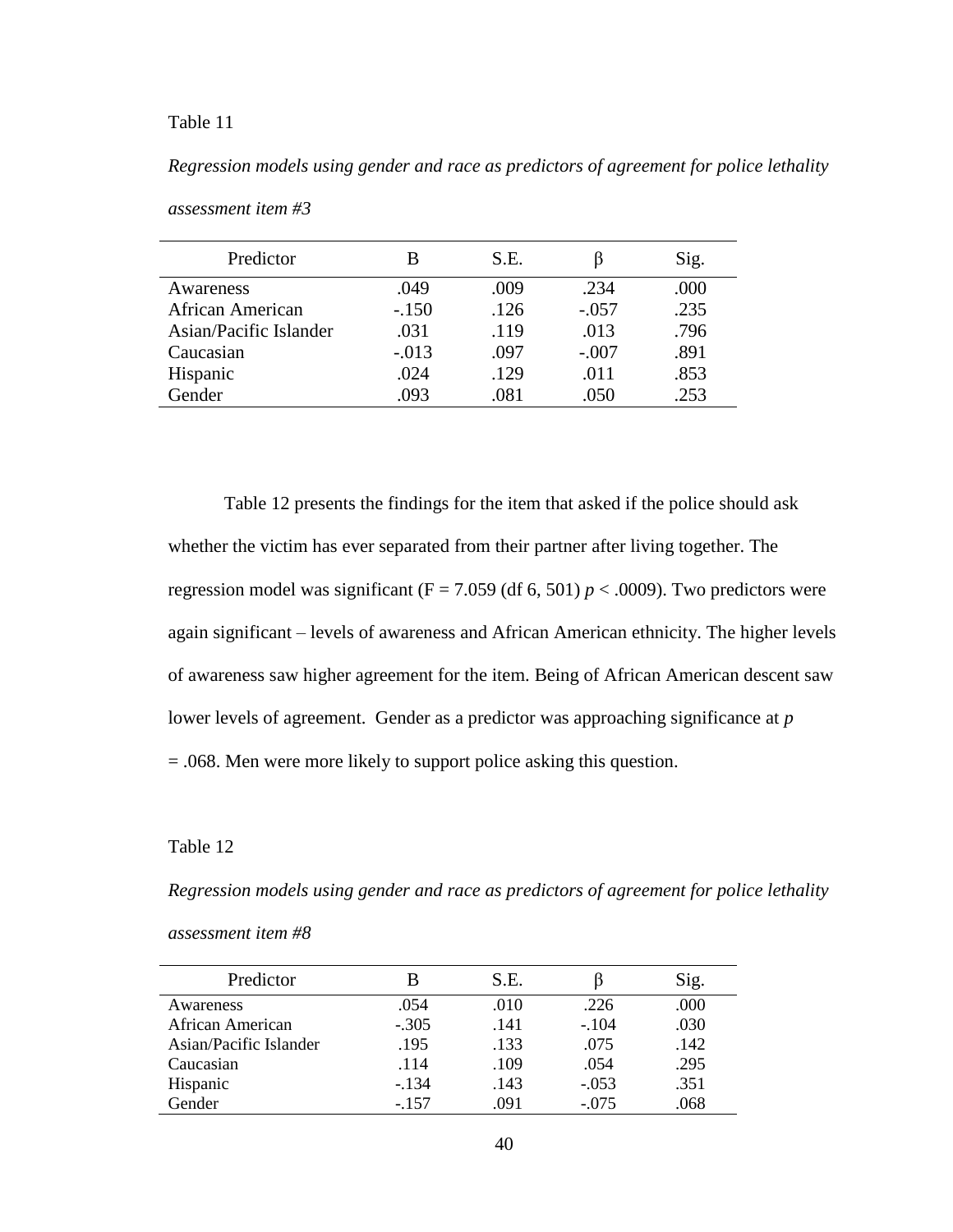Table 11

*Regression models using gender and race as predictors of agreement for police lethality assessment item #3*

| Predictor | B | S.E. | β | Sig. |
|---|---|---|---|---|
| Awareness | .049 | .009 | .234 | .000 |
| African American | -.150 | .126 | -.057 | .235 |
| Asian/Pacific Islander | .031 | .119 | .013 | .796 |
| Caucasian | -.013 | .097 | -.007 | .891 |
| Hispanic | .024 | .129 | .011 | .853 |
| Gender | .093 | .081 | .050 | .253 |

Table 12 presents the findings for the item that asked if the police should ask whether the victim has ever separated from their partner after living together. The regression model was significant ($F = 7.059$ (df 6, 501) $p < .0009$). Two predictors were again significant – levels of awareness and African American ethnicity. The higher levels of awareness saw higher agreement for the item. Being of African American descent saw lower levels of agreement. Gender as a predictor was approaching significance at $p = .068$. Men were more likely to support police asking this question.

Table 12

*Regression models using gender and race as predictors of agreement for police lethality assessment item #8*

| Predictor | B | S.E. | β | Sig. |
|---|---|---|---|---|
| Awareness | .054 | .010 | .226 | .000 |
| African American | -.305 | .141 | -.104 | .030 |
| Asian/Pacific Islander | .195 | .133 | .075 | .142 |
| Caucasian | .114 | .109 | .054 | .295 |
| Hispanic | -.134 | .143 | -.053 | .351 |
| Gender | -.157 | .091 | -.075 | .068 |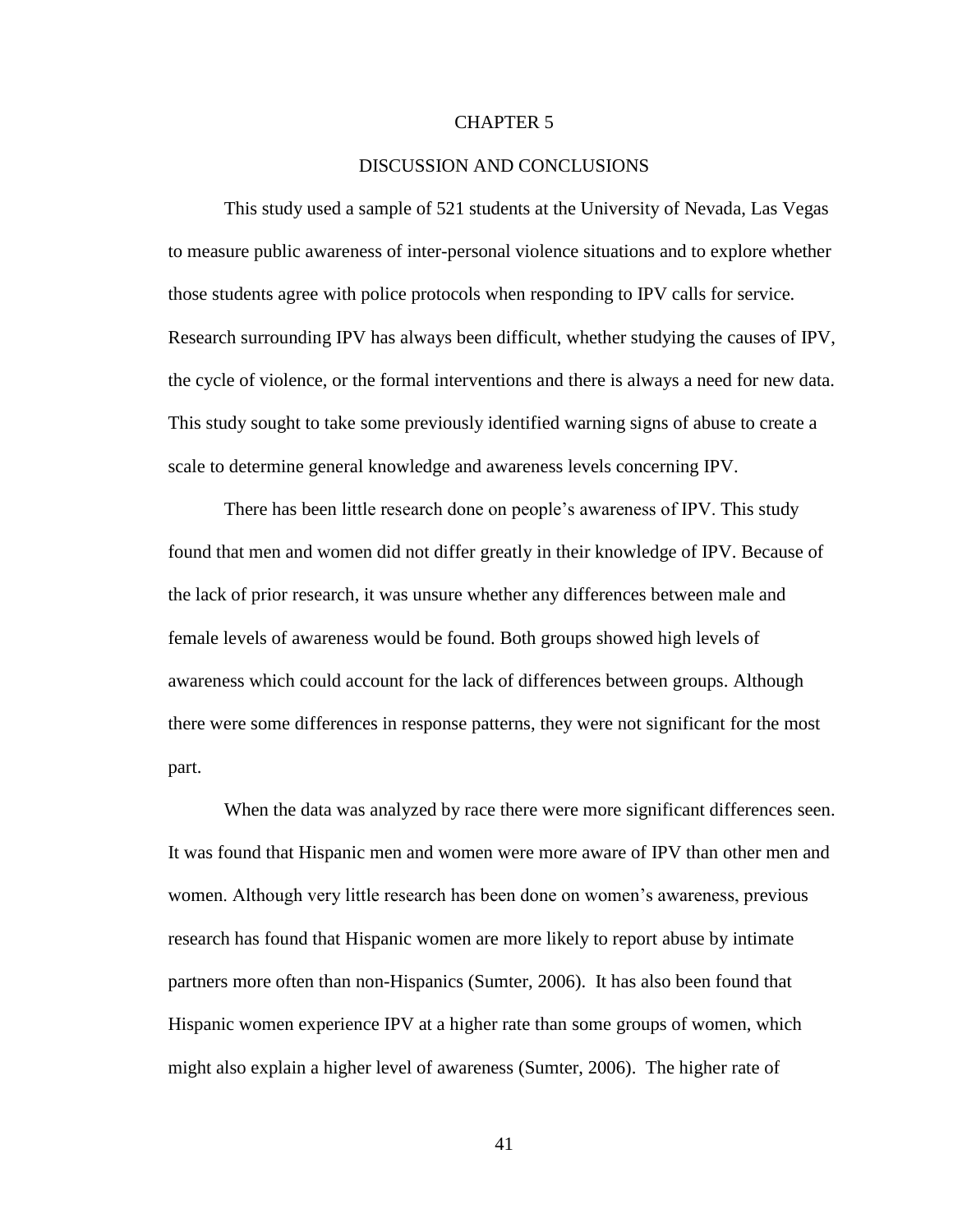# CHAPTER 5

## DISCUSSION AND CONCLUSIONS

This study used a sample of 521 students at the University of Nevada, Las Vegas to measure public awareness of inter-personal violence situations and to explore whether those students agree with police protocols when responding to IPV calls for service. Research surrounding IPV has always been difficult, whether studying the causes of IPV, the cycle of violence, or the formal interventions and there is always a need for new data. This study sought to take some previously identified warning signs of abuse to create a scale to determine general knowledge and awareness levels concerning IPV.

There has been little research done on people's awareness of IPV. This study found that men and women did not differ greatly in their knowledge of IPV. Because of the lack of prior research, it was unsure whether any differences between male and female levels of awareness would be found. Both groups showed high levels of awareness which could account for the lack of differences between groups. Although there were some differences in response patterns, they were not significant for the most part.

When the data was analyzed by race there were more significant differences seen. It was found that Hispanic men and women were more aware of IPV than other men and women. Although very little research has been done on women's awareness, previous research has found that Hispanic women are more likely to report abuse by intimate partners more often than non-Hispanics (Sumter, 2006). It has also been found that Hispanic women experience IPV at a higher rate than some groups of women, which might also explain a higher level of awareness (Sumter, 2006). The higher rate of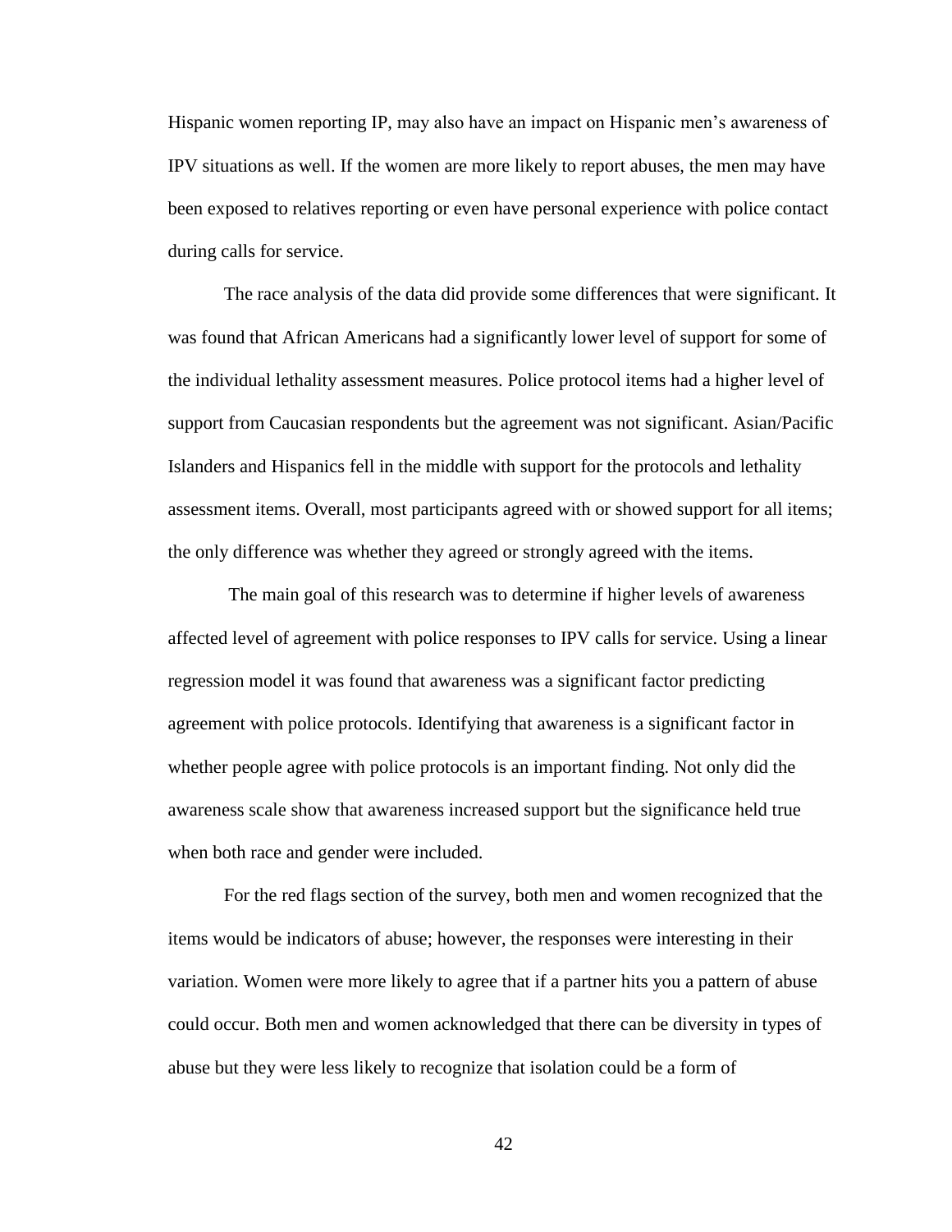Hispanic women reporting IP, may also have an impact on Hispanic men's awareness of IPV situations as well. If the women are more likely to report abuses, the men may have been exposed to relatives reporting or even have personal experience with police contact during calls for service.

The race analysis of the data did provide some differences that were significant. It was found that African Americans had a significantly lower level of support for some of the individual lethality assessment measures. Police protocol items had a higher level of support from Caucasian respondents but the agreement was not significant. Asian/Pacific Islanders and Hispanics fell in the middle with support for the protocols and lethality assessment items. Overall, most participants agreed with or showed support for all items; the only difference was whether they agreed or strongly agreed with the items.

The main goal of this research was to determine if higher levels of awareness affected level of agreement with police responses to IPV calls for service. Using a linear regression model it was found that awareness was a significant factor predicting agreement with police protocols. Identifying that awareness is a significant factor in whether people agree with police protocols is an important finding. Not only did the awareness scale show that awareness increased support but the significance held true when both race and gender were included.

For the red flags section of the survey, both men and women recognized that the items would be indicators of abuse; however, the responses were interesting in their variation. Women were more likely to agree that if a partner hits you a pattern of abuse could occur. Both men and women acknowledged that there can be diversity in types of abuse but they were less likely to recognize that isolation could be a form of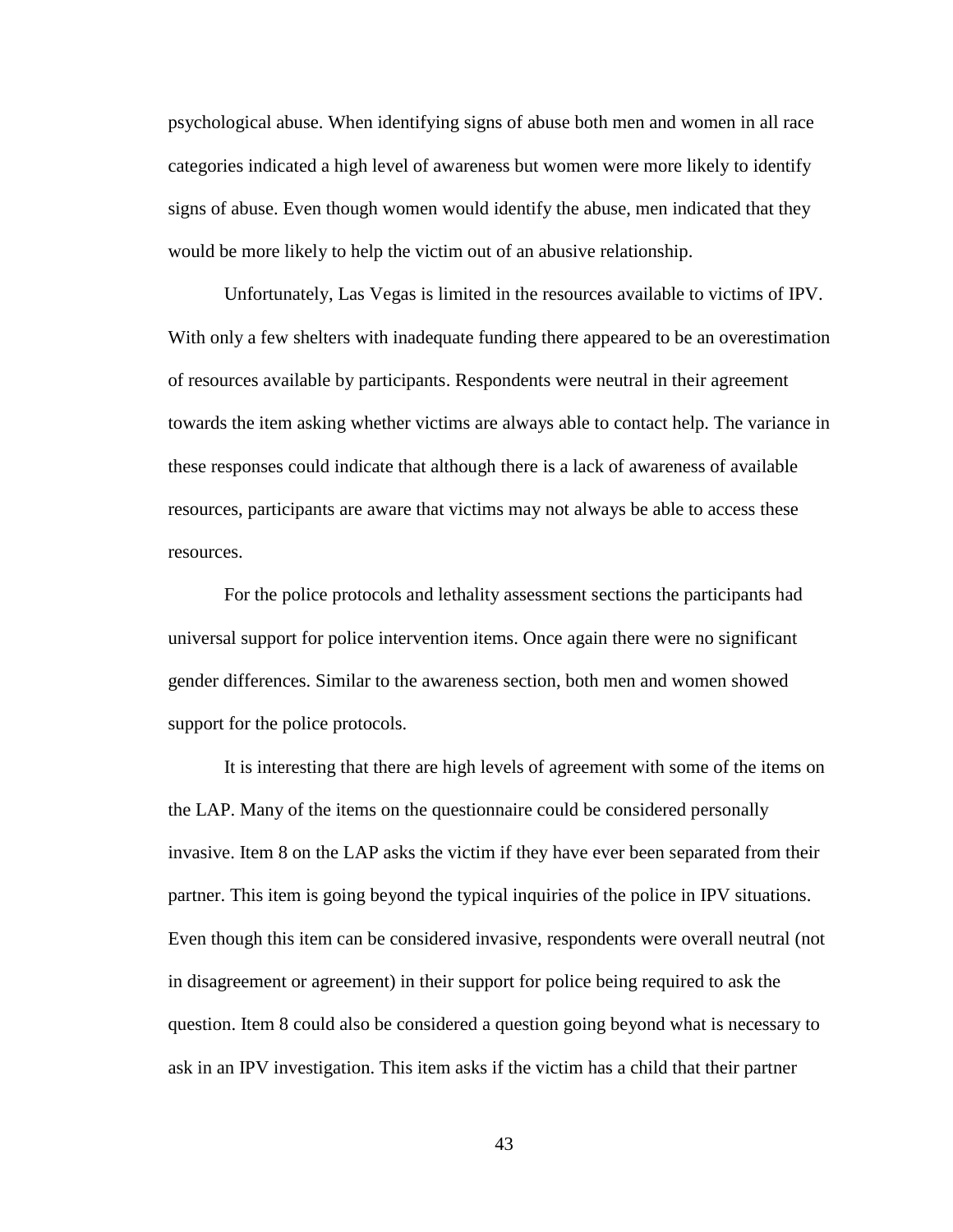psychological abuse. When identifying signs of abuse both men and women in all race categories indicated a high level of awareness but women were more likely to identify signs of abuse. Even though women would identify the abuse, men indicated that they would be more likely to help the victim out of an abusive relationship.

Unfortunately, Las Vegas is limited in the resources available to victims of IPV. With only a few shelters with inadequate funding there appeared to be an overestimation of resources available by participants. Respondents were neutral in their agreement towards the item asking whether victims are always able to contact help. The variance in these responses could indicate that although there is a lack of awareness of available resources, participants are aware that victims may not always be able to access these resources.

For the police protocols and lethality assessment sections the participants had universal support for police intervention items. Once again there were no significant gender differences. Similar to the awareness section, both men and women showed support for the police protocols.

It is interesting that there are high levels of agreement with some of the items on the LAP. Many of the items on the questionnaire could be considered personally invasive. Item 8 on the LAP asks the victim if they have ever been separated from their partner. This item is going beyond the typical inquiries of the police in IPV situations. Even though this item can be considered invasive, respondents were overall neutral (not in disagreement or agreement) in their support for police being required to ask the question. Item 8 could also be considered a question going beyond what is necessary to ask in an IPV investigation. This item asks if the victim has a child that their partner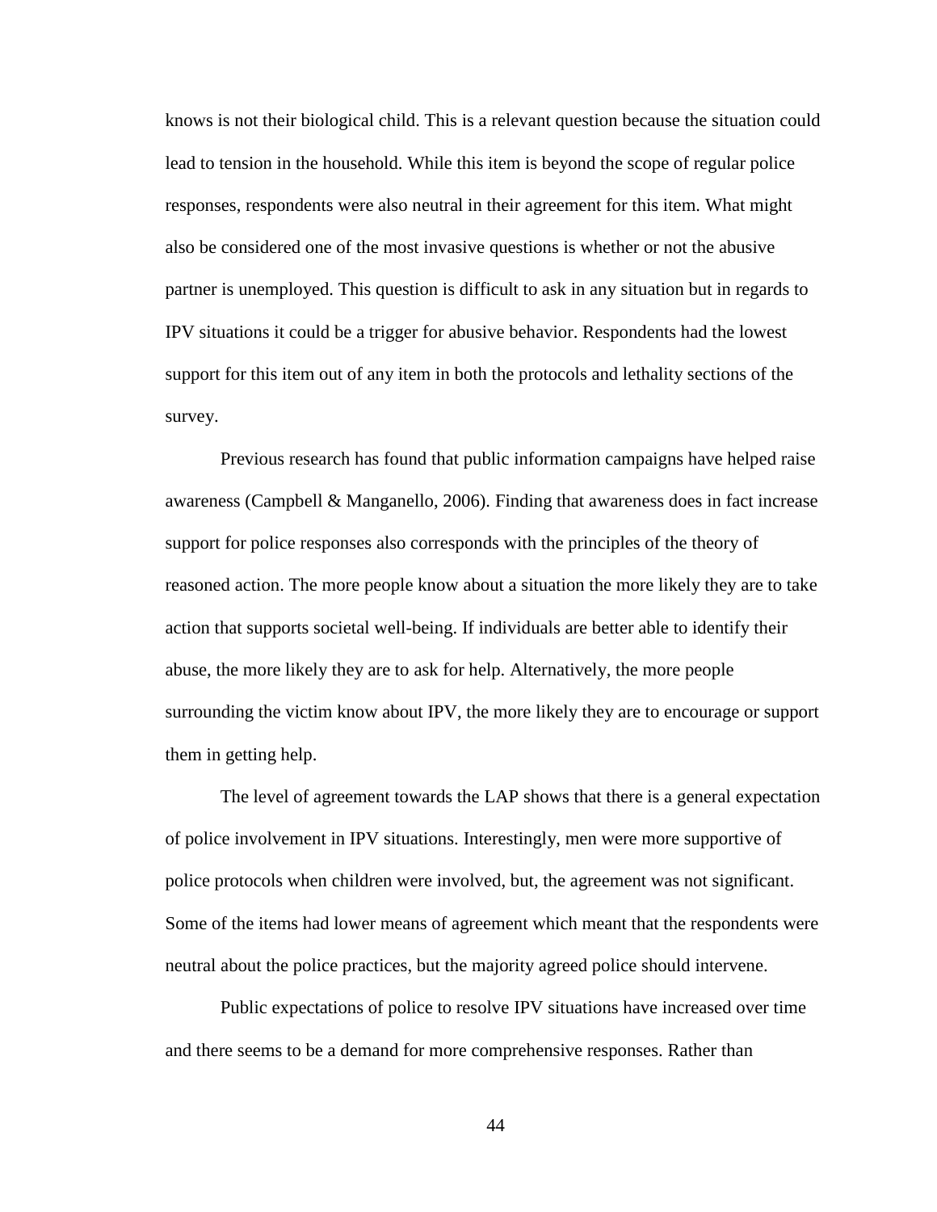knows is not their biological child. This is a relevant question because the situation could lead to tension in the household. While this item is beyond the scope of regular police responses, respondents were also neutral in their agreement for this item. What might also be considered one of the most invasive questions is whether or not the abusive partner is unemployed. This question is difficult to ask in any situation but in regards to IPV situations it could be a trigger for abusive behavior. Respondents had the lowest support for this item out of any item in both the protocols and lethality sections of the survey.

Previous research has found that public information campaigns have helped raise awareness (Campbell & Manganello, 2006). Finding that awareness does in fact increase support for police responses also corresponds with the principles of the theory of reasoned action. The more people know about a situation the more likely they are to take action that supports societal well-being. If individuals are better able to identify their abuse, the more likely they are to ask for help. Alternatively, the more people surrounding the victim know about IPV, the more likely they are to encourage or support them in getting help.

The level of agreement towards the LAP shows that there is a general expectation of police involvement in IPV situations. Interestingly, men were more supportive of police protocols when children were involved, but, the agreement was not significant. Some of the items had lower means of agreement which meant that the respondents were neutral about the police practices, but the majority agreed police should intervene.

Public expectations of police to resolve IPV situations have increased over time and there seems to be a demand for more comprehensive responses. Rather than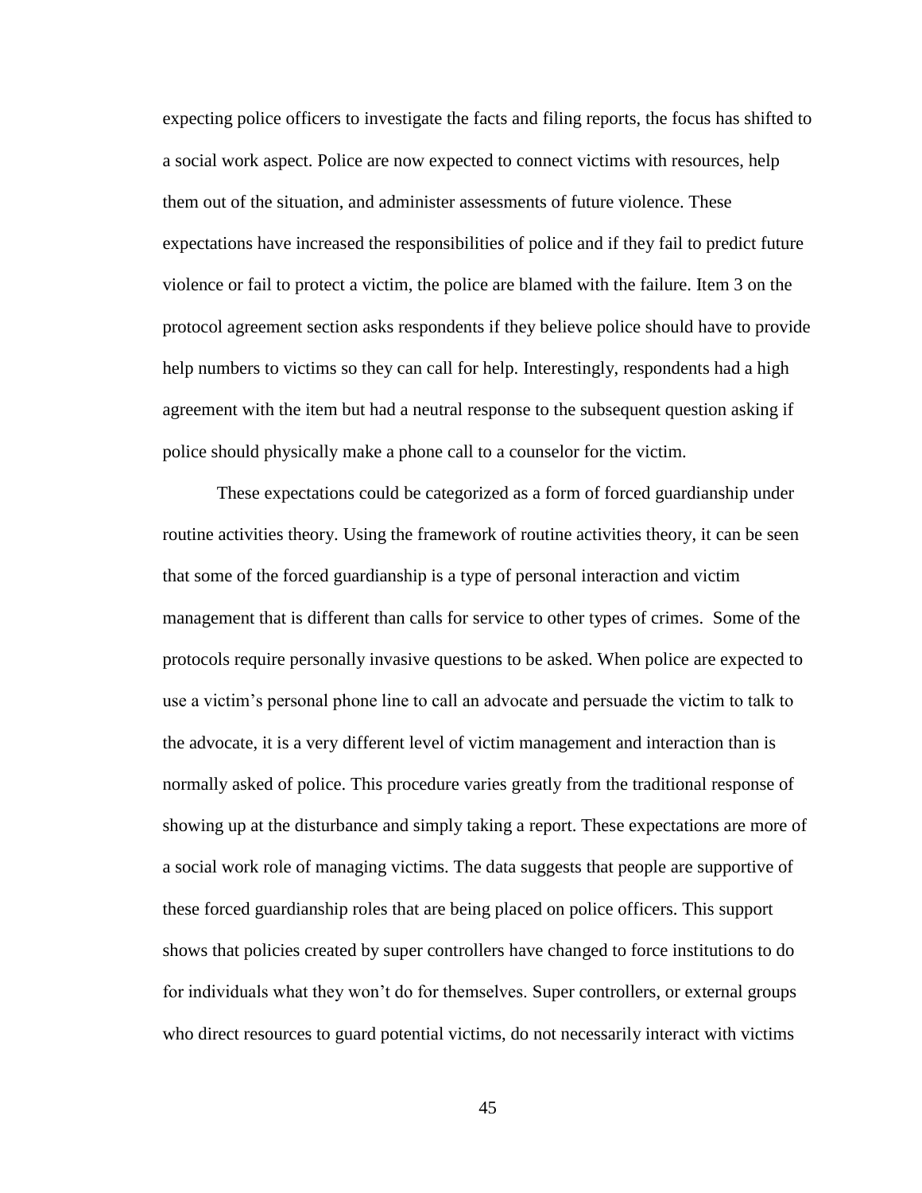expecting police officers to investigate the facts and filing reports, the focus has shifted to a social work aspect. Police are now expected to connect victims with resources, help them out of the situation, and administer assessments of future violence. These expectations have increased the responsibilities of police and if they fail to predict future violence or fail to protect a victim, the police are blamed with the failure. Item 3 on the protocol agreement section asks respondents if they believe police should have to provide help numbers to victims so they can call for help. Interestingly, respondents had a high agreement with the item but had a neutral response to the subsequent question asking if police should physically make a phone call to a counselor for the victim.

These expectations could be categorized as a form of forced guardianship under routine activities theory. Using the framework of routine activities theory, it can be seen that some of the forced guardianship is a type of personal interaction and victim management that is different than calls for service to other types of crimes. Some of the protocols require personally invasive questions to be asked. When police are expected to use a victim's personal phone line to call an advocate and persuade the victim to talk to the advocate, it is a very different level of victim management and interaction than is normally asked of police. This procedure varies greatly from the traditional response of showing up at the disturbance and simply taking a report. These expectations are more of a social work role of managing victims. The data suggests that people are supportive of these forced guardianship roles that are being placed on police officers. This support shows that policies created by super controllers have changed to force institutions to do for individuals what they won't do for themselves. Super controllers, or external groups who direct resources to guard potential victims, do not necessarily interact with victims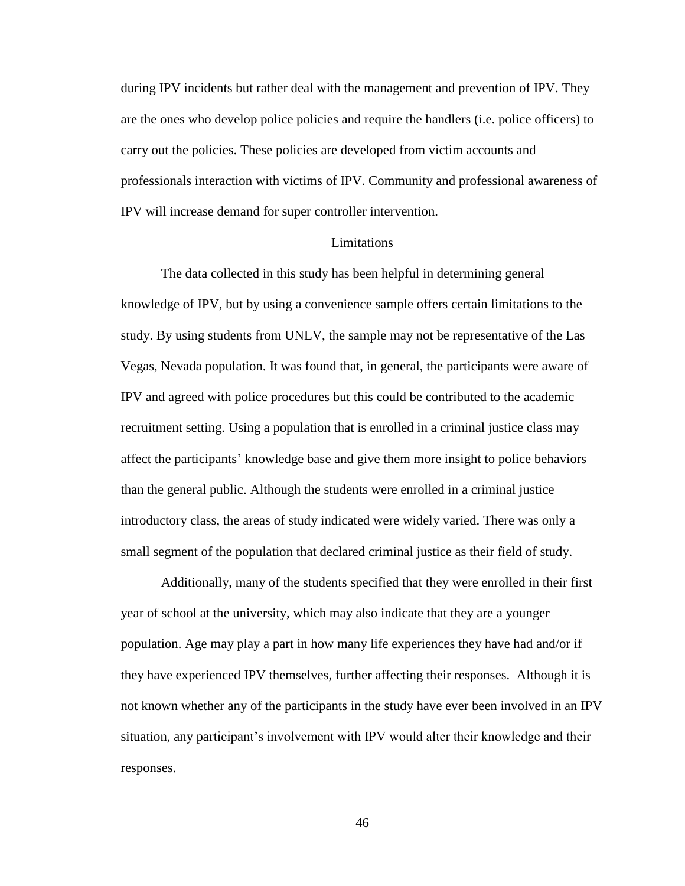during IPV incidents but rather deal with the management and prevention of IPV. They are the ones who develop police policies and require the handlers (i.e. police officers) to carry out the policies. These policies are developed from victim accounts and professionals interaction with victims of IPV. Community and professional awareness of IPV will increase demand for super controller intervention.

## Limitations

The data collected in this study has been helpful in determining general knowledge of IPV, but by using a convenience sample offers certain limitations to the study. By using students from UNLV, the sample may not be representative of the Las Vegas, Nevada population. It was found that, in general, the participants were aware of IPV and agreed with police procedures but this could be contributed to the academic recruitment setting. Using a population that is enrolled in a criminal justice class may affect the participants' knowledge base and give them more insight to police behaviors than the general public. Although the students were enrolled in a criminal justice introductory class, the areas of study indicated were widely varied. There was only a small segment of the population that declared criminal justice as their field of study.

Additionally, many of the students specified that they were enrolled in their first year of school at the university, which may also indicate that they are a younger population. Age may play a part in how many life experiences they have had and/or if they have experienced IPV themselves, further affecting their responses. Although it is not known whether any of the participants in the study have ever been involved in an IPV situation, any participant's involvement with IPV would alter their knowledge and their responses.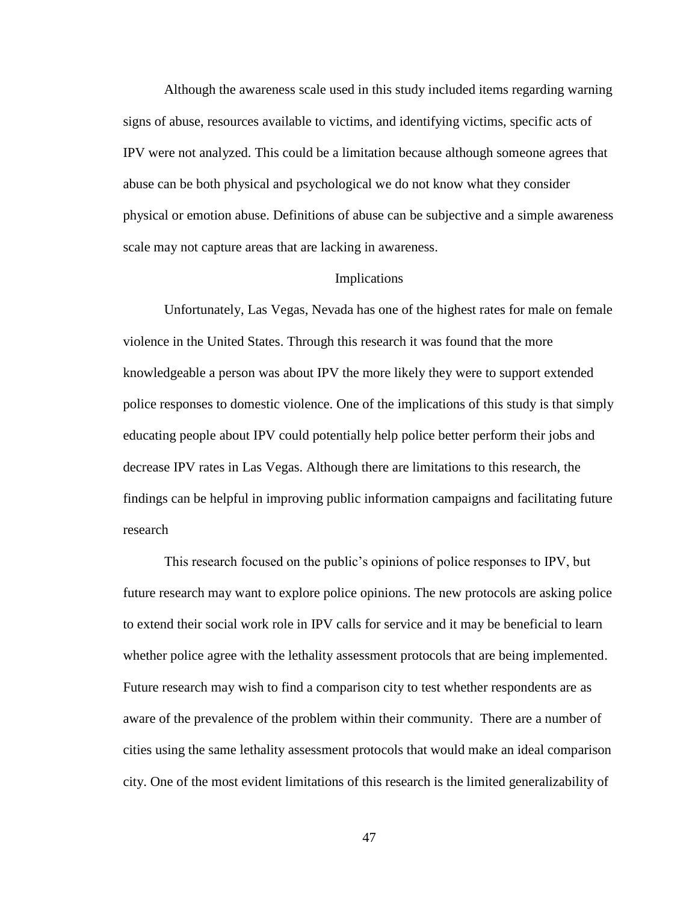Although the awareness scale used in this study included items regarding warning signs of abuse, resources available to victims, and identifying victims, specific acts of IPV were not analyzed. This could be a limitation because although someone agrees that abuse can be both physical and psychological we do not know what they consider physical or emotion abuse. Definitions of abuse can be subjective and a simple awareness scale may not capture areas that are lacking in awareness.

## Implications

Unfortunately, Las Vegas, Nevada has one of the highest rates for male on female violence in the United States. Through this research it was found that the more knowledgeable a person was about IPV the more likely they were to support extended police responses to domestic violence. One of the implications of this study is that simply educating people about IPV could potentially help police better perform their jobs and decrease IPV rates in Las Vegas. Although there are limitations to this research, the findings can be helpful in improving public information campaigns and facilitating future research

This research focused on the public's opinions of police responses to IPV, but future research may want to explore police opinions. The new protocols are asking police to extend their social work role in IPV calls for service and it may be beneficial to learn whether police agree with the lethality assessment protocols that are being implemented. Future research may wish to find a comparison city to test whether respondents are as aware of the prevalence of the problem within their community. There are a number of cities using the same lethality assessment protocols that would make an ideal comparison city. One of the most evident limitations of this research is the limited generalizability of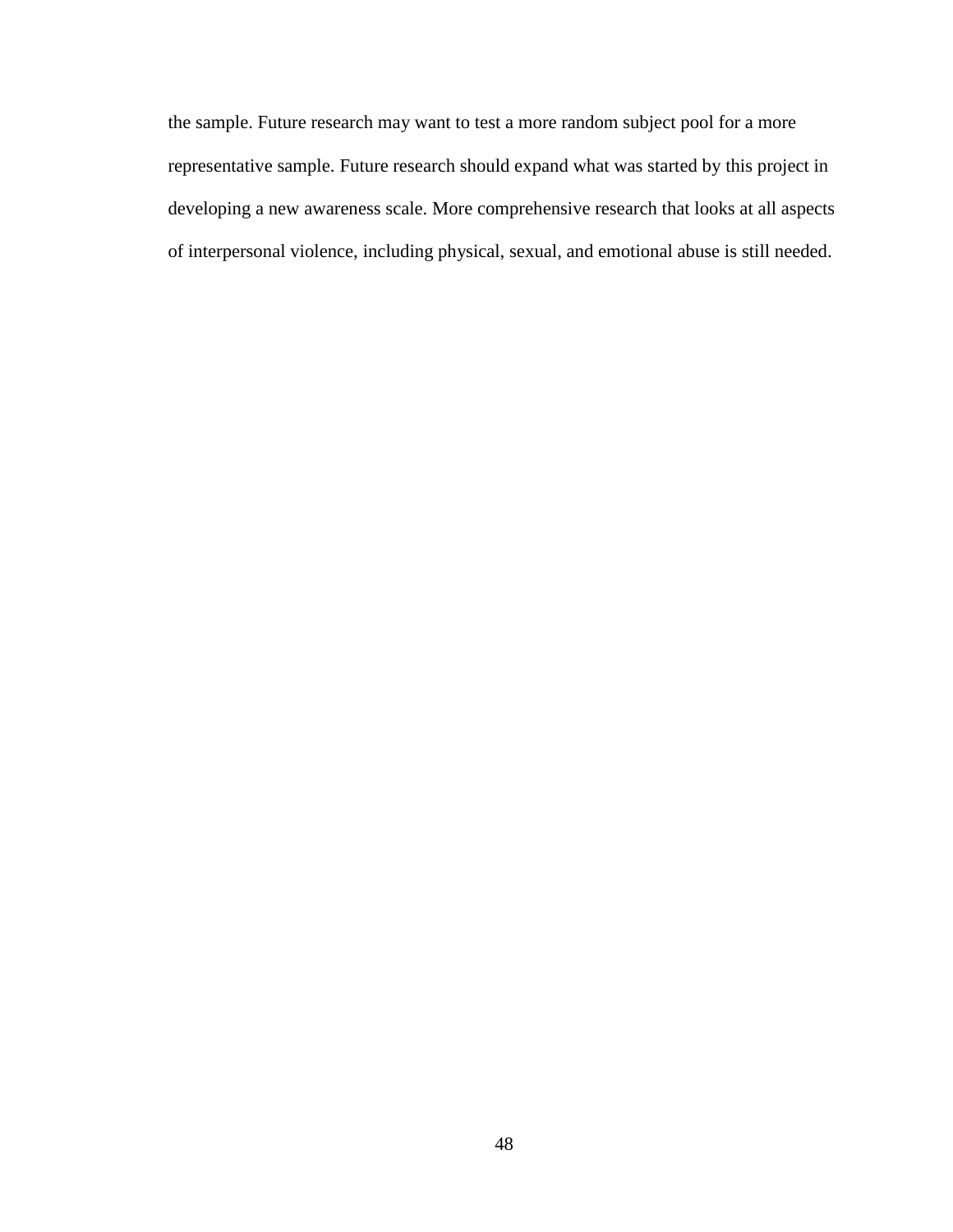the sample. Future research may want to test a more random subject pool for a more representative sample. Future research should expand what was started by this project in developing a new awareness scale. More comprehensive research that looks at all aspects of interpersonal violence, including physical, sexual, and emotional abuse is still needed.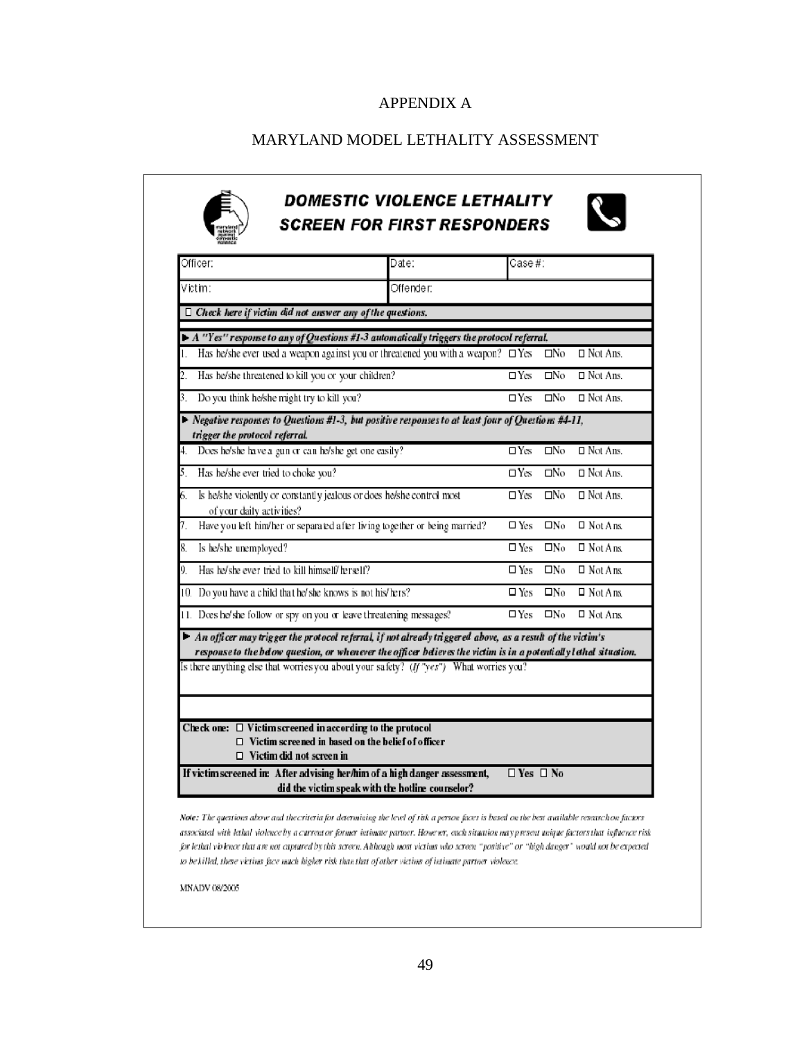# APPENDIX A

## MARYLAND MODEL LETHALITY ASSESSMENT

### DOMESTIC VIOLENCE LETHALITY SCREEN FOR FIRST RESPONDERS

| Officer: | Date: | Case #: |
|---|---|---|
| Victim: | Offender: | |

☐ *Check here if victim did not answer any of the questions.*

► *A "Yes" response to any of Questions #1-3 automatically triggers the protocol referral.*

| Question | | | |
|---|---|---|---|
| 1. Has he/she ever used a weapon against you or threatened you with a weapon? | ☐ Yes | ☐ No | ☐ Not Ans. |
| 2. Has he/she threatened to kill you or your children? | ☐ Yes | ☐ No | ☐ Not Ans. |
| 3. Do you think he/she might try to kill you? | ☐ Yes | ☐ No | ☐ Not Ans. |

► *Negative responses to Questions #1-3, but positive responses to at least four of Questions #4-11, trigger the protocol referral.*

| Question | | | |
|---|---|---|---|
| 4. Does he/she have a gun or can he/she get one easily? | ☐ Yes | ☐ No | ☐ Not Ans. |
| 5. Has he/she ever tried to choke you? | ☐ Yes | ☐ No | ☐ Not Ans. |
| 6. Is he/she violently or constantly jealous or does he/she control most of your daily activities? | ☐ Yes | ☐ No | ☐ Not Ans. |
| 7. Have you left him/her or separated after living together or being married? | ☐ Yes | ☐ No | ☐ Not Ans. |
| 8. Is he/she unemployed? | ☐ Yes | ☐ No | ☐ Not Ans. |
| 9. Has he/she ever tried to kill himself/herself? | ☐ Yes | ☐ No | ☐ Not Ans. |
| 10. Do you have a child that he/she knows is not his/hers? | ☐ Yes | ☐ No | ☐ Not Ans. |
| 11. Does he/she follow or spy on you or leave threatening messages? | ☐ Yes | ☐ No | ☐ Not Ans. |

► *An officer may trigger the protocol referral, if not already triggered above, as a result of the victim's response to the below question, or whenever the officer believes the victim is in a potentially lethal situation.*

Is there anything else that worries you about your safety? *(If "yes")* What worries you?

**Check one:** ☐ **Victim screened in according to the protocol**
☐ **Victim screened in based on the belief of officer**
☐ **Victim did not screen in**

**If victim screened in: After advising her/him of a high danger assessment, did the victim speak with the hotline counselor?** ☐ **Yes** ☐ **No**

*Note: The questions above and the criteria for determining the level of risk a person faces is based on the best available research on factors associated with lethal violence by a current or former intimate partner. However, each situation may present unique factors that influence risk for lethal violence that are not captured by this screen. Although most victims who screen "positive" or "high danger" would not be expected to be killed, these victims face much higher risk than that of other victims of intimate partner violence.*

MNADV 08/2005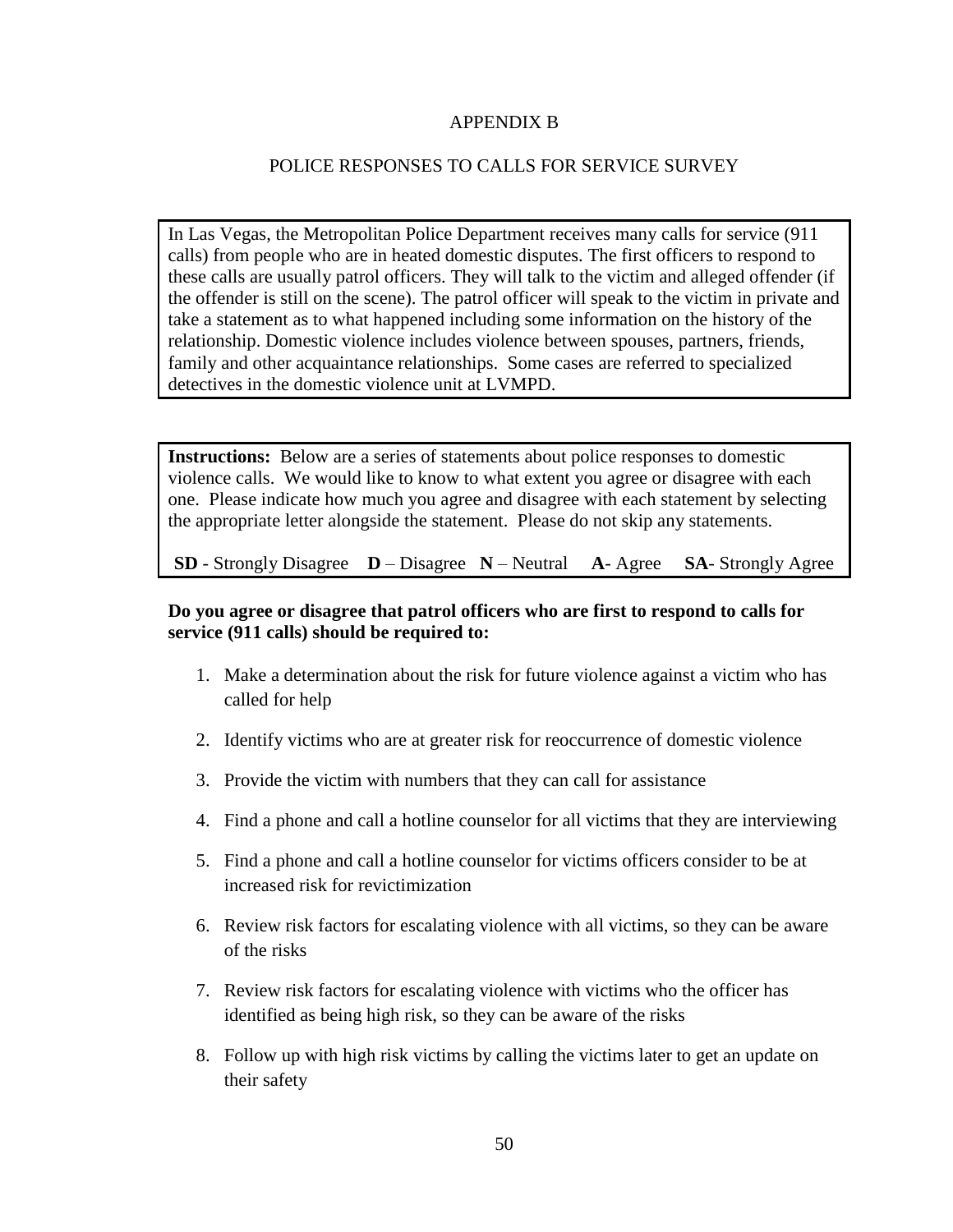APPENDIX B

POLICE RESPONSES TO CALLS FOR SERVICE SURVEY

In Las Vegas, the Metropolitan Police Department receives many calls for service (911 calls) from people who are in heated domestic disputes. The first officers to respond to these calls are usually patrol officers. They will talk to the victim and alleged offender (if the offender is still on the scene). The patrol officer will speak to the victim in private and take a statement as to what happened including some information on the history of the relationship. Domestic violence includes violence between spouses, partners, friends, family and other acquaintance relationships. Some cases are referred to specialized detectives in the domestic violence unit at LVMPD.

**Instructions:** Below are a series of statements about police responses to domestic violence calls. We would like to know to what extent you agree or disagree with each one. Please indicate how much you agree and disagree with each statement by selecting the appropriate letter alongside the statement. Please do not skip any statements.

**SD** - Strongly Disagree **D** – Disagree **N** – Neutral **A**- Agree **SA**- Strongly Agree

**Do you agree or disagree that patrol officers who are first to respond to calls for service (911 calls) should be required to:**

1. Make a determination about the risk for future violence against a victim who has called for help
2. Identify victims who are at greater risk for reoccurrence of domestic violence
3. Provide the victim with numbers that they can call for assistance
4. Find a phone and call a hotline counselor for all victims that they are interviewing
5. Find a phone and call a hotline counselor for victims officers consider to be at increased risk for revictimization
6. Review risk factors for escalating violence with all victims, so they can be aware of the risks
7. Review risk factors for escalating violence with victims who the officer has identified as being high risk, so they can be aware of the risks
8. Follow up with high risk victims by calling the victims later to get an update on their safety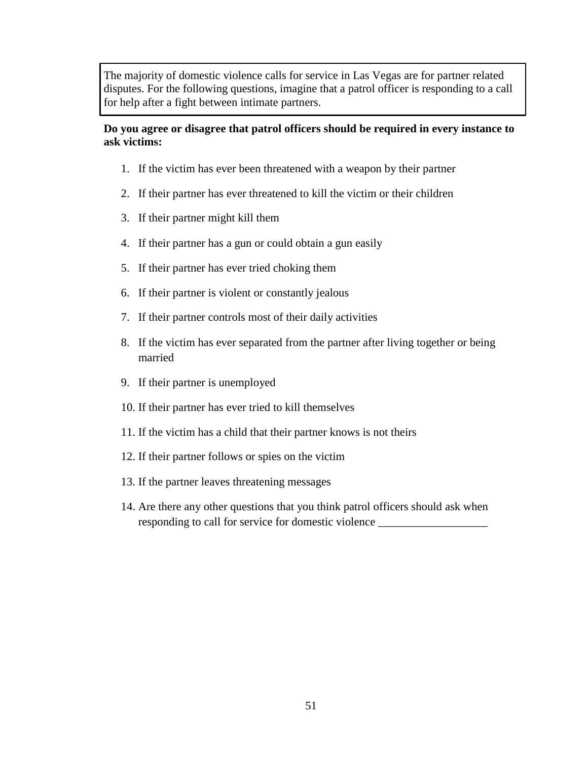The majority of domestic violence calls for service in Las Vegas are for partner related disputes. For the following questions, imagine that a patrol officer is responding to a call for help after a fight between intimate partners.

**Do you agree or disagree that patrol officers should be required in every instance to ask victims:**

1. If the victim has ever been threatened with a weapon by their partner
2. If their partner has ever threatened to kill the victim or their children
3. If their partner might kill them
4. If their partner has a gun or could obtain a gun easily
5. If their partner has ever tried choking them
6. If their partner is violent or constantly jealous
7. If their partner controls most of their daily activities
8. If the victim has ever separated from the partner after living together or being married
9. If their partner is unemployed
10. If their partner has ever tried to kill themselves
11. If the victim has a child that their partner knows is not theirs
12. If their partner follows or spies on the victim
13. If the partner leaves threatening messages
14. Are there any other questions that you think patrol officers should ask when responding to call for service for domestic violence ___________________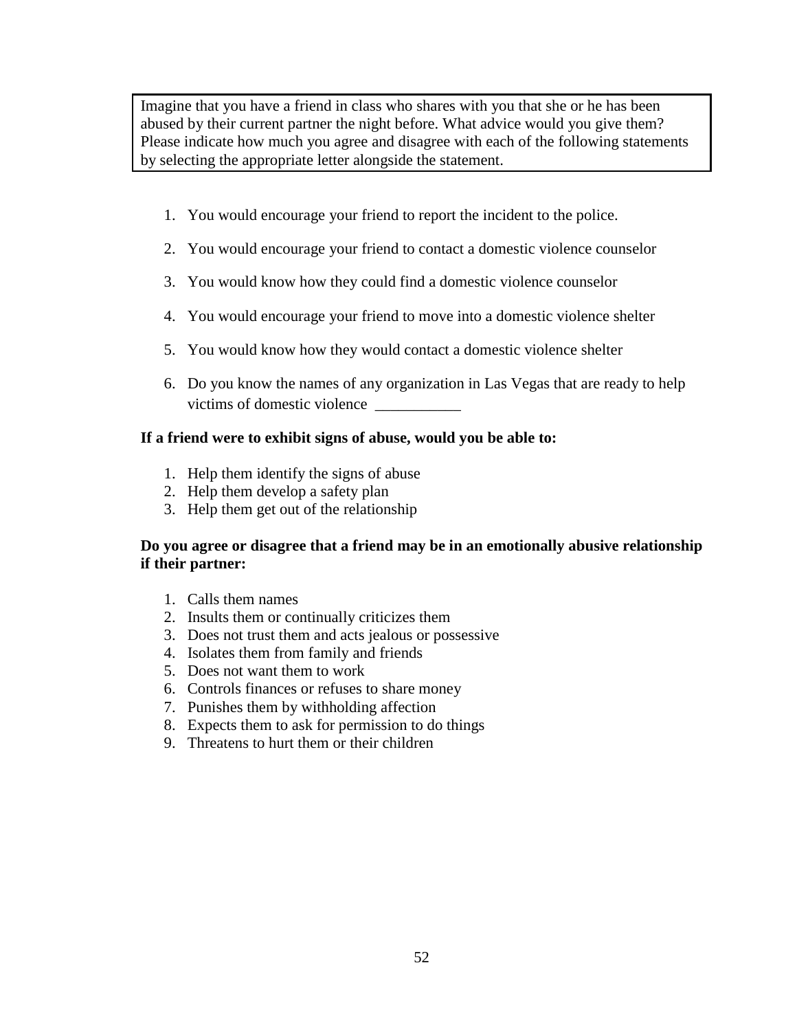> Imagine that you have a friend in class who shares with you that she or he has been abused by their current partner the night before. What advice would you give them? Please indicate how much you agree and disagree with each of the following statements by selecting the appropriate letter alongside the statement.

1. You would encourage your friend to report the incident to the police.
2. You would encourage your friend to contact a domestic violence counselor
3. You would know how they could find a domestic violence counselor
4. You would encourage your friend to move into a domestic violence shelter
5. You would know how they would contact a domestic violence shelter
6. Do you know the names of any organization in Las Vegas that are ready to help victims of domestic violence \_\_\_\_\_\_\_\_\_\_\_

**If a friend were to exhibit signs of abuse, would you be able to:**

1. Help them identify the signs of abuse
2. Help them develop a safety plan
3. Help them get out of the relationship

**Do you agree or disagree that a friend may be in an emotionally abusive relationship if their partner:**

1. Calls them names
2. Insults them or continually criticizes them
3. Does not trust them and acts jealous or possessive
4. Isolates them from family and friends
5. Does not want them to work
6. Controls finances or refuses to share money
7. Punishes them by withholding affection
8. Expects them to ask for permission to do things
9. Threatens to hurt them or their children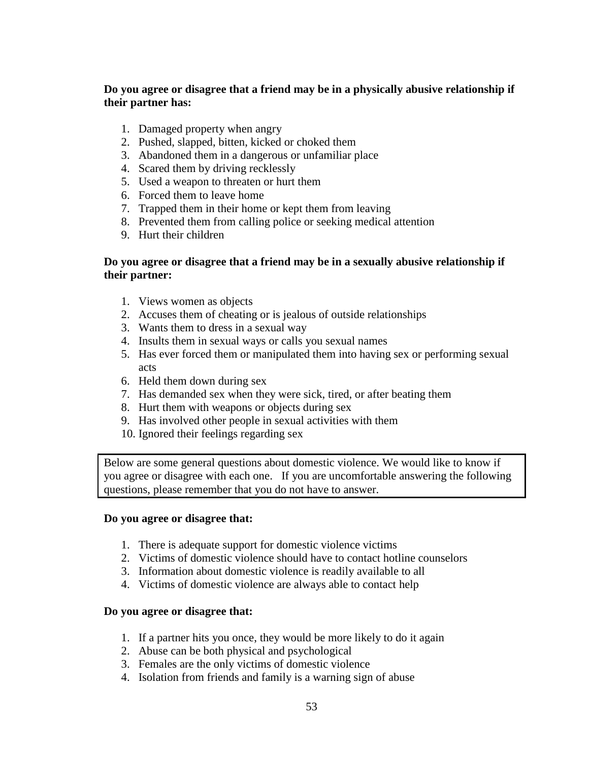**Do you agree or disagree that a friend may be in a physically abusive relationship if their partner has:**

1. Damaged property when angry
2. Pushed, slapped, bitten, kicked or choked them
3. Abandoned them in a dangerous or unfamiliar place
4. Scared them by driving recklessly
5. Used a weapon to threaten or hurt them
6. Forced them to leave home
7. Trapped them in their home or kept them from leaving
8. Prevented them from calling police or seeking medical attention
9. Hurt their children

**Do you agree or disagree that a friend may be in a sexually abusive relationship if their partner:**

1. Views women as objects
2. Accuses them of cheating or is jealous of outside relationships
3. Wants them to dress in a sexual way
4. Insults them in sexual ways or calls you sexual names
5. Has ever forced them or manipulated them into having sex or performing sexual acts
6. Held them down during sex
7. Has demanded sex when they were sick, tired, or after beating them
8. Hurt them with weapons or objects during sex
9. Has involved other people in sexual activities with them
10. Ignored their feelings regarding sex

Below are some general questions about domestic violence. We would like to know if you agree or disagree with each one. If you are uncomfortable answering the following questions, please remember that you do not have to answer.

**Do you agree or disagree that:**

1. There is adequate support for domestic violence victims
2. Victims of domestic violence should have to contact hotline counselors
3. Information about domestic violence is readily available to all
4. Victims of domestic violence are always able to contact help

**Do you agree or disagree that:**

1. If a partner hits you once, they would be more likely to do it again
2. Abuse can be both physical and psychological
3. Females are the only victims of domestic violence
4. Isolation from friends and family is a warning sign of abuse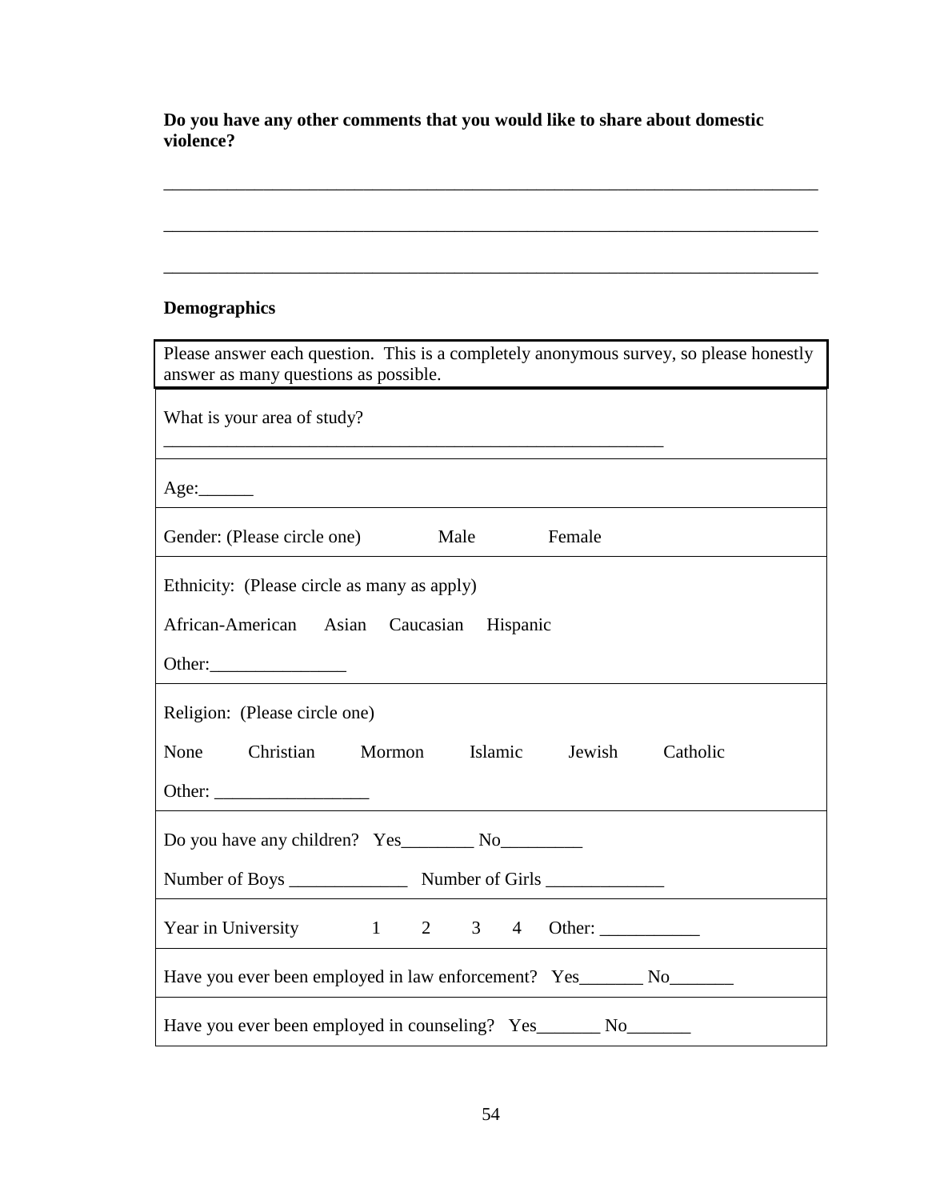**Do you have any other comments that you would like to share about domestic violence?**

\_\_\_\_\_\_\_\_\_\_\_\_\_\_\_\_\_\_\_\_\_\_\_\_\_\_\_\_\_\_\_\_\_\_\_\_\_\_\_\_\_\_\_\_\_\_\_\_\_\_\_\_\_\_\_\_\_\_\_\_\_\_\_\_\_\_\_\_\_\_\_\_

\_\_\_\_\_\_\_\_\_\_\_\_\_\_\_\_\_\_\_\_\_\_\_\_\_\_\_\_\_\_\_\_\_\_\_\_\_\_\_\_\_\_\_\_\_\_\_\_\_\_\_\_\_\_\_\_\_\_\_\_\_\_\_\_\_\_\_\_\_\_\_\_

\_\_\_\_\_\_\_\_\_\_\_\_\_\_\_\_\_\_\_\_\_\_\_\_\_\_\_\_\_\_\_\_\_\_\_\_\_\_\_\_\_\_\_\_\_\_\_\_\_\_\_\_\_\_\_\_\_\_\_\_\_\_\_\_\_\_\_\_\_\_\_\_

**Demographics**

| Please answer each question. This is a completely anonymous survey, so please honestly answer as many questions as possible. |
|---|
| What is your area of study? \_\_\_\_\_\_\_\_\_\_\_\_\_\_\_\_\_\_\_\_\_\_\_\_\_\_\_\_\_\_\_\_\_\_\_\_\_\_\_\_\_\_\_\_\_\_\_\_\_\_\_\_\_\_\_\_ |
| Age:\_\_\_\_\_\_ |
| Gender: (Please circle one) Male Female |
| Ethnicity: (Please circle as many as apply)<br>African-American Asian Caucasian Hispanic<br>Other:\_\_\_\_\_\_\_\_\_\_\_\_\_\_\_ |
| Religion: (Please circle one)<br>None Christian Mormon Islamic Jewish Catholic<br>Other: \_\_\_\_\_\_\_\_\_\_\_\_\_\_\_\_\_ |
| Do you have any children? Yes\_\_\_\_\_\_\_\_ No\_\_\_\_\_\_\_\_\_<br>Number of Boys \_\_\_\_\_\_\_\_\_\_\_\_\_ Number of Girls \_\_\_\_\_\_\_\_\_\_\_\_\_ |
| Year in University 1 2 3 4 Other: \_\_\_\_\_\_\_\_\_\_\_ |
| Have you ever been employed in law enforcement? Yes\_\_\_\_\_\_\_ No\_\_\_\_\_\_\_ |
| Have you ever been employed in counseling? Yes\_\_\_\_\_\_\_ No\_\_\_\_\_\_\_ |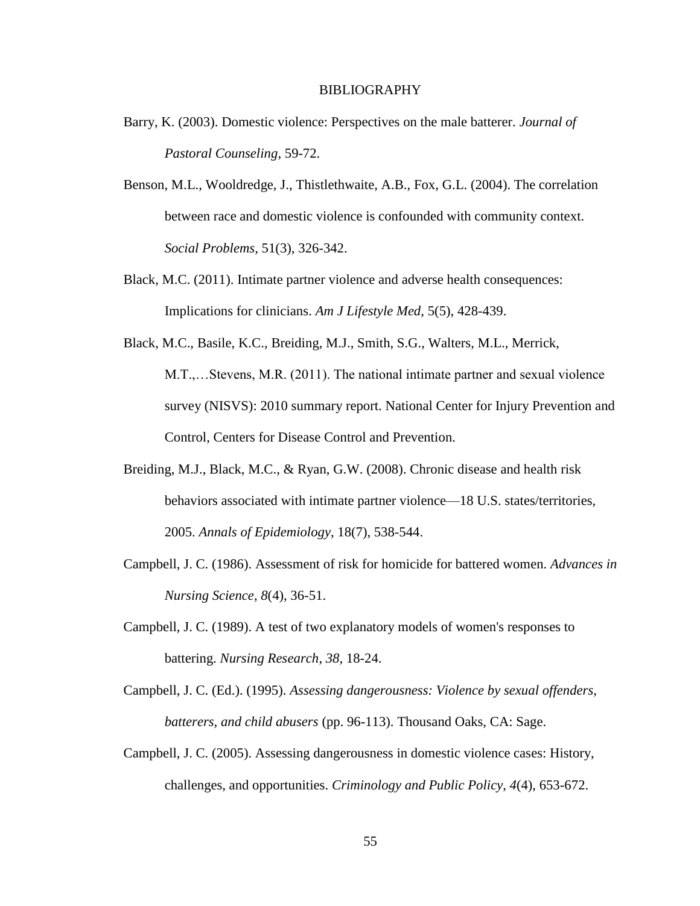# BIBLIOGRAPHY

Barry, K. (2003). Domestic violence: Perspectives on the male batterer. *Journal of Pastoral Counseling*, 59-72.

Benson, M.L., Wooldredge, J., Thistlethwaite, A.B., Fox, G.L. (2004). The correlation between race and domestic violence is confounded with community context. *Social Problems*, 51(3), 326-342.

Black, M.C. (2011). Intimate partner violence and adverse health consequences: Implications for clinicians. *Am J Lifestyle Med*, 5(5), 428-439.

Black, M.C., Basile, K.C., Breiding, M.J., Smith, S.G., Walters, M.L., Merrick, M.T.,…Stevens, M.R. (2011). The national intimate partner and sexual violence survey (NISVS): 2010 summary report. National Center for Injury Prevention and Control, Centers for Disease Control and Prevention.

Breiding, M.J., Black, M.C., & Ryan, G.W. (2008). Chronic disease and health risk behaviors associated with intimate partner violence—18 U.S. states/territories, 2005. *Annals of Epidemiology*, 18(7), 538-544.

Campbell, J. C. (1986). Assessment of risk for homicide for battered women. *Advances in Nursing Science*, *8*(4), 36-51.

Campbell, J. C. (1989). A test of two explanatory models of women's responses to battering. *Nursing Research*, *38*, 18-24.

Campbell, J. C. (Ed.). (1995). *Assessing dangerousness: Violence by sexual offenders, batterers, and child abusers* (pp. 96-113). Thousand Oaks, CA: Sage.

Campbell, J. C. (2005). Assessing dangerousness in domestic violence cases: History, challenges, and opportunities. *Criminology and Public Policy*, *4*(4), 653-672.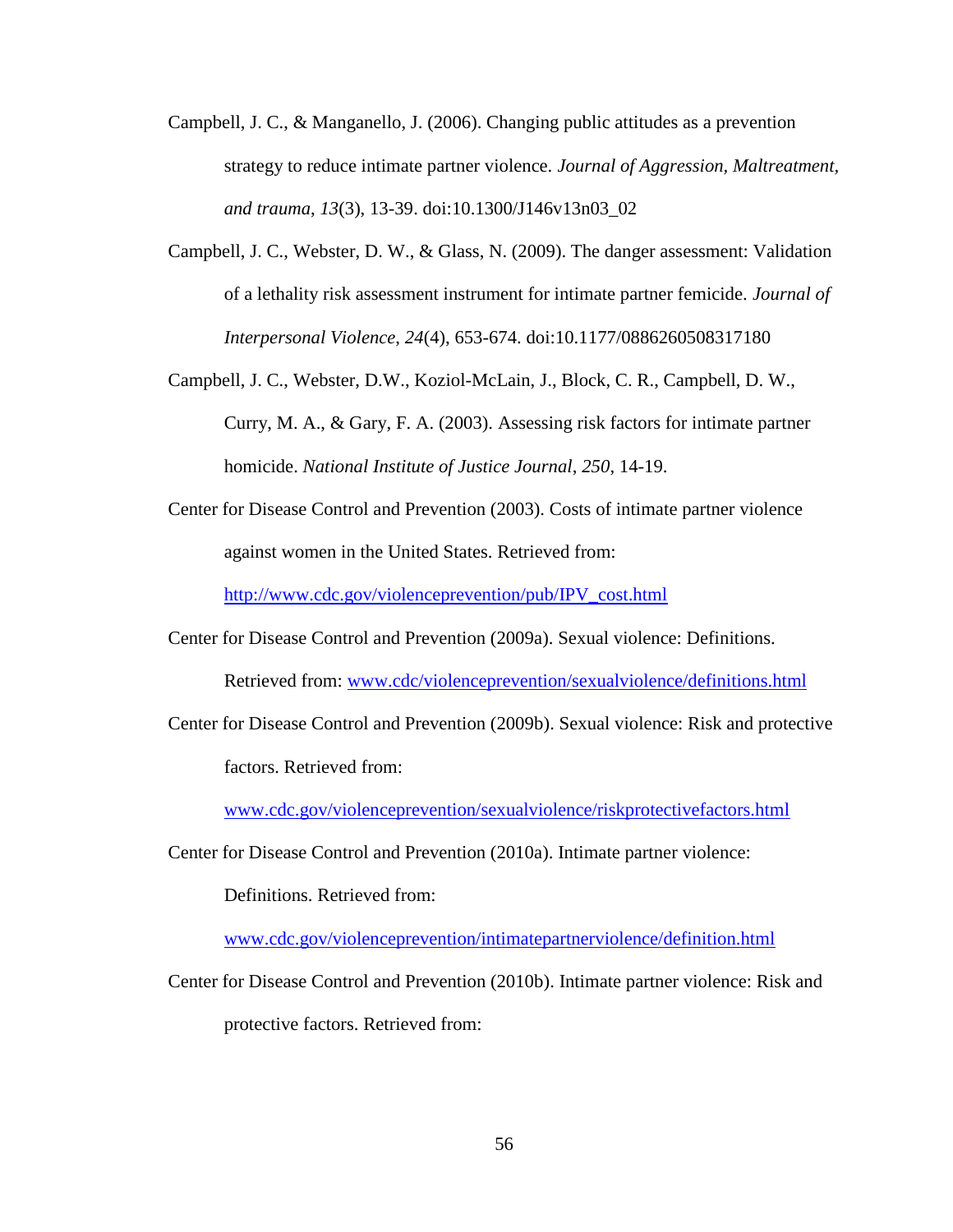Campbell, J. C., & Manganello, J. (2006). Changing public attitudes as a prevention strategy to reduce intimate partner violence. *Journal of Aggression, Maltreatment, and trauma*, *13*(3), 13-39. doi:10.1300/J146v13n03_02

Campbell, J. C., Webster, D. W., & Glass, N. (2009). The danger assessment: Validation of a lethality risk assessment instrument for intimate partner femicide. *Journal of Interpersonal Violence*, *24*(4), 653-674. doi:10.1177/0886260508317180

Campbell, J. C., Webster, D.W., Koziol-McLain, J., Block, C. R., Campbell, D. W., Curry, M. A., & Gary, F. A. (2003). Assessing risk factors for intimate partner homicide. *National Institute of Justice Journal*, *250*, 14-19.

Center for Disease Control and Prevention (2003). Costs of intimate partner violence against women in the United States. Retrieved from: http://www.cdc.gov/violenceprevention/pub/IPV_cost.html

Center for Disease Control and Prevention (2009a). Sexual violence: Definitions. Retrieved from: www.cdc/violenceprevention/sexualviolence/definitions.html

Center for Disease Control and Prevention (2009b). Sexual violence: Risk and protective factors. Retrieved from: www.cdc.gov/violenceprevention/sexualviolence/riskprotectivefactors.html

Center for Disease Control and Prevention (2010a). Intimate partner violence: Definitions. Retrieved from: www.cdc.gov/violenceprevention/intimatepartnerviolence/definition.html

Center for Disease Control and Prevention (2010b). Intimate partner violence: Risk and protective factors. Retrieved from: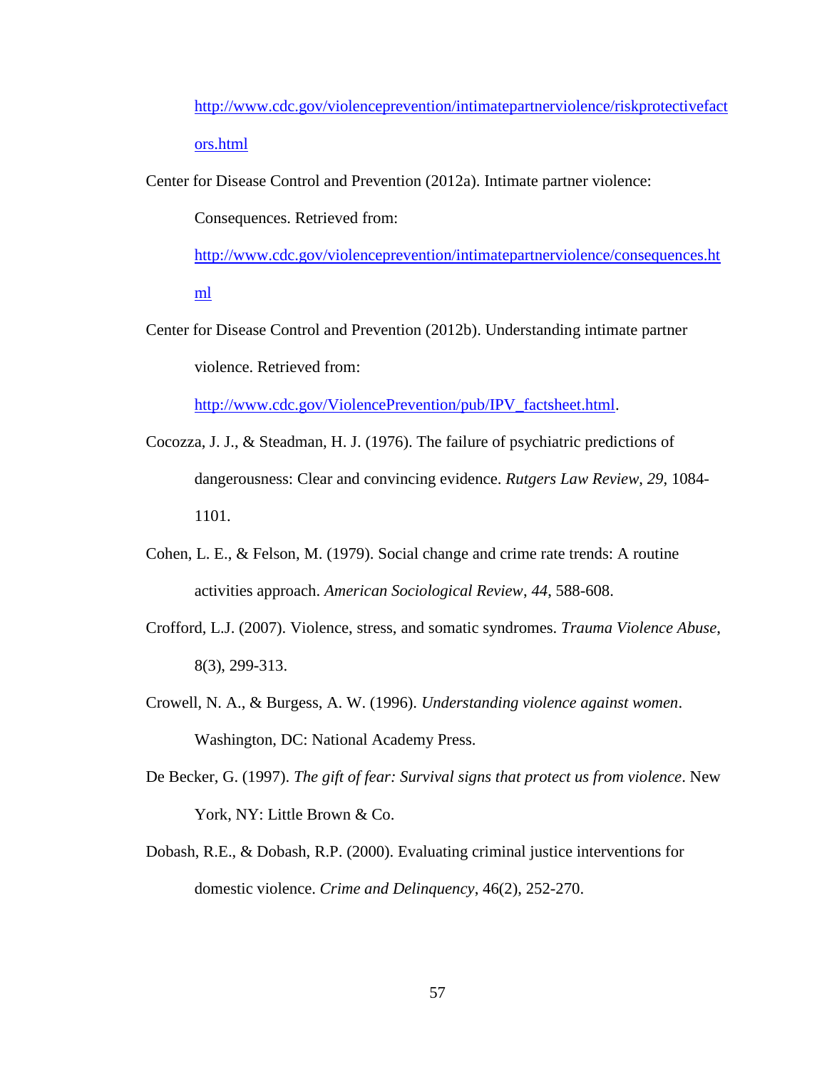http://www.cdc.gov/violenceprevention/intimatepartnerviolence/riskprotectivefactors.html

Center for Disease Control and Prevention (2012a). Intimate partner violence: Consequences. Retrieved from: http://www.cdc.gov/violenceprevention/intimatepartnerviolence/consequences.html

Center for Disease Control and Prevention (2012b). Understanding intimate partner violence. Retrieved from: http://www.cdc.gov/ViolencePrevention/pub/IPV_factsheet.html.

Cocozza, J. J., & Steadman, H. J. (1976). The failure of psychiatric predictions of dangerousness: Clear and convincing evidence. *Rutgers Law Review*, *29*, 1084-1101.

Cohen, L. E., & Felson, M. (1979). Social change and crime rate trends: A routine activities approach. *American Sociological Review*, *44*, 588-608.

Crofford, L.J. (2007). Violence, stress, and somatic syndromes. *Trauma Violence Abuse*, 8(3), 299-313.

Crowell, N. A., & Burgess, A. W. (1996). *Understanding violence against women*. Washington, DC: National Academy Press.

De Becker, G. (1997). *The gift of fear: Survival signs that protect us from violence*. New York, NY: Little Brown & Co.

Dobash, R.E., & Dobash, R.P. (2000). Evaluating criminal justice interventions for domestic violence. *Crime and Delinquency*, 46(2), 252-270.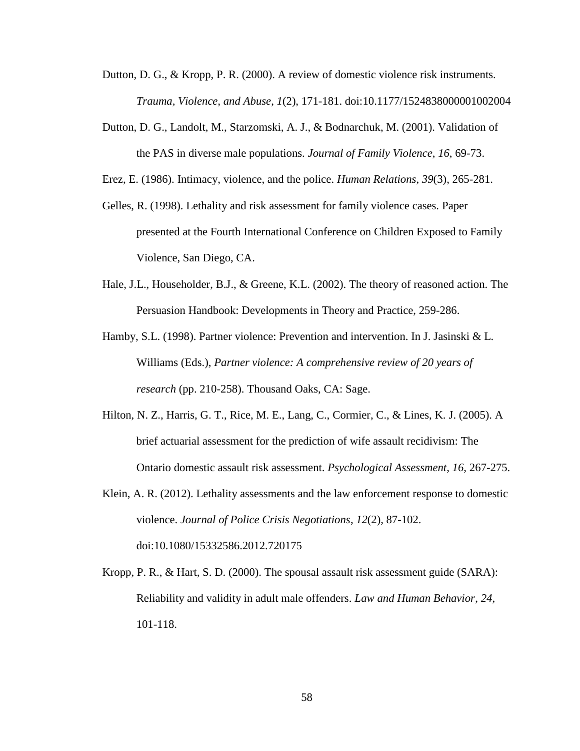Dutton, D. G., & Kropp, P. R. (2000). A review of domestic violence risk instruments. *Trauma, Violence, and Abuse*, *1*(2), 171-181. doi:10.1177/1524838000001002004

Dutton, D. G., Landolt, M., Starzomski, A. J., & Bodnarchuk, M. (2001). Validation of the PAS in diverse male populations. *Journal of Family Violence*, *16*, 69-73.

Erez, E. (1986). Intimacy, violence, and the police. *Human Relations*, *39*(3), 265-281.

Gelles, R. (1998). Lethality and risk assessment for family violence cases. Paper presented at the Fourth International Conference on Children Exposed to Family Violence, San Diego, CA.

Hale, J.L., Householder, B.J., & Greene, K.L. (2002). The theory of reasoned action. The Persuasion Handbook: Developments in Theory and Practice, 259-286.

Hamby, S.L. (1998). Partner violence: Prevention and intervention. In J. Jasinski & L. Williams (Eds.), *Partner violence: A comprehensive review of 20 years of research* (pp. 210-258). Thousand Oaks, CA: Sage.

Hilton, N. Z., Harris, G. T., Rice, M. E., Lang, C., Cormier, C., & Lines, K. J. (2005). A brief actuarial assessment for the prediction of wife assault recidivism: The Ontario domestic assault risk assessment. *Psychological Assessment*, *16*, 267-275.

Klein, A. R. (2012). Lethality assessments and the law enforcement response to domestic violence. *Journal of Police Crisis Negotiations*, *12*(2), 87-102. doi:10.1080/15332586.2012.720175

Kropp, P. R., & Hart, S. D. (2000). The spousal assault risk assessment guide (SARA): Reliability and validity in adult male offenders. *Law and Human Behavior*, *24*, 101-118.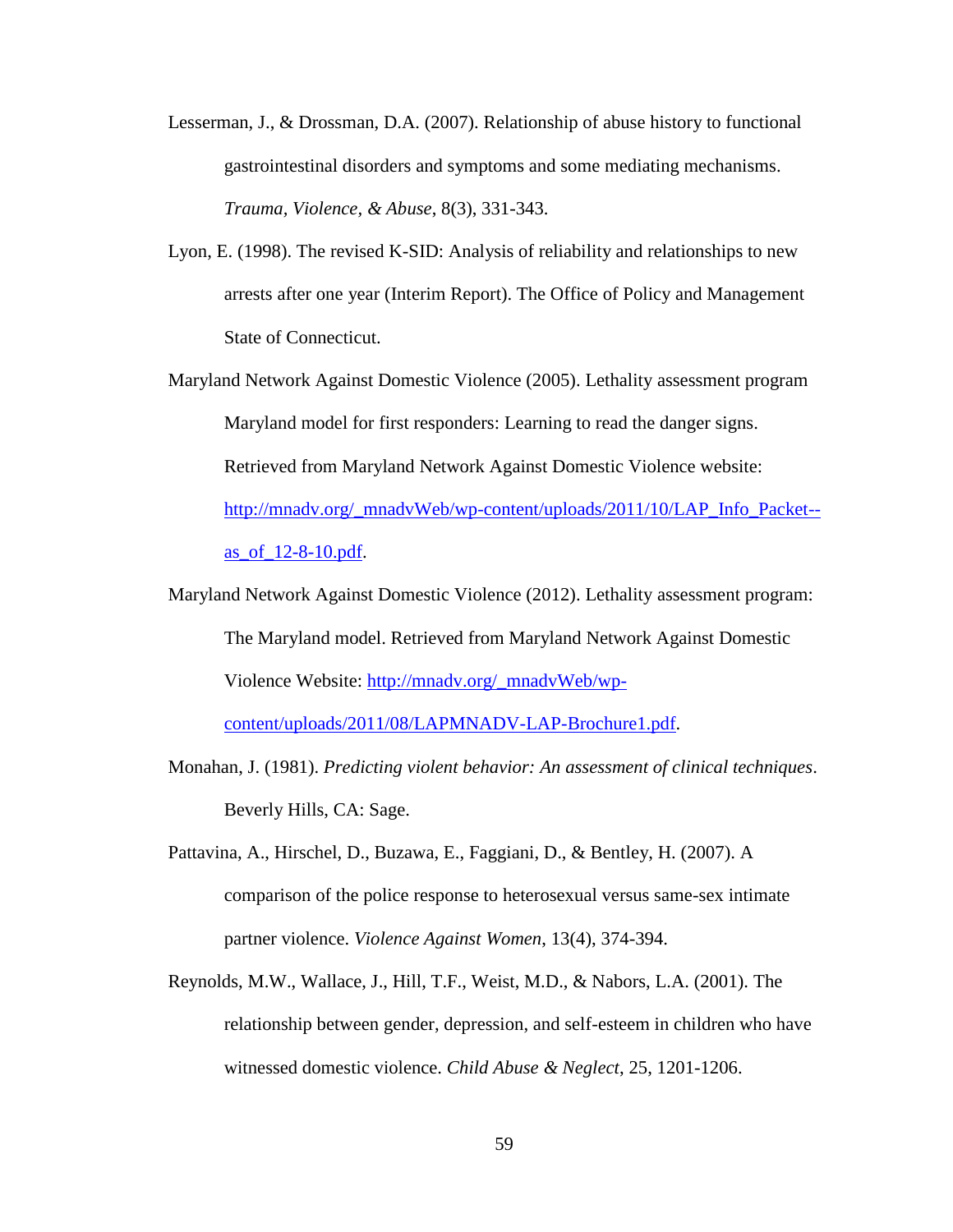Lesserman, J., & Drossman, D.A. (2007). Relationship of abuse history to functional gastrointestinal disorders and symptoms and some mediating mechanisms. *Trauma, Violence, & Abuse*, 8(3), 331-343.

Lyon, E. (1998). The revised K-SID: Analysis of reliability and relationships to new arrests after one year (Interim Report). The Office of Policy and Management State of Connecticut.

Maryland Network Against Domestic Violence (2005). Lethality assessment program Maryland model for first responders: Learning to read the danger signs. Retrieved from Maryland Network Against Domestic Violence website: [http://mnadv.org/_mnadvWeb/wp-content/uploads/2011/10/LAP_Info_Packet--as_of_12-8-10.pdf](http://mnadv.org/_mnadvWeb/wp-content/uploads/2011/10/LAP_Info_Packet--as_of_12-8-10.pdf).

Maryland Network Against Domestic Violence (2012). Lethality assessment program: The Maryland model. Retrieved from Maryland Network Against Domestic Violence Website: [http://mnadv.org/_mnadvWeb/wp-content/uploads/2011/08/LAPMNADV-LAP-Brochure1.pdf](http://mnadv.org/_mnadvWeb/wp-content/uploads/2011/08/LAPMNADV-LAP-Brochure1.pdf).

Monahan, J. (1981). *Predicting violent behavior: An assessment of clinical techniques*. Beverly Hills, CA: Sage.

Pattavina, A., Hirschel, D., Buzawa, E., Faggiani, D., & Bentley, H. (2007). A comparison of the police response to heterosexual versus same-sex intimate partner violence. *Violence Against Women*, 13(4), 374-394.

Reynolds, M.W., Wallace, J., Hill, T.F., Weist, M.D., & Nabors, L.A. (2001). The relationship between gender, depression, and self-esteem in children who have witnessed domestic violence. *Child Abuse & Neglect*, 25, 1201-1206.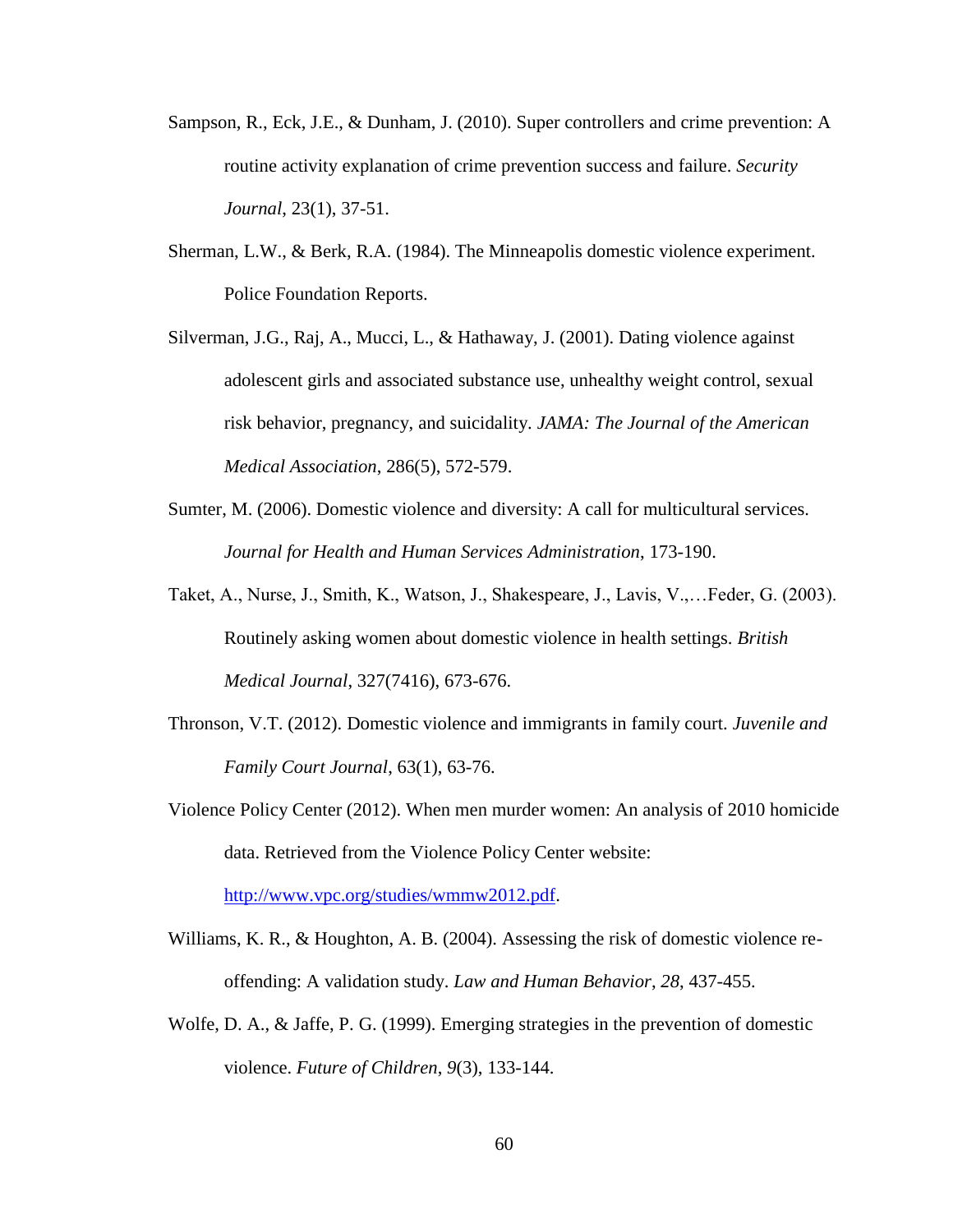Sampson, R., Eck, J.E., & Dunham, J. (2010). Super controllers and crime prevention: A routine activity explanation of crime prevention success and failure. *Security Journal*, 23(1), 37-51.

Sherman, L.W., & Berk, R.A. (1984). The Minneapolis domestic violence experiment. Police Foundation Reports.

Silverman, J.G., Raj, A., Mucci, L., & Hathaway, J. (2001). Dating violence against adolescent girls and associated substance use, unhealthy weight control, sexual risk behavior, pregnancy, and suicidality. *JAMA: The Journal of the American Medical Association*, 286(5), 572-579.

Sumter, M. (2006). Domestic violence and diversity: A call for multicultural services. *Journal for Health and Human Services Administration*, 173-190.

Taket, A., Nurse, J., Smith, K., Watson, J., Shakespeare, J., Lavis, V.,…Feder, G. (2003). Routinely asking women about domestic violence in health settings. *British Medical Journal*, 327(7416), 673-676.

Thronson, V.T. (2012). Domestic violence and immigrants in family court. *Juvenile and Family Court Journal*, 63(1), 63-76.

Violence Policy Center (2012). When men murder women: An analysis of 2010 homicide data. Retrieved from the Violence Policy Center website: http://www.vpc.org/studies/wmmw2012.pdf.

Williams, K. R., & Houghton, A. B. (2004). Assessing the risk of domestic violence re-offending: A validation study. *Law and Human Behavior*, *28*, 437-455.

Wolfe, D. A., & Jaffe, P. G. (1999). Emerging strategies in the prevention of domestic violence. *Future of Children*, *9*(3), 133-144.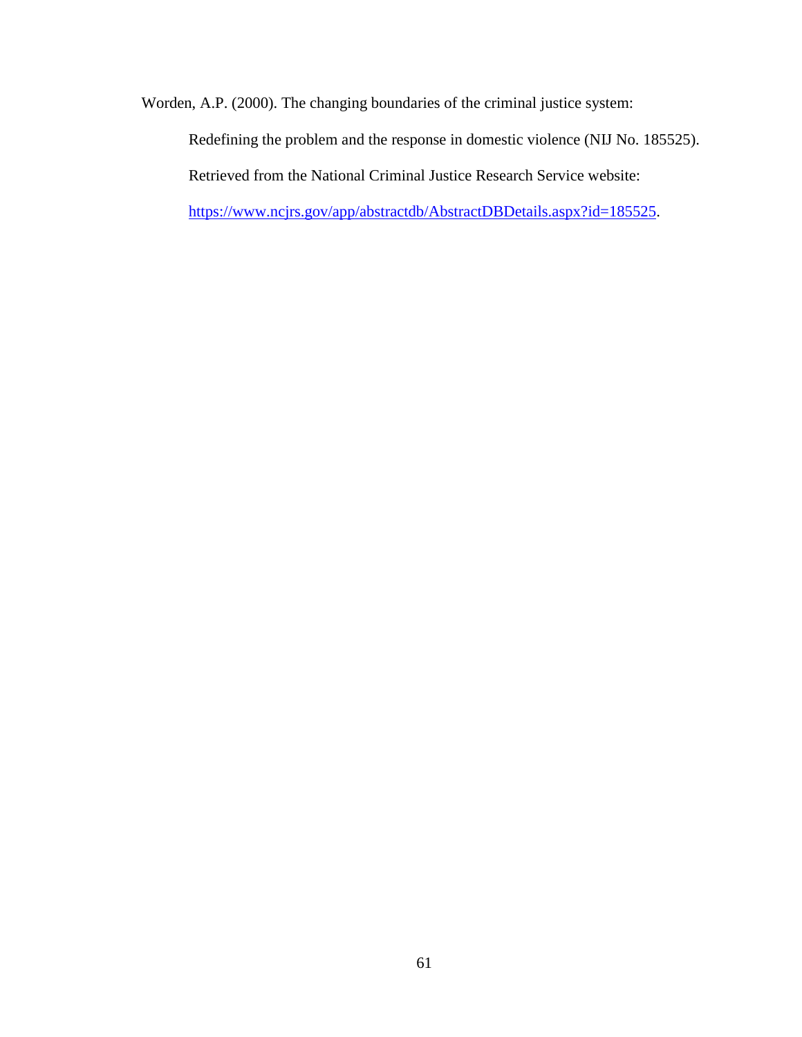Worden, A.P. (2000). The changing boundaries of the criminal justice system: Redefining the problem and the response in domestic violence (NIJ No. 185525). Retrieved from the National Criminal Justice Research Service website: https://www.ncjrs.gov/app/abstractdb/AbstractDBDetails.aspx?id=185525.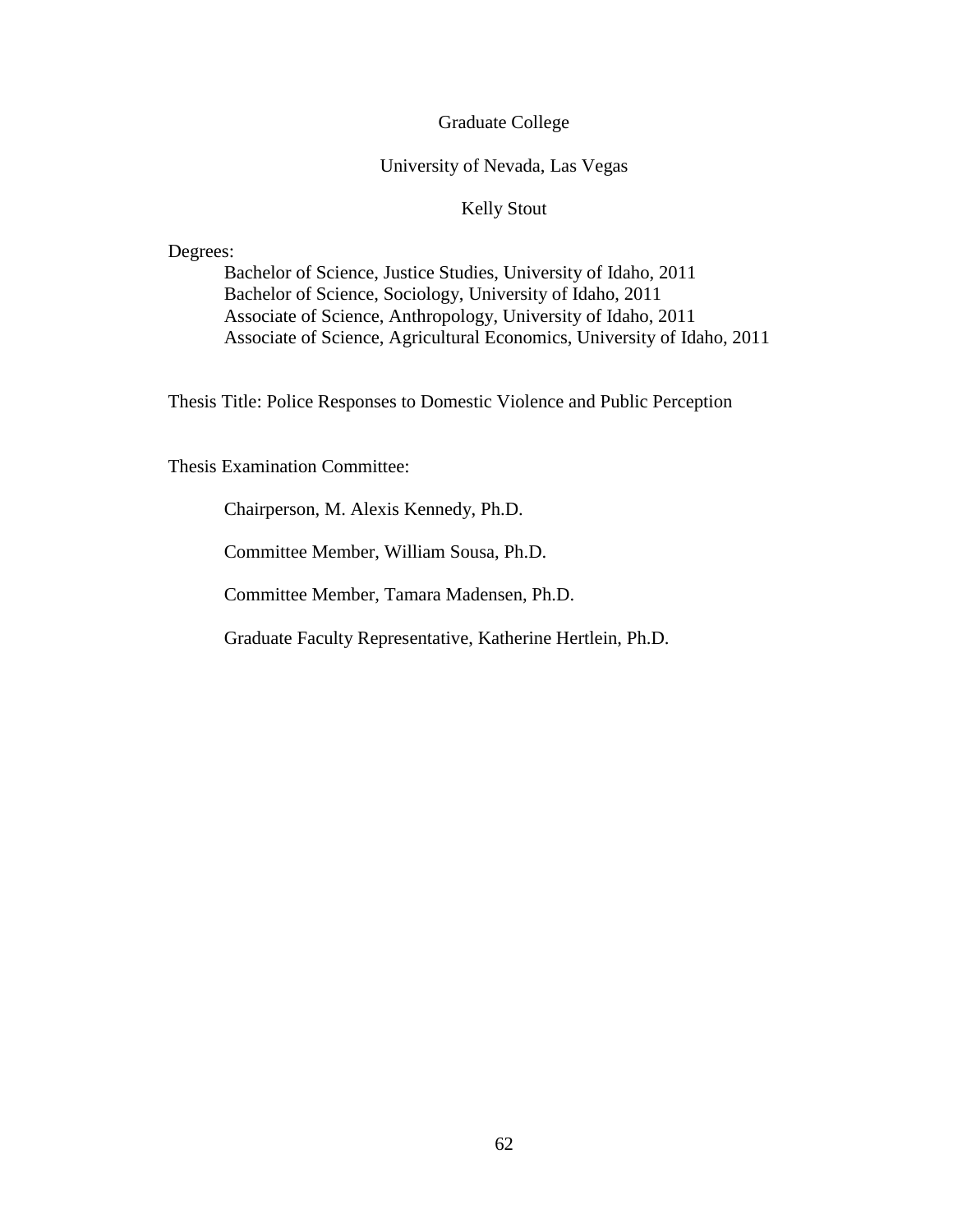Graduate College

University of Nevada, Las Vegas

Kelly Stout

Degrees:

Bachelor of Science, Justice Studies, University of Idaho, 2011
Bachelor of Science, Sociology, University of Idaho, 2011
Associate of Science, Anthropology, University of Idaho, 2011
Associate of Science, Agricultural Economics, University of Idaho, 2011

Thesis Title: Police Responses to Domestic Violence and Public Perception

Thesis Examination Committee:

Chairperson, M. Alexis Kennedy, Ph.D.

Committee Member, William Sousa, Ph.D.

Committee Member, Tamara Madensen, Ph.D.

Graduate Faculty Representative, Katherine Hertlein, Ph.D.